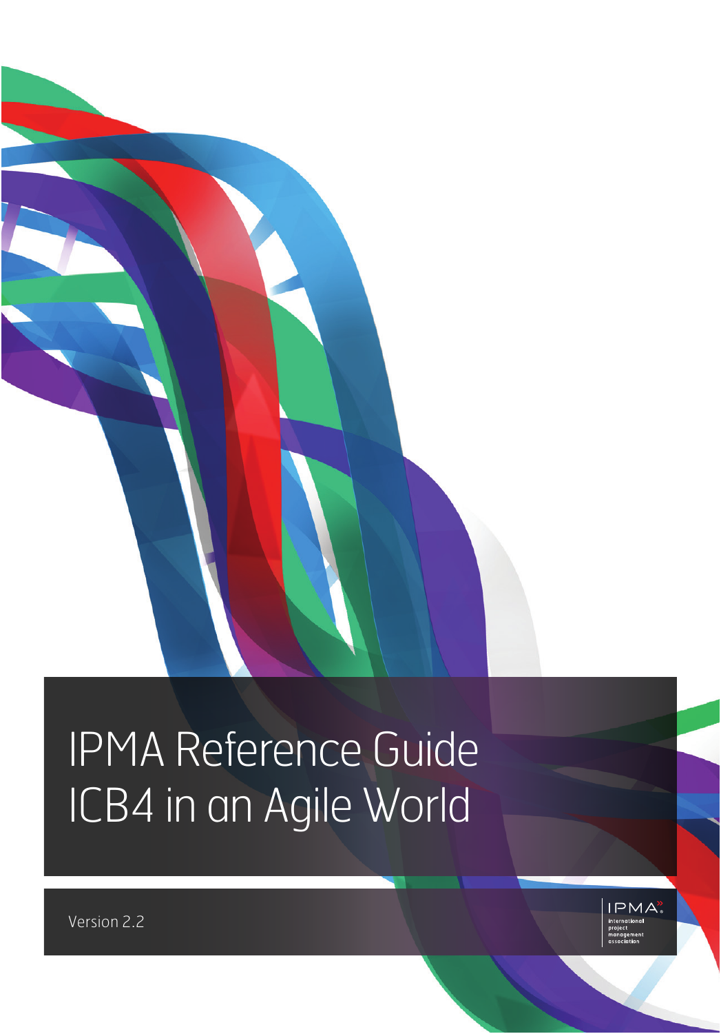# IPMA Reference Guide ICB4 in an Agile World

Version 2.2

IPMA international project management association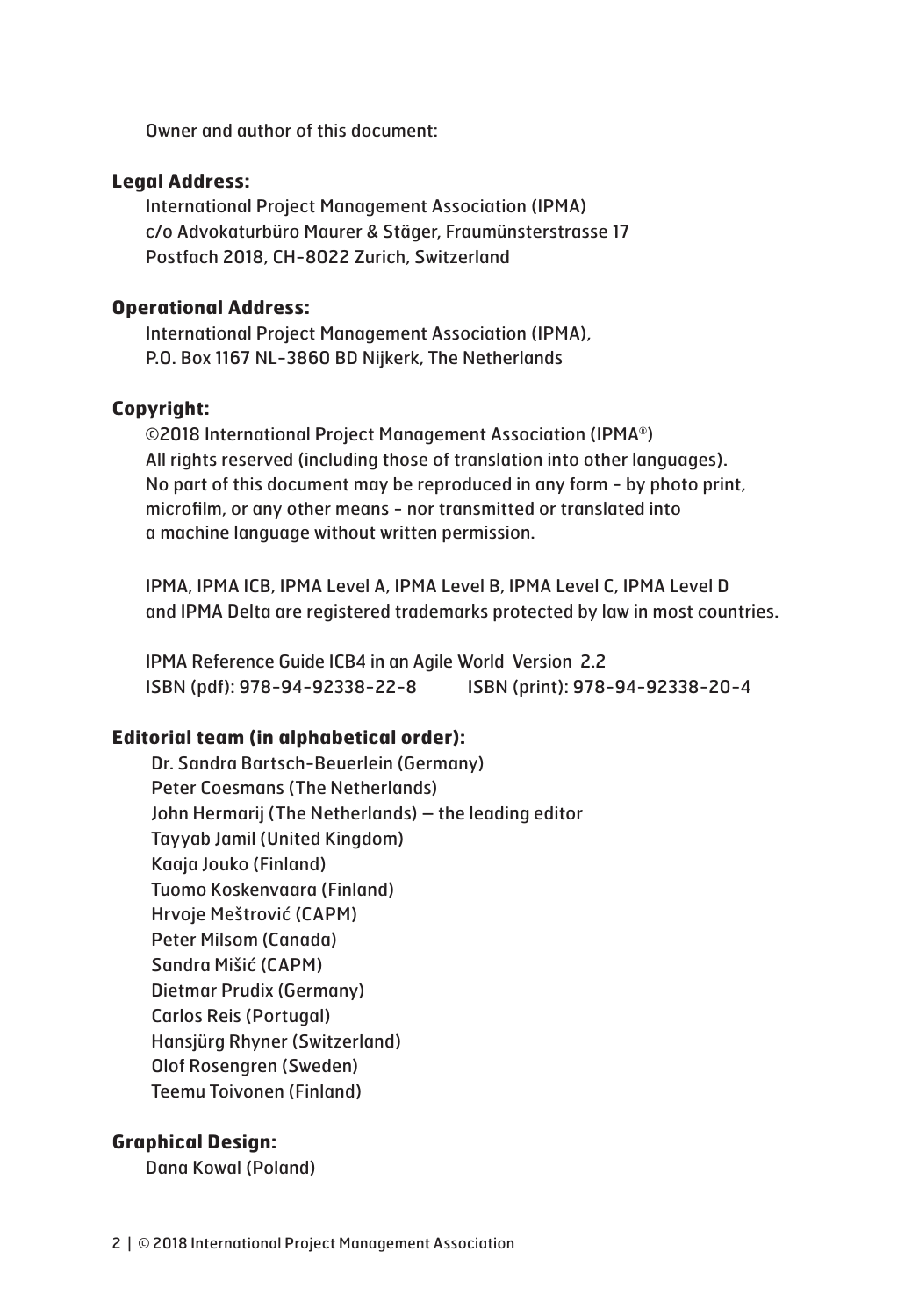Owner and author of this document:

**Legal Address:**

International Project Management Association (IPMA)
c/o Advokaturbüro Maurer & Stäger, Fraumünsterstrasse 17
Postfach 2018, CH-8022 Zurich, Switzerland

**Operational Address:**

International Project Management Association (IPMA),
P.O. Box 1167 NL-3860 BD Nijkerk, The Netherlands

**Copyright:**

©2018 International Project Management Association (IPMA®)
All rights reserved (including those of translation into other languages).
No part of this document may be reproduced in any form - by photo print, microfilm, or any other means - nor transmitted or translated into a machine language without written permission.

IPMA, IPMA ICB, IPMA Level A, IPMA Level B, IPMA Level C, IPMA Level D and IPMA Delta are registered trademarks protected by law in most countries.

IPMA Reference Guide ICB4 in an Agile World Version 2.2
ISBN (pdf): 978-94-92338-22-8 ISBN (print): 978-94-92338-20-4

**Editorial team (in alphabetical order):**

Dr. Sandra Bartsch-Beuerlein (Germany)
Peter Coesmans (The Netherlands)
John Hermarij (The Netherlands) – the leading editor
Tayyab Jamil (United Kingdom)
Kaaja Jouko (Finland)
Tuomo Koskenvaara (Finland)
Hrvoje Meštrović (CAPM)
Peter Milsom (Canada)
Sandra Mišić (CAPM)
Dietmar Prudix (Germany)
Carlos Reis (Portugal)
Hansjürg Rhyner (Switzerland)
Olof Rosengren (Sweden)
Teemu Toivonen (Finland)

**Graphical Design:**

Dana Kowal (Poland)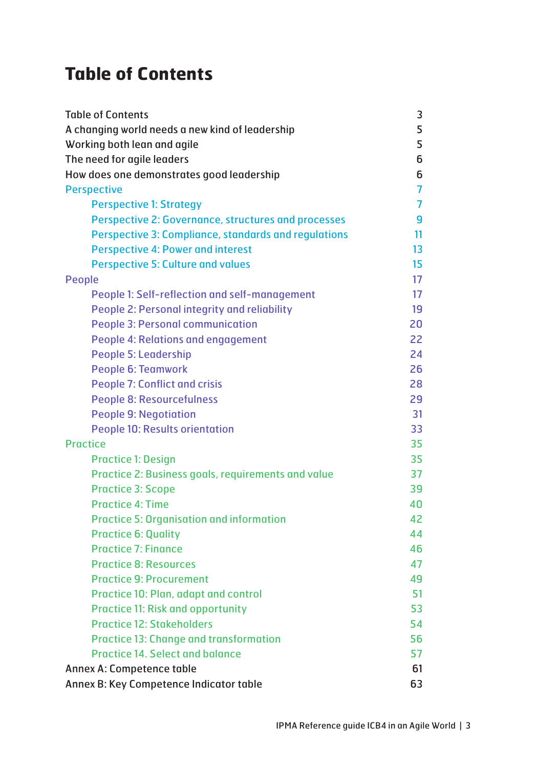# Table of Contents

| | |
|---|---|
| Table of Contents | 3 |
| A changing world needs a new kind of leadership | 5 |
| Working both lean and agile | 5 |
| The need for agile leaders | 6 |
| How does one demonstrates good leadership | 6 |
| Perspective | 7 |
| Perspective 1: Strategy | 7 |
| Perspective 2: Governance, structures and processes | 9 |
| Perspective 3: Compliance, standards and regulations | 11 |
| Perspective 4: Power and interest | 13 |
| Perspective 5: Culture and values | 15 |
| People | 17 |
| People 1: Self-reflection and self-management | 17 |
| People 2: Personal integrity and reliability | 19 |
| People 3: Personal communication | 20 |
| People 4: Relations and engagement | 22 |
| People 5: Leadership | 24 |
| People 6: Teamwork | 26 |
| People 7: Conflict and crisis | 28 |
| People 8: Resourcefulness | 29 |
| People 9: Negotiation | 31 |
| People 10: Results orientation | 33 |
| Practice | 35 |
| Practice 1: Design | 35 |
| Practice 2: Business goals, requirements and value | 37 |
| Practice 3: Scope | 39 |
| Practice 4: Time | 40 |
| Practice 5: Organisation and information | 42 |
| Practice 6: Quality | 44 |
| Practice 7: Finance | 46 |
| Practice 8: Resources | 47 |
| Practice 9: Procurement | 49 |
| Practice 10: Plan, adapt and control | 51 |
| Practice 11: Risk and opportunity | 53 |
| Practice 12: Stakeholders | 54 |
| Practice 13: Change and transformation | 56 |
| Practice 14. Select and balance | 57 |
| Annex A: Competence table | 61 |
| Annex B: Key Competence Indicator table | 63 |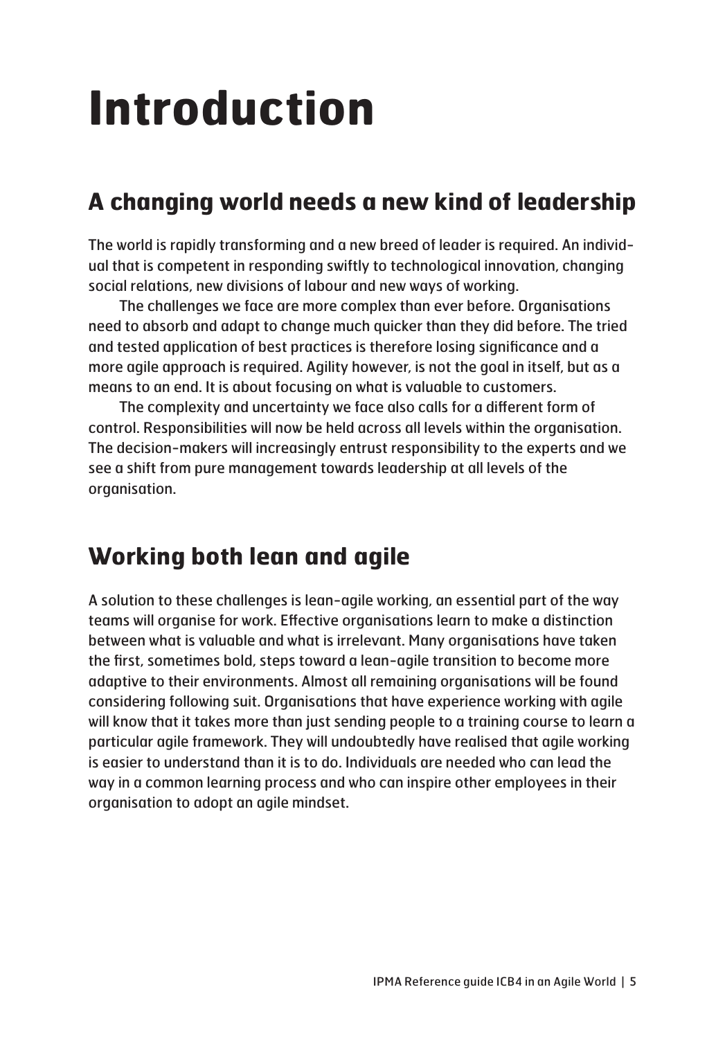# Introduction

## A changing world needs a new kind of leadership

The world is rapidly transforming and a new breed of leader is required. An individual that is competent in responding swiftly to technological innovation, changing social relations, new divisions of labour and new ways of working.

The challenges we face are more complex than ever before. Organisations need to absorb and adapt to change much quicker than they did before. The tried and tested application of best practices is therefore losing significance and a more agile approach is required. Agility however, is not the goal in itself, but as a means to an end. It is about focusing on what is valuable to customers.

The complexity and uncertainty we face also calls for a different form of control. Responsibilities will now be held across all levels within the organisation. The decision-makers will increasingly entrust responsibility to the experts and we see a shift from pure management towards leadership at all levels of the organisation.

## Working both lean and agile

A solution to these challenges is lean-agile working, an essential part of the way teams will organise for work. Effective organisations learn to make a distinction between what is valuable and what is irrelevant. Many organisations have taken the first, sometimes bold, steps toward a lean-agile transition to become more adaptive to their environments. Almost all remaining organisations will be found considering following suit. Organisations that have experience working with agile will know that it takes more than just sending people to a training course to learn a particular agile framework. They will undoubtedly have realised that agile working is easier to understand than it is to do. Individuals are needed who can lead the way in a common learning process and who can inspire other employees in their organisation to adopt an agile mindset.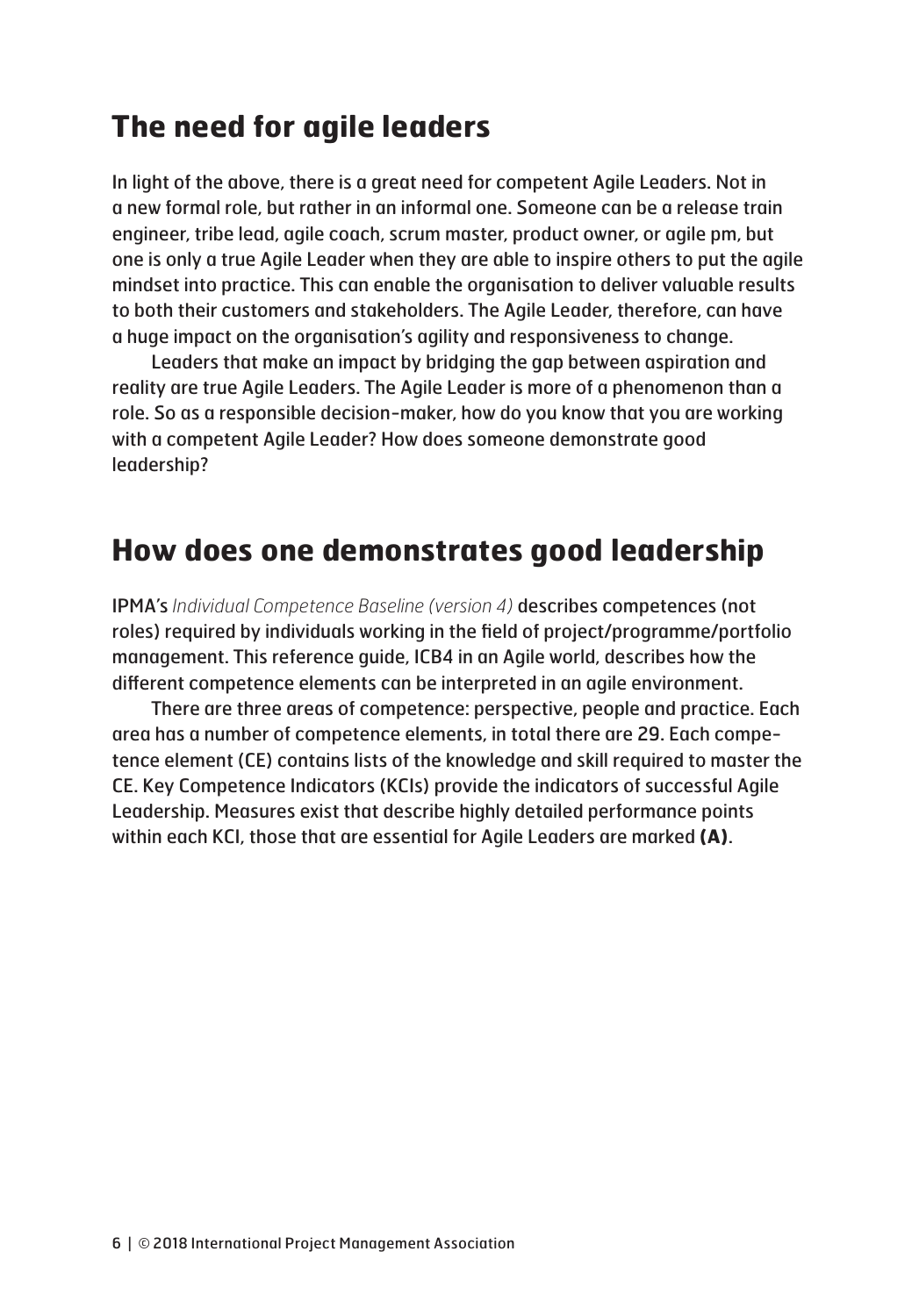## The need for agile leaders

In light of the above, there is a great need for competent Agile Leaders. Not in a new formal role, but rather in an informal one. Someone can be a release train engineer, tribe lead, agile coach, scrum master, product owner, or agile pm, but one is only a true Agile Leader when they are able to inspire others to put the agile mindset into practice. This can enable the organisation to deliver valuable results to both their customers and stakeholders. The Agile Leader, therefore, can have a huge impact on the organisation's agility and responsiveness to change.

Leaders that make an impact by bridging the gap between aspiration and reality are true Agile Leaders. The Agile Leader is more of a phenomenon than a role. So as a responsible decision-maker, how do you know that you are working with a competent Agile Leader? How does someone demonstrate good leadership?

## How does one demonstrates good leadership

IPMA's *Individual Competence Baseline (version 4)* describes competences (not roles) required by individuals working in the field of project/programme/portfolio management. This reference guide, ICB4 in an Agile world, describes how the different competence elements can be interpreted in an agile environment.

There are three areas of competence: perspective, people and practice. Each area has a number of competence elements, in total there are 29. Each competence element (CE) contains lists of the knowledge and skill required to master the CE. Key Competence Indicators (KCIs) provide the indicators of successful Agile Leadership. Measures exist that describe highly detailed performance points within each KCI, those that are essential for Agile Leaders are marked **(A)**.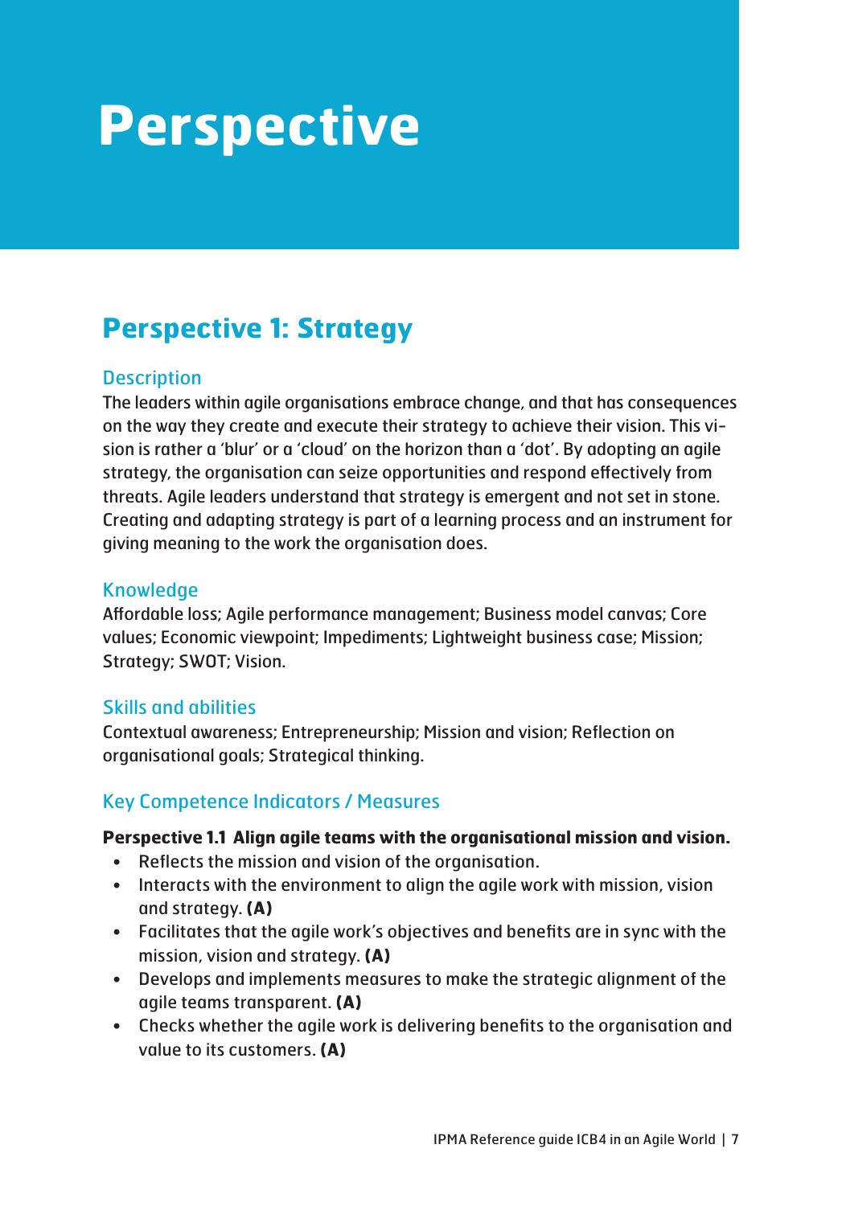# Perspective

## Perspective 1: Strategy

### Description

The leaders within agile organisations embrace change, and that has consequences on the way they create and execute their strategy to achieve their vision. This vision is rather a 'blur' or a 'cloud' on the horizon than a 'dot'. By adopting an agile strategy, the organisation can seize opportunities and respond effectively from threats. Agile leaders understand that strategy is emergent and not set in stone. Creating and adapting strategy is part of a learning process and an instrument for giving meaning to the work the organisation does.

### Knowledge

Affordable loss; Agile performance management; Business model canvas; Core values; Economic viewpoint; Impediments; Lightweight business case; Mission; Strategy; SWOT; Vision.

### Skills and abilities

Contextual awareness; Entrepreneurship; Mission and vision; Reflection on organisational goals; Strategical thinking.

### Key Competence Indicators / Measures

**Perspective 1.1 Align agile teams with the organisational mission and vision.**

- Reflects the mission and vision of the organisation.
- Interacts with the environment to align the agile work with mission, vision and strategy. **(A)**
- Facilitates that the agile work's objectives and benefits are in sync with the mission, vision and strategy. **(A)**
- Develops and implements measures to make the strategic alignment of the agile teams transparent. **(A)**
- Checks whether the agile work is delivering benefits to the organisation and value to its customers. **(A)**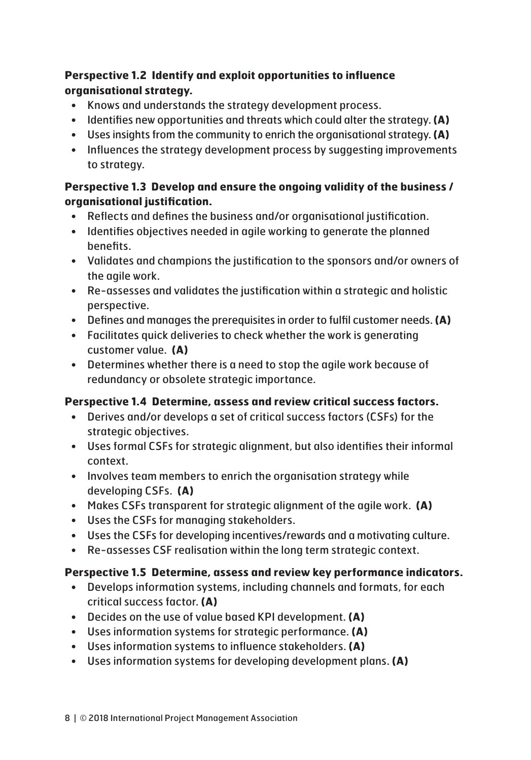**Perspective 1.2 Identify and exploit opportunities to influence organisational strategy.**

- Knows and understands the strategy development process.
- Identifies new opportunities and threats which could alter the strategy. **(A)**
- Uses insights from the community to enrich the organisational strategy. **(A)**
- Influences the strategy development process by suggesting improvements to strategy.

**Perspective 1.3 Develop and ensure the ongoing validity of the business / organisational justification.**

- Reflects and defines the business and/or organisational justification.
- Identifies objectives needed in agile working to generate the planned benefits.
- Validates and champions the justification to the sponsors and/or owners of the agile work.
- Re-assesses and validates the justification within a strategic and holistic perspective.
- Defines and manages the prerequisites in order to fulfil customer needs. **(A)**
- Facilitates quick deliveries to check whether the work is generating customer value. **(A)**
- Determines whether there is a need to stop the agile work because of redundancy or obsolete strategic importance.

**Perspective 1.4 Determine, assess and review critical success factors.**

- Derives and/or develops a set of critical success factors (CSFs) for the strategic objectives.
- Uses formal CSFs for strategic alignment, but also identifies their informal context.
- Involves team members to enrich the organisation strategy while developing CSFs. **(A)**
- Makes CSFs transparent for strategic alignment of the agile work. **(A)**
- Uses the CSFs for managing stakeholders.
- Uses the CSFs for developing incentives/rewards and a motivating culture.
- Re-assesses CSF realisation within the long term strategic context.

**Perspective 1.5 Determine, assess and review key performance indicators.**

- Develops information systems, including channels and formats, for each critical success factor. **(A)**
- Decides on the use of value based KPI development. **(A)**
- Uses information systems for strategic performance. **(A)**
- Uses information systems to influence stakeholders. **(A)**
- Uses information systems for developing development plans. **(A)**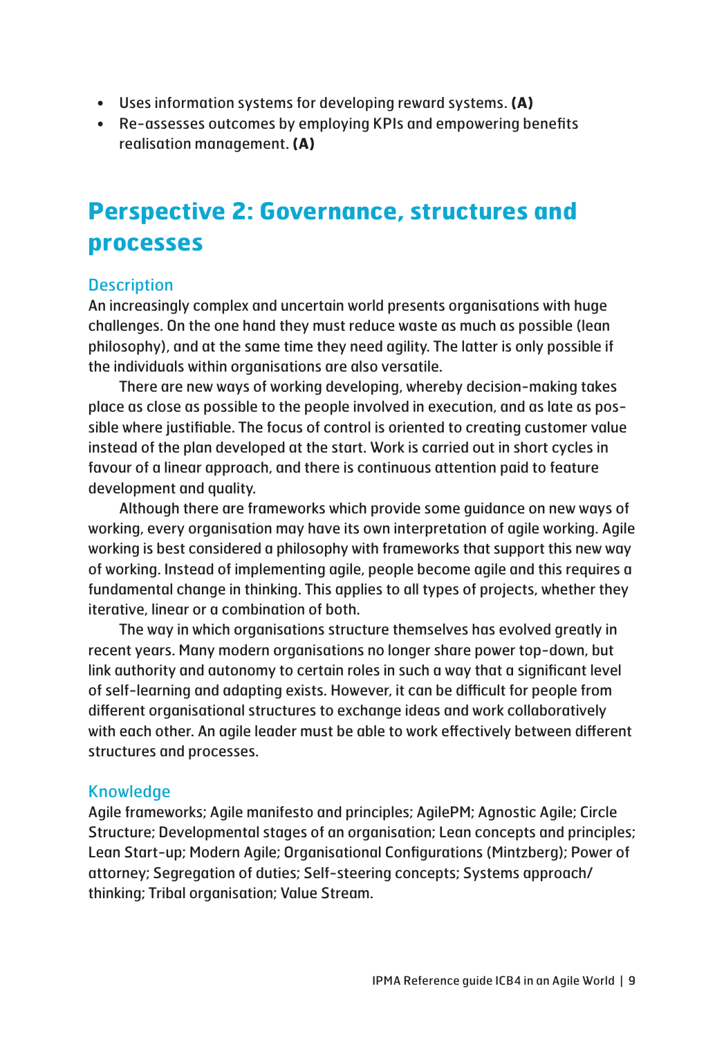- Uses information systems for developing reward systems. **(A)**
- Re-assesses outcomes by employing KPIs and empowering benefits realisation management. **(A)**

# Perspective 2: Governance, structures and processes

## Description

An increasingly complex and uncertain world presents organisations with huge challenges. On the one hand they must reduce waste as much as possible (lean philosophy), and at the same time they need agility. The latter is only possible if the individuals within organisations are also versatile.

There are new ways of working developing, whereby decision-making takes place as close as possible to the people involved in execution, and as late as possible where justifiable. The focus of control is oriented to creating customer value instead of the plan developed at the start. Work is carried out in short cycles in favour of a linear approach, and there is continuous attention paid to feature development and quality.

Although there are frameworks which provide some guidance on new ways of working, every organisation may have its own interpretation of agile working. Agile working is best considered a philosophy with frameworks that support this new way of working. Instead of implementing agile, people become agile and this requires a fundamental change in thinking. This applies to all types of projects, whether they iterative, linear or a combination of both.

The way in which organisations structure themselves has evolved greatly in recent years. Many modern organisations no longer share power top-down, but link authority and autonomy to certain roles in such a way that a significant level of self-learning and adapting exists. However, it can be difficult for people from different organisational structures to exchange ideas and work collaboratively with each other. An agile leader must be able to work effectively between different structures and processes.

## Knowledge

Agile frameworks; Agile manifesto and principles; AgilePM; Agnostic Agile; Circle Structure; Developmental stages of an organisation; Lean concepts and principles; Lean Start-up; Modern Agile; Organisational Configurations (Mintzberg); Power of attorney; Segregation of duties; Self-steering concepts; Systems approach/thinking; Tribal organisation; Value Stream.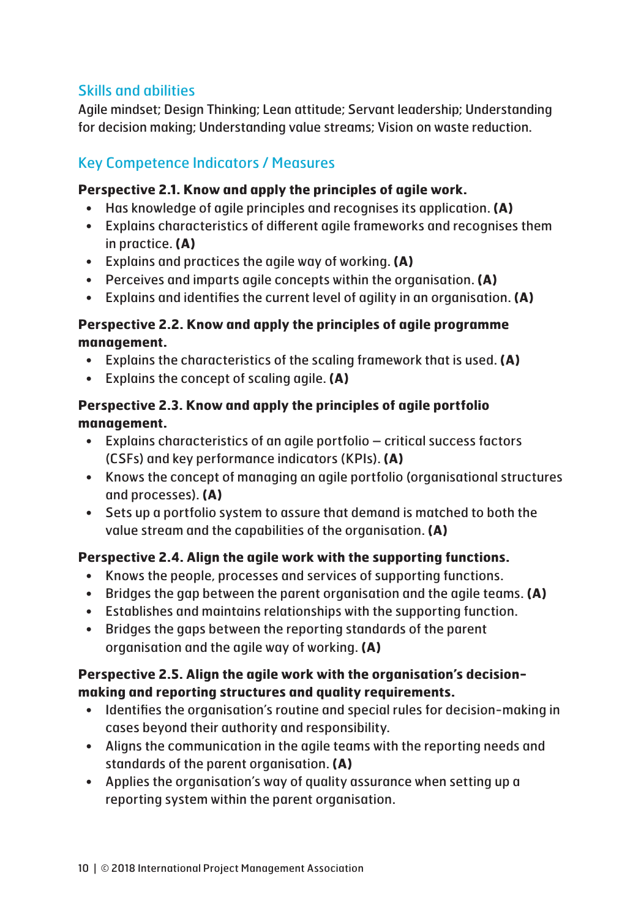### Skills and abilities

Agile mindset; Design Thinking; Lean attitude; Servant leadership; Understanding for decision making; Understanding value streams; Vision on waste reduction.

### Key Competence Indicators / Measures

**Perspective 2.1. Know and apply the principles of agile work.**

- Has knowledge of agile principles and recognises its application. **(A)**
- Explains characteristics of different agile frameworks and recognises them in practice. **(A)**
- Explains and practices the agile way of working. **(A)**
- Perceives and imparts agile concepts within the organisation. **(A)**
- Explains and identifies the current level of agility in an organisation. **(A)**

**Perspective 2.2. Know and apply the principles of agile programme management.**

- Explains the characteristics of the scaling framework that is used. **(A)**
- Explains the concept of scaling agile. **(A)**

**Perspective 2.3. Know and apply the principles of agile portfolio management.**

- Explains characteristics of an agile portfolio – critical success factors (CSFs) and key performance indicators (KPIs). **(A)**
- Knows the concept of managing an agile portfolio (organisational structures and processes). **(A)**
- Sets up a portfolio system to assure that demand is matched to both the value stream and the capabilities of the organisation. **(A)**

**Perspective 2.4. Align the agile work with the supporting functions.**

- Knows the people, processes and services of supporting functions.
- Bridges the gap between the parent organisation and the agile teams. **(A)**
- Establishes and maintains relationships with the supporting function.
- Bridges the gaps between the reporting standards of the parent organisation and the agile way of working. **(A)**

**Perspective 2.5. Align the agile work with the organisation's decision-making and reporting structures and quality requirements.**

- Identifies the organisation's routine and special rules for decision-making in cases beyond their authority and responsibility.
- Aligns the communication in the agile teams with the reporting needs and standards of the parent organisation. **(A)**
- Applies the organisation's way of quality assurance when setting up a reporting system within the parent organisation.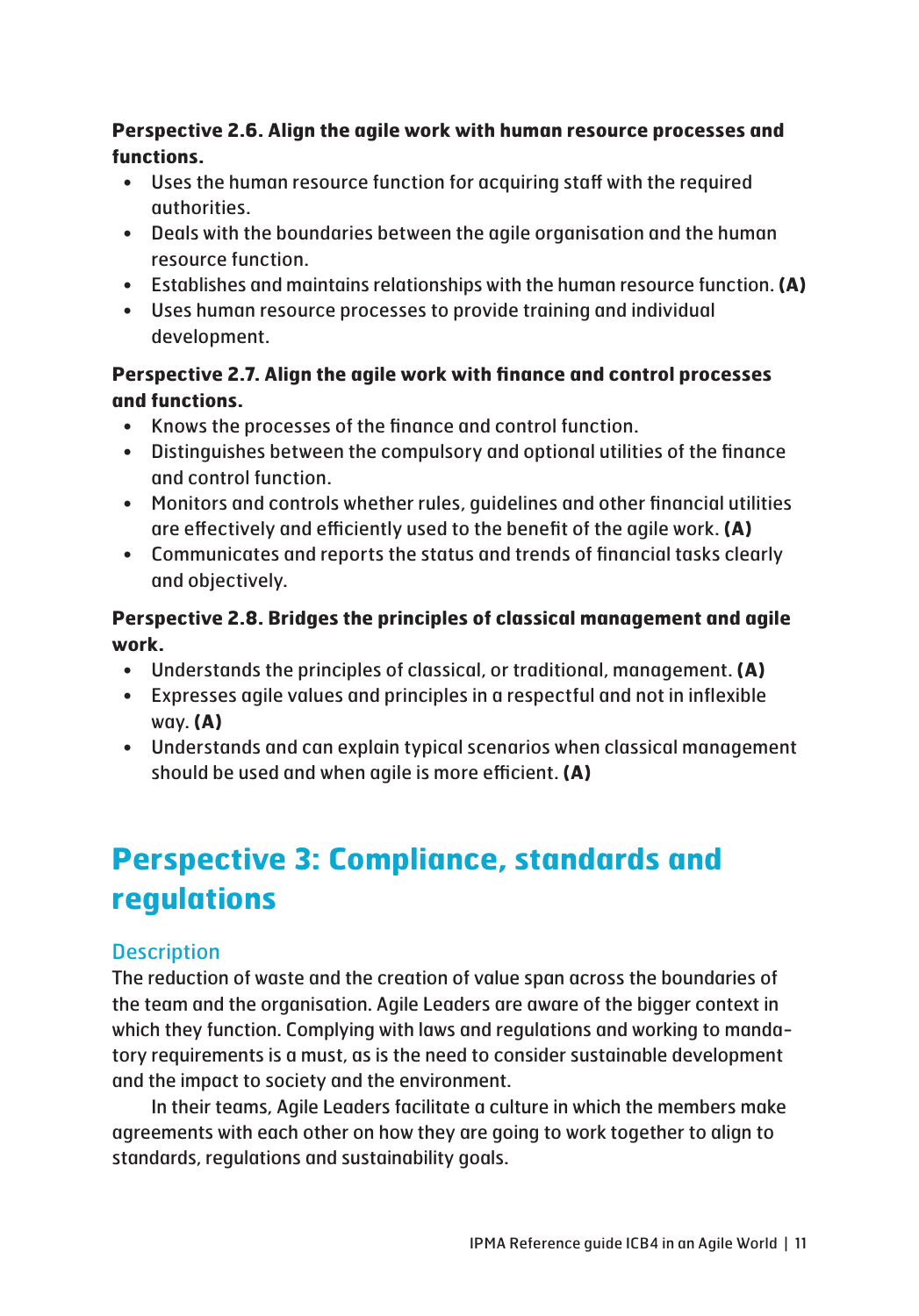**Perspective 2.6. Align the agile work with human resource processes and functions.**

- Uses the human resource function for acquiring staff with the required authorities.
- Deals with the boundaries between the agile organisation and the human resource function.
- Establishes and maintains relationships with the human resource function. **(A)**
- Uses human resource processes to provide training and individual development.

**Perspective 2.7. Align the agile work with finance and control processes and functions.**

- Knows the processes of the finance and control function.
- Distinguishes between the compulsory and optional utilities of the finance and control function.
- Monitors and controls whether rules, guidelines and other financial utilities are effectively and efficiently used to the benefit of the agile work. **(A)**
- Communicates and reports the status and trends of financial tasks clearly and objectively.

**Perspective 2.8. Bridges the principles of classical management and agile work.**

- Understands the principles of classical, or traditional, management. **(A)**
- Expresses agile values and principles in a respectful and not in inflexible way. **(A)**
- Understands and can explain typical scenarios when classical management should be used and when agile is more efficient. **(A)**

# Perspective 3: Compliance, standards and regulations

## Description

The reduction of waste and the creation of value span across the boundaries of the team and the organisation. Agile Leaders are aware of the bigger context in which they function. Complying with laws and regulations and working to mandatory requirements is a must, as is the need to consider sustainable development and the impact to society and the environment.

In their teams, Agile Leaders facilitate a culture in which the members make agreements with each other on how they are going to work together to align to standards, regulations and sustainability goals.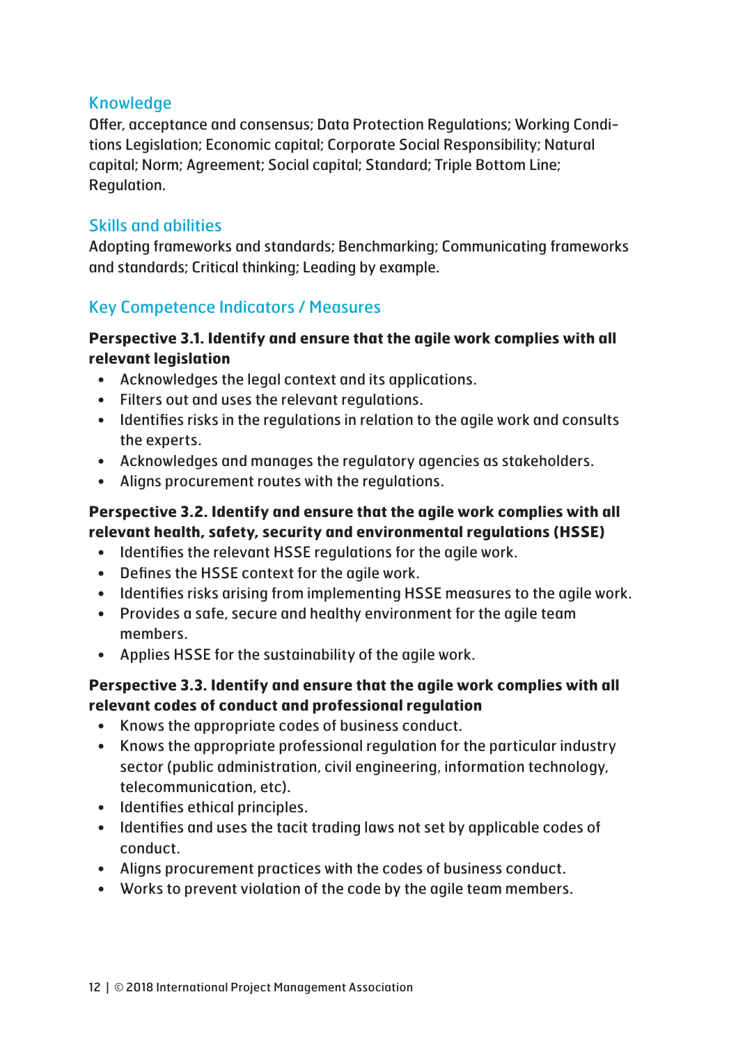### Knowledge

Offer, acceptance and consensus; Data Protection Regulations; Working Conditions Legislation; Economic capital; Corporate Social Responsibility; Natural capital; Norm; Agreement; Social capital; Standard; Triple Bottom Line; Regulation.

### Skills and abilities

Adopting frameworks and standards; Benchmarking; Communicating frameworks and standards; Critical thinking; Leading by example.

### Key Competence Indicators / Measures

**Perspective 3.1. Identify and ensure that the agile work complies with all relevant legislation**

- Acknowledges the legal context and its applications.
- Filters out and uses the relevant regulations.
- Identifies risks in the regulations in relation to the agile work and consults the experts.
- Acknowledges and manages the regulatory agencies as stakeholders.
- Aligns procurement routes with the regulations.

**Perspective 3.2. Identify and ensure that the agile work complies with all relevant health, safety, security and environmental regulations (HSSE)**

- Identifies the relevant HSSE regulations for the agile work.
- Defines the HSSE context for the agile work.
- Identifies risks arising from implementing HSSE measures to the agile work.
- Provides a safe, secure and healthy environment for the agile team members.
- Applies HSSE for the sustainability of the agile work.

**Perspective 3.3. Identify and ensure that the agile work complies with all relevant codes of conduct and professional regulation**

- Knows the appropriate codes of business conduct.
- Knows the appropriate professional regulation for the particular industry sector (public administration, civil engineering, information technology, telecommunication, etc).
- Identifies ethical principles.
- Identifies and uses the tacit trading laws not set by applicable codes of conduct.
- Aligns procurement practices with the codes of business conduct.
- Works to prevent violation of the code by the agile team members.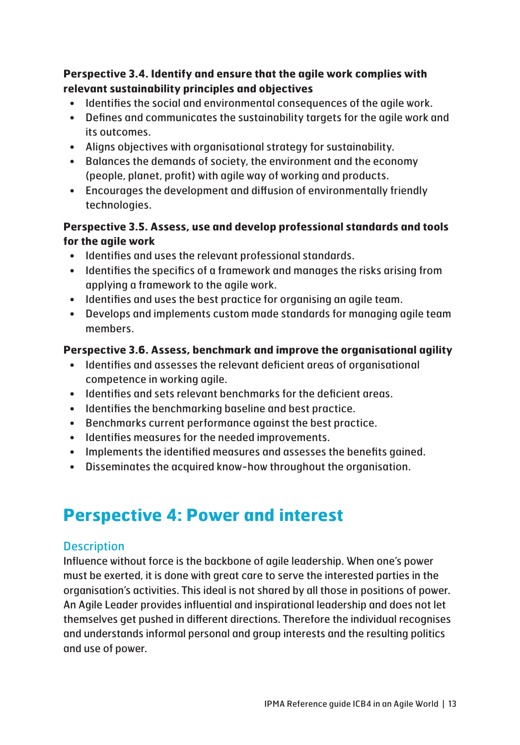**Perspective 3.4. Identify and ensure that the agile work complies with relevant sustainability principles and objectives**

- Identifies the social and environmental consequences of the agile work.
- Defines and communicates the sustainability targets for the agile work and its outcomes.
- Aligns objectives with organisational strategy for sustainability.
- Balances the demands of society, the environment and the economy (people, planet, profit) with agile way of working and products.
- Encourages the development and diffusion of environmentally friendly technologies.

**Perspective 3.5. Assess, use and develop professional standards and tools for the agile work**

- Identifies and uses the relevant professional standards.
- Identifies the specifics of a framework and manages the risks arising from applying a framework to the agile work.
- Identifies and uses the best practice for organising an agile team.
- Develops and implements custom made standards for managing agile team members.

**Perspective 3.6. Assess, benchmark and improve the organisational agility**

- Identifies and assesses the relevant deficient areas of organisational competence in working agile.
- Identifies and sets relevant benchmarks for the deficient areas.
- Identifies the benchmarking baseline and best practice.
- Benchmarks current performance against the best practice.
- Identifies measures for the needed improvements.
- Implements the identified measures and assesses the benefits gained.
- Disseminates the acquired know-how throughout the organisation.

# Perspective 4: Power and interest

## Description

Influence without force is the backbone of agile leadership. When one's power must be exerted, it is done with great care to serve the interested parties in the organisation's activities. This ideal is not shared by all those in positions of power. An Agile Leader provides influential and inspirational leadership and does not let themselves get pushed in different directions. Therefore the individual recognises and understands informal personal and group interests and the resulting politics and use of power.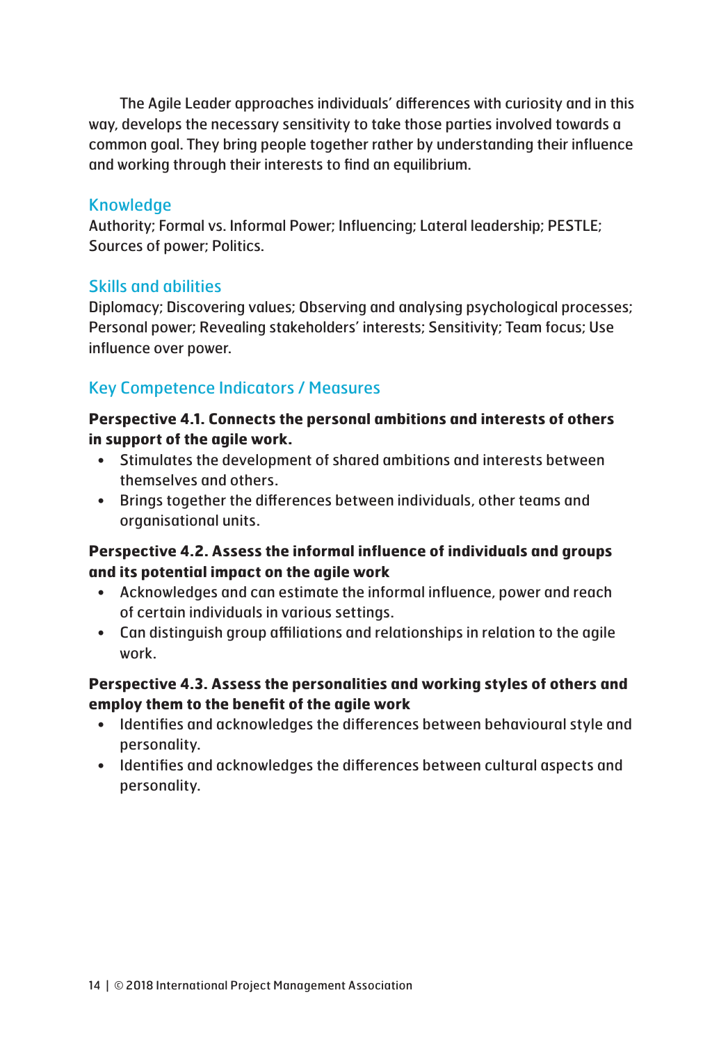The Agile Leader approaches individuals' differences with curiosity and in this way, develops the necessary sensitivity to take those parties involved towards a common goal. They bring people together rather by understanding their influence and working through their interests to find an equilibrium.

### Knowledge

Authority; Formal vs. Informal Power; Influencing; Lateral leadership; PESTLE; Sources of power; Politics.

### Skills and abilities

Diplomacy; Discovering values; Observing and analysing psychological processes; Personal power; Revealing stakeholders' interests; Sensitivity; Team focus; Use influence over power.

### Key Competence Indicators / Measures

**Perspective 4.1. Connects the personal ambitions and interests of others in support of the agile work.**

- Stimulates the development of shared ambitions and interests between themselves and others.
- Brings together the differences between individuals, other teams and organisational units.

**Perspective 4.2. Assess the informal influence of individuals and groups and its potential impact on the agile work**

- Acknowledges and can estimate the informal influence, power and reach of certain individuals in various settings.
- Can distinguish group affiliations and relationships in relation to the agile work.

**Perspective 4.3. Assess the personalities and working styles of others and employ them to the benefit of the agile work**

- Identifies and acknowledges the differences between behavioural style and personality.
- Identifies and acknowledges the differences between cultural aspects and personality.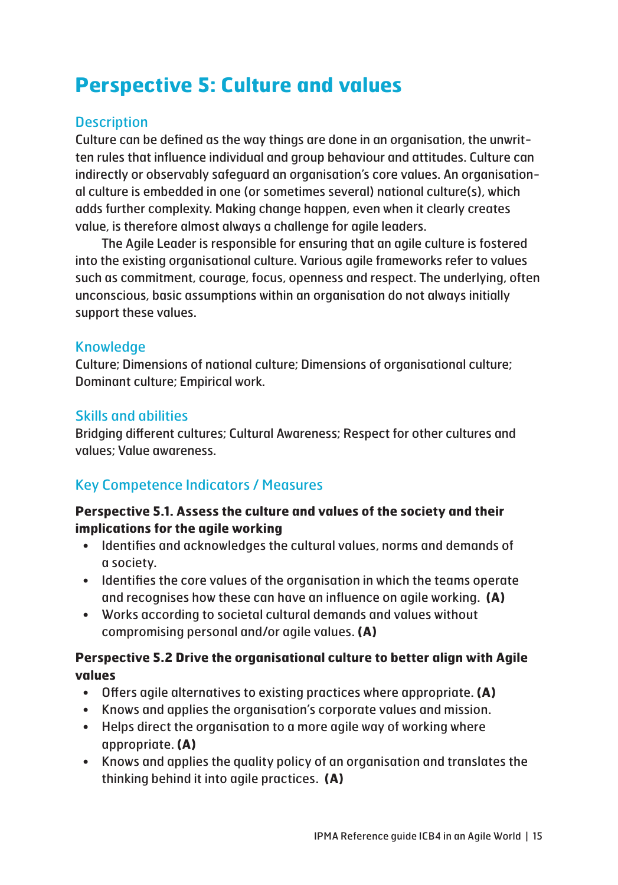# Perspective 5: Culture and values

## Description

Culture can be defined as the way things are done in an organisation, the unwritten rules that influence individual and group behaviour and attitudes. Culture can indirectly or observably safeguard an organisation's core values. An organisational culture is embedded in one (or sometimes several) national culture(s), which adds further complexity. Making change happen, even when it clearly creates value, is therefore almost always a challenge for agile leaders.

The Agile Leader is responsible for ensuring that an agile culture is fostered into the existing organisational culture. Various agile frameworks refer to values such as commitment, courage, focus, openness and respect. The underlying, often unconscious, basic assumptions within an organisation do not always initially support these values.

## Knowledge

Culture; Dimensions of national culture; Dimensions of organisational culture; Dominant culture; Empirical work.

## Skills and abilities

Bridging different cultures; Cultural Awareness; Respect for other cultures and values; Value awareness.

## Key Competence Indicators / Measures

**Perspective 5.1. Assess the culture and values of the society and their implications for the agile working**

- Identifies and acknowledges the cultural values, norms and demands of a society.
- Identifies the core values of the organisation in which the teams operate and recognises how these can have an influence on agile working. **(A)**
- Works according to societal cultural demands and values without compromising personal and/or agile values. **(A)**

**Perspective 5.2 Drive the organisational culture to better align with Agile values**

- Offers agile alternatives to existing practices where appropriate. **(A)**
- Knows and applies the organisation's corporate values and mission.
- Helps direct the organisation to a more agile way of working where appropriate. **(A)**
- Knows and applies the quality policy of an organisation and translates the thinking behind it into agile practices. **(A)**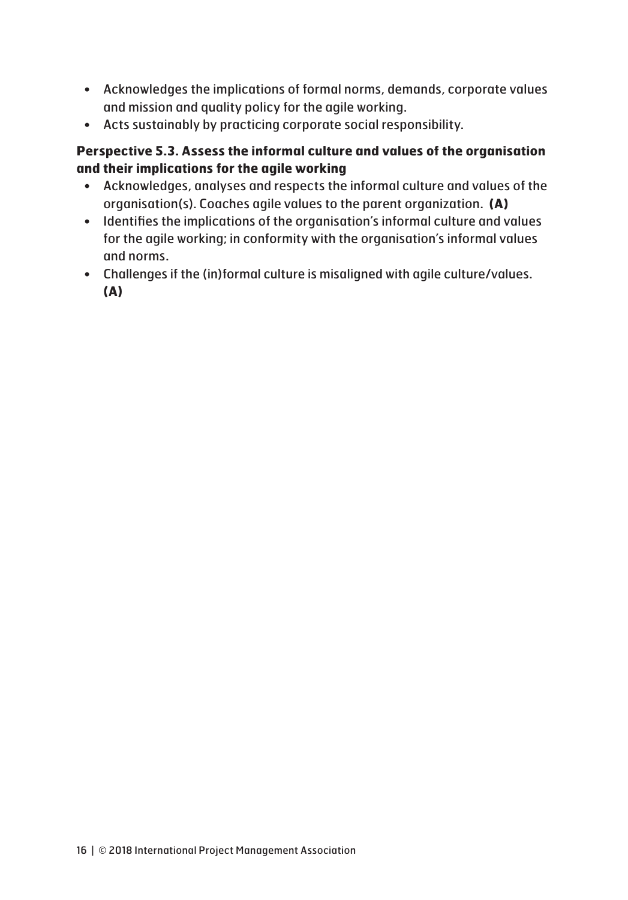- Acknowledges the implications of formal norms, demands, corporate values and mission and quality policy for the agile working.
- Acts sustainably by practicing corporate social responsibility.

**Perspective 5.3. Assess the informal culture and values of the organisation and their implications for the agile working**

- Acknowledges, analyses and respects the informal culture and values of the organisation(s). Coaches agile values to the parent organization. **(A)**
- Identifies the implications of the organisation's informal culture and values for the agile working; in conformity with the organisation's informal values and norms.
- Challenges if the (in)formal culture is misaligned with agile culture/values. **(A)**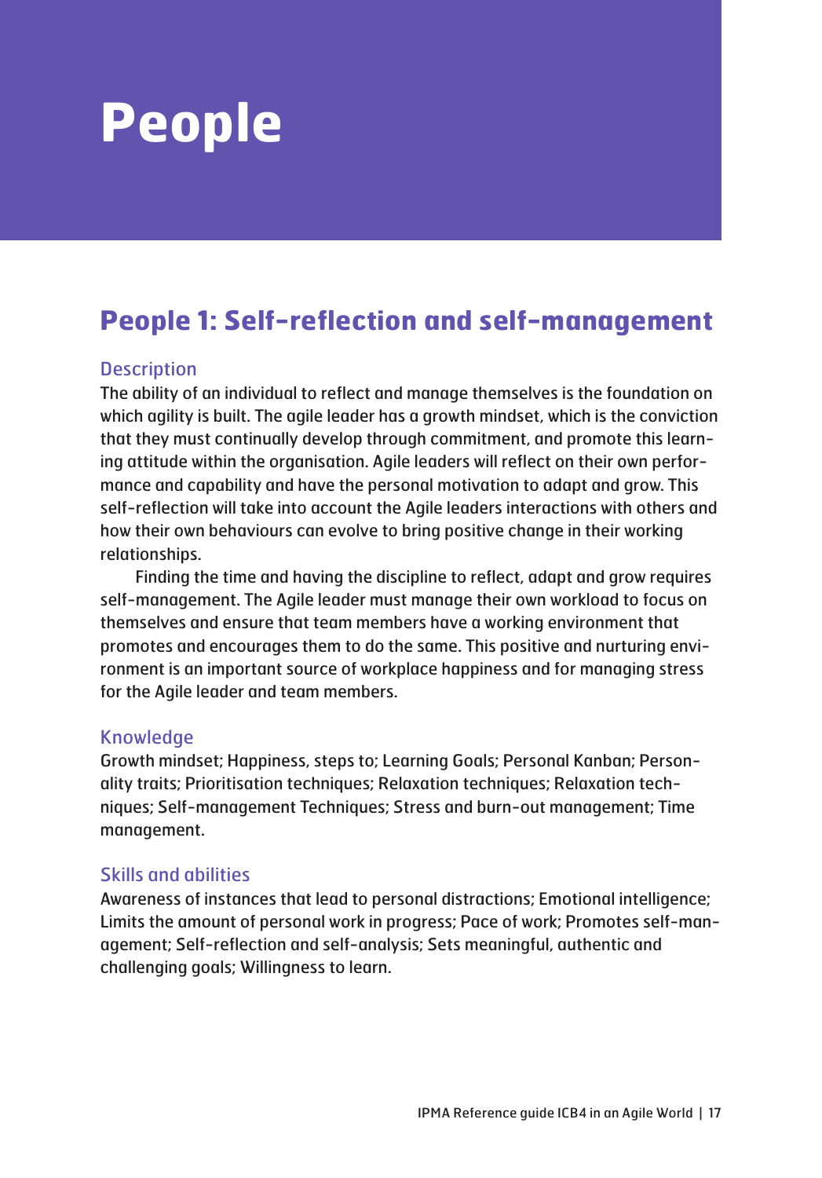# People

## People 1: Self-reflection and self-management

### Description

The ability of an individual to reflect and manage themselves is the foundation on which agility is built. The agile leader has a growth mindset, which is the conviction that they must continually develop through commitment, and promote this learning attitude within the organisation. Agile leaders will reflect on their own performance and capability and have the personal motivation to adapt and grow. This self-reflection will take into account the Agile leaders interactions with others and how their own behaviours can evolve to bring positive change in their working relationships.

Finding the time and having the discipline to reflect, adapt and grow requires self-management. The Agile leader must manage their own workload to focus on themselves and ensure that team members have a working environment that promotes and encourages them to do the same. This positive and nurturing environment is an important source of workplace happiness and for managing stress for the Agile leader and team members.

### Knowledge

Growth mindset; Happiness, steps to; Learning Goals; Personal Kanban; Personality traits; Prioritisation techniques; Relaxation techniques; Relaxation techniques; Self-management Techniques; Stress and burn-out management; Time management.

### Skills and abilities

Awareness of instances that lead to personal distractions; Emotional intelligence; Limits the amount of personal work in progress; Pace of work; Promotes self-management; Self-reflection and self-analysis; Sets meaningful, authentic and challenging goals; Willingness to learn.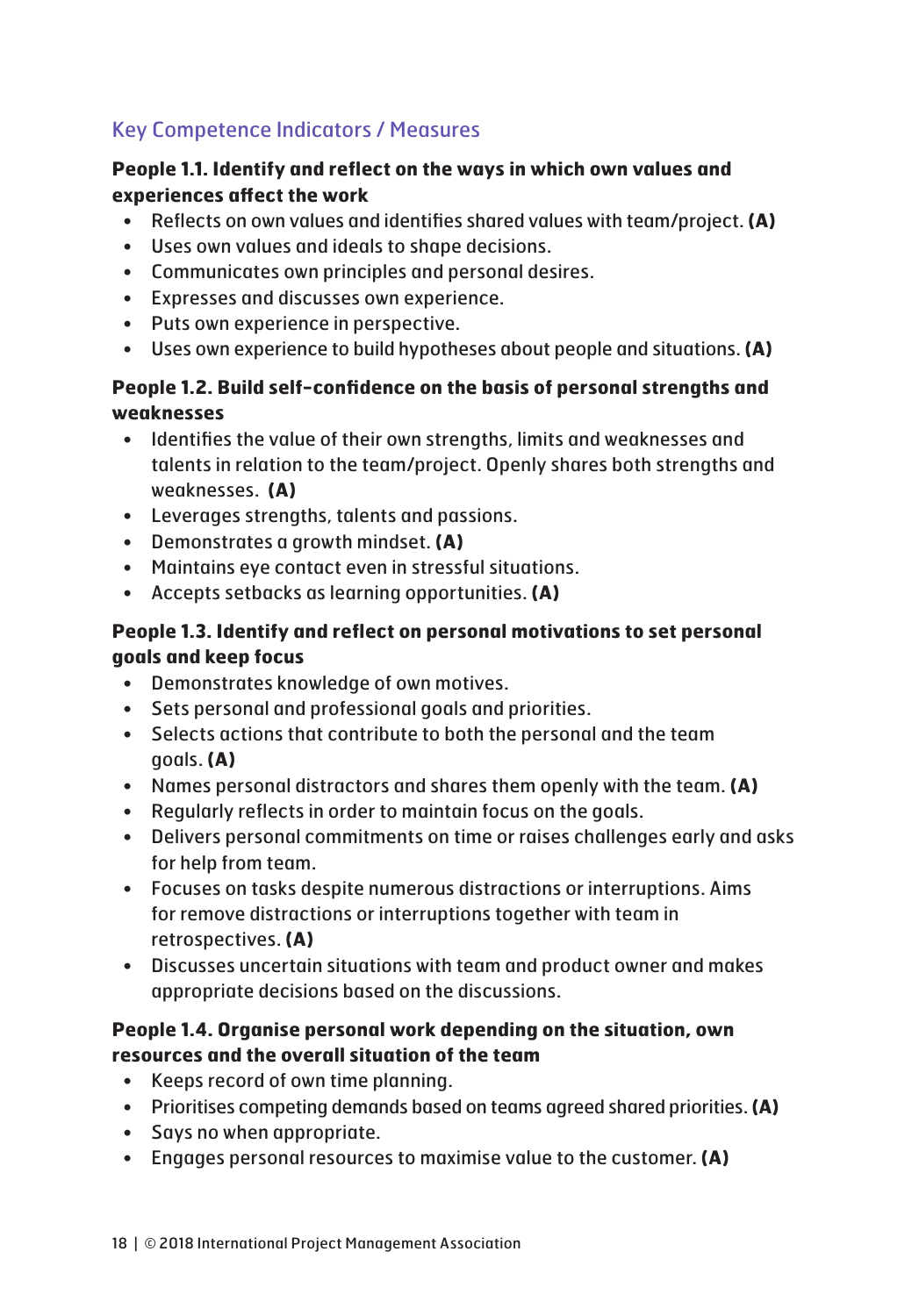## Key Competence Indicators / Measures

**People 1.1. Identify and reflect on the ways in which own values and experiences affect the work**

- Reflects on own values and identifies shared values with team/project. **(A)**
- Uses own values and ideals to shape decisions.
- Communicates own principles and personal desires.
- Expresses and discusses own experience.
- Puts own experience in perspective.
- Uses own experience to build hypotheses about people and situations. **(A)**

**People 1.2. Build self-confidence on the basis of personal strengths and weaknesses**

- Identifies the value of their own strengths, limits and weaknesses and talents in relation to the team/project. Openly shares both strengths and weaknesses. **(A)**
- Leverages strengths, talents and passions.
- Demonstrates a growth mindset. **(A)**
- Maintains eye contact even in stressful situations.
- Accepts setbacks as learning opportunities. **(A)**

**People 1.3. Identify and reflect on personal motivations to set personal goals and keep focus**

- Demonstrates knowledge of own motives.
- Sets personal and professional goals and priorities.
- Selects actions that contribute to both the personal and the team goals. **(A)**
- Names personal distractors and shares them openly with the team. **(A)**
- Regularly reflects in order to maintain focus on the goals.
- Delivers personal commitments on time or raises challenges early and asks for help from team.
- Focuses on tasks despite numerous distractions or interruptions. Aims for remove distractions or interruptions together with team in retrospectives. **(A)**
- Discusses uncertain situations with team and product owner and makes appropriate decisions based on the discussions.

**People 1.4. Organise personal work depending on the situation, own resources and the overall situation of the team**

- Keeps record of own time planning.
- Prioritises competing demands based on teams agreed shared priorities. **(A)**
- Says no when appropriate.
- Engages personal resources to maximise value to the customer. **(A)**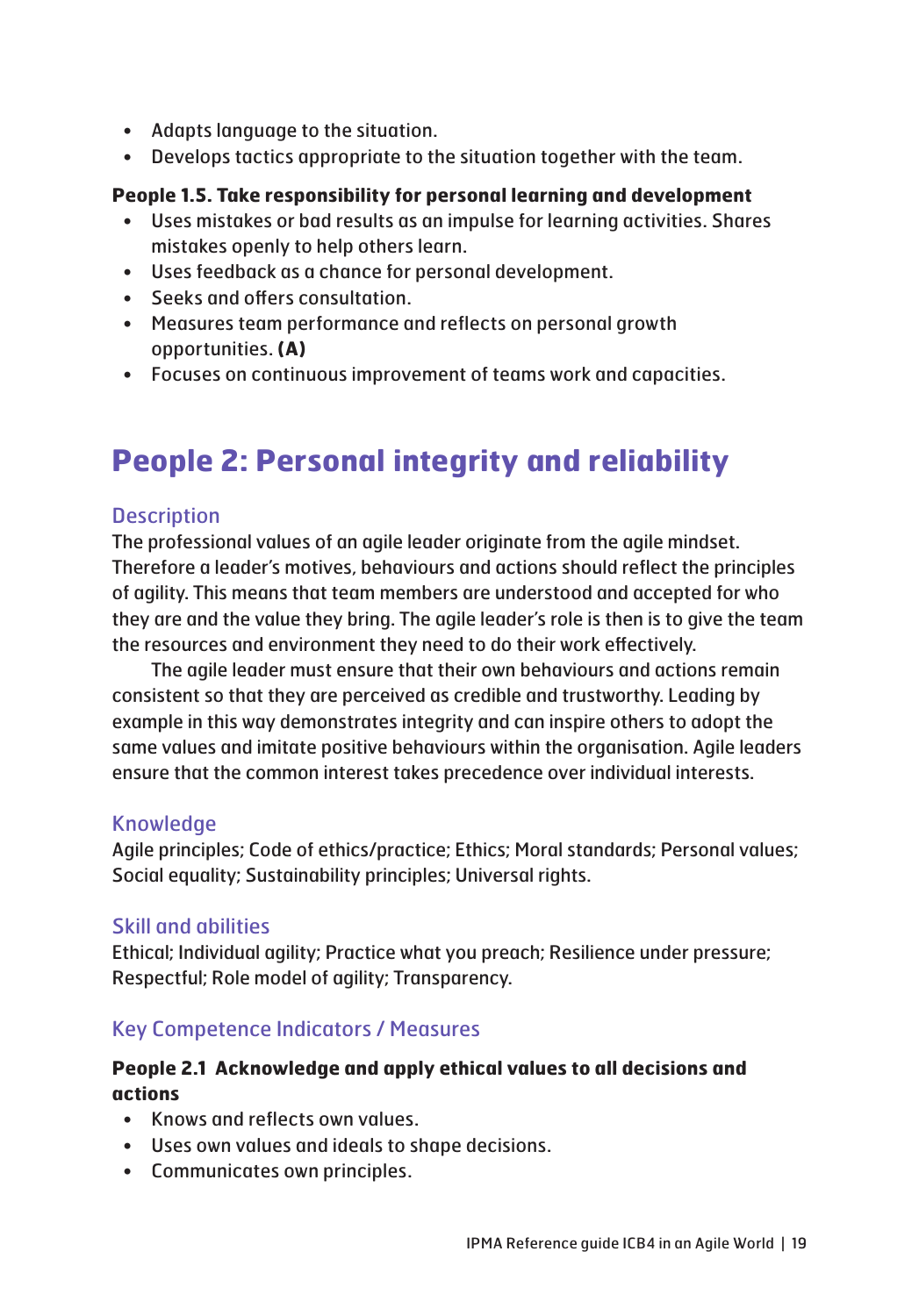- Adapts language to the situation.
- Develops tactics appropriate to the situation together with the team.

**People 1.5. Take responsibility for personal learning and development**

- Uses mistakes or bad results as an impulse for learning activities. Shares mistakes openly to help others learn.
- Uses feedback as a chance for personal development.
- Seeks and offers consultation.
- Measures team performance and reflects on personal growth opportunities. **(A)**
- Focuses on continuous improvement of teams work and capacities.

# People 2: Personal integrity and reliability

## Description

The professional values of an agile leader originate from the agile mindset. Therefore a leader's motives, behaviours and actions should reflect the principles of agility. This means that team members are understood and accepted for who they are and the value they bring. The agile leader's role is then is to give the team the resources and environment they need to do their work effectively.

The agile leader must ensure that their own behaviours and actions remain consistent so that they are perceived as credible and trustworthy. Leading by example in this way demonstrates integrity and can inspire others to adopt the same values and imitate positive behaviours within the organisation. Agile leaders ensure that the common interest takes precedence over individual interests.

## Knowledge

Agile principles; Code of ethics/practice; Ethics; Moral standards; Personal values; Social equality; Sustainability principles; Universal rights.

## Skill and abilities

Ethical; Individual agility; Practice what you preach; Resilience under pressure; Respectful; Role model of agility; Transparency.

## Key Competence Indicators / Measures

**People 2.1 Acknowledge and apply ethical values to all decisions and actions**

- Knows and reflects own values.
- Uses own values and ideals to shape decisions.
- Communicates own principles.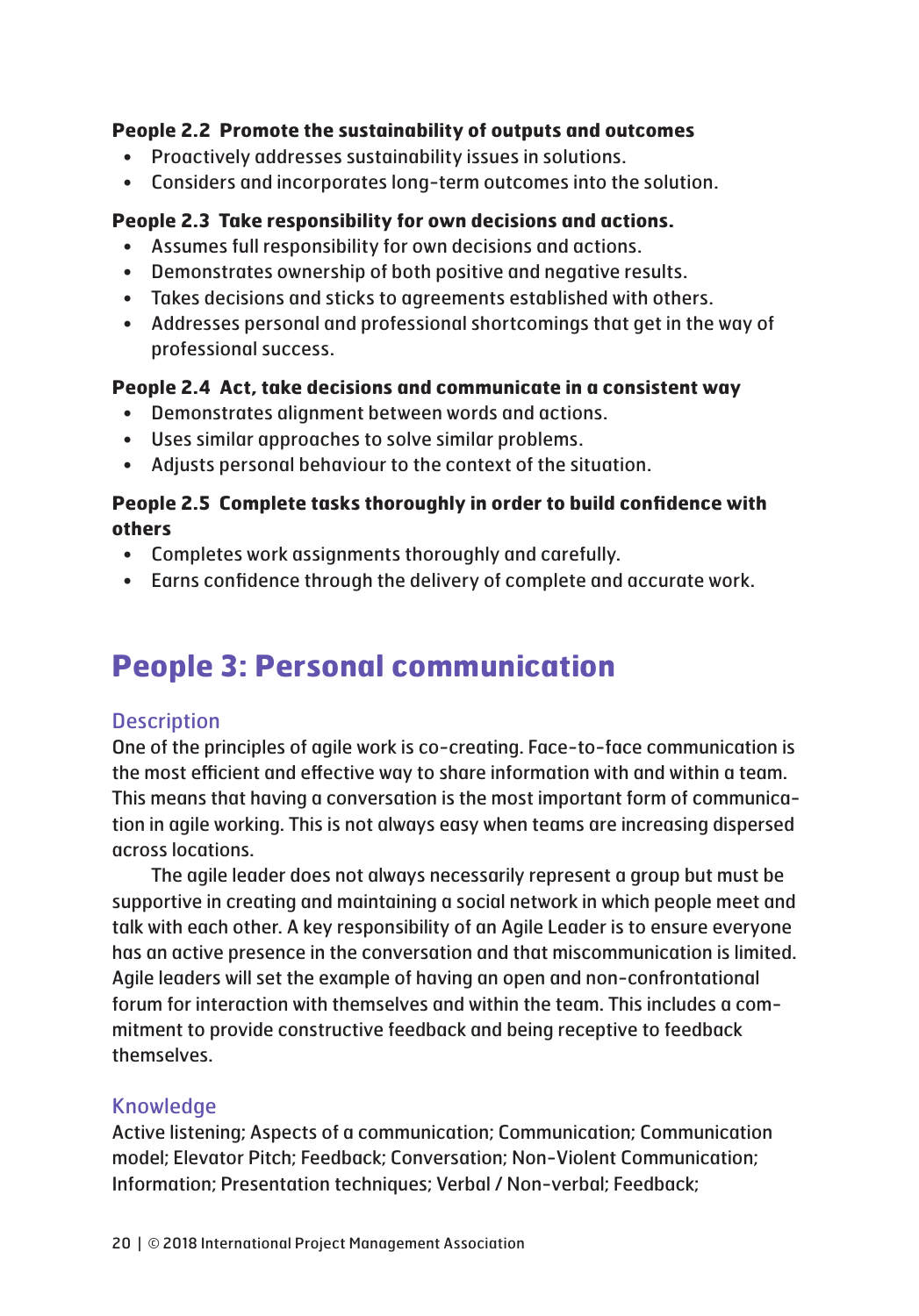**People 2.2 Promote the sustainability of outputs and outcomes**

- Proactively addresses sustainability issues in solutions.
- Considers and incorporates long-term outcomes into the solution.

**People 2.3 Take responsibility for own decisions and actions.**

- Assumes full responsibility for own decisions and actions.
- Demonstrates ownership of both positive and negative results.
- Takes decisions and sticks to agreements established with others.
- Addresses personal and professional shortcomings that get in the way of professional success.

**People 2.4 Act, take decisions and communicate in a consistent way**

- Demonstrates alignment between words and actions.
- Uses similar approaches to solve similar problems.
- Adjusts personal behaviour to the context of the situation.

**People 2.5 Complete tasks thoroughly in order to build confidence with others**

- Completes work assignments thoroughly and carefully.
- Earns confidence through the delivery of complete and accurate work.

## People 3: Personal communication

### Description

One of the principles of agile work is co-creating. Face-to-face communication is the most efficient and effective way to share information with and within a team. This means that having a conversation is the most important form of communication in agile working. This is not always easy when teams are increasing dispersed across locations.

The agile leader does not always necessarily represent a group but must be supportive in creating and maintaining a social network in which people meet and talk with each other. A key responsibility of an Agile Leader is to ensure everyone has an active presence in the conversation and that miscommunication is limited. Agile leaders will set the example of having an open and non-confrontational forum for interaction with themselves and within the team. This includes a commitment to provide constructive feedback and being receptive to feedback themselves.

### Knowledge

Active listening; Aspects of a communication; Communication; Communication model; Elevator Pitch; Feedback; Conversation; Non-Violent Communication; Information; Presentation techniques; Verbal / Non-verbal; Feedback;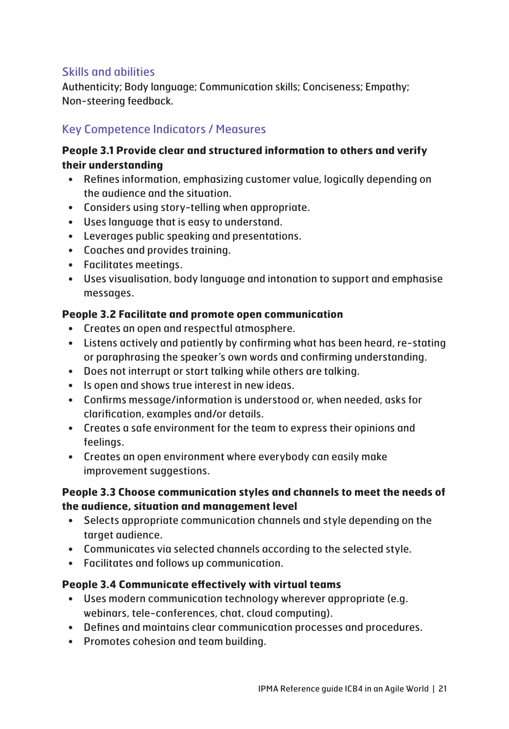### Skills and abilities

Authenticity; Body language; Communication skills; Conciseness; Empathy; Non-steering feedback.

### Key Competence Indicators / Measures

**People 3.1 Provide clear and structured information to others and verify their understanding**

- Refines information, emphasizing customer value, logically depending on the audience and the situation.
- Considers using story-telling when appropriate.
- Uses language that is easy to understand.
- Leverages public speaking and presentations.
- Coaches and provides training.
- Facilitates meetings.
- Uses visualisation, body language and intonation to support and emphasise messages.

**People 3.2 Facilitate and promote open communication**

- Creates an open and respectful atmosphere.
- Listens actively and patiently by confirming what has been heard, re-stating or paraphrasing the speaker's own words and confirming understanding.
- Does not interrupt or start talking while others are talking.
- Is open and shows true interest in new ideas.
- Confirms message/information is understood or, when needed, asks for clarification, examples and/or details.
- Creates a safe environment for the team to express their opinions and feelings.
- Creates an open environment where everybody can easily make improvement suggestions.

**People 3.3 Choose communication styles and channels to meet the needs of the audience, situation and management level**

- Selects appropriate communication channels and style depending on the target audience.
- Communicates via selected channels according to the selected style.
- Facilitates and follows up communication.

**People 3.4 Communicate effectively with virtual teams**

- Uses modern communication technology wherever appropriate (e.g. webinars, tele-conferences, chat, cloud computing).
- Defines and maintains clear communication processes and procedures.
- Promotes cohesion and team building.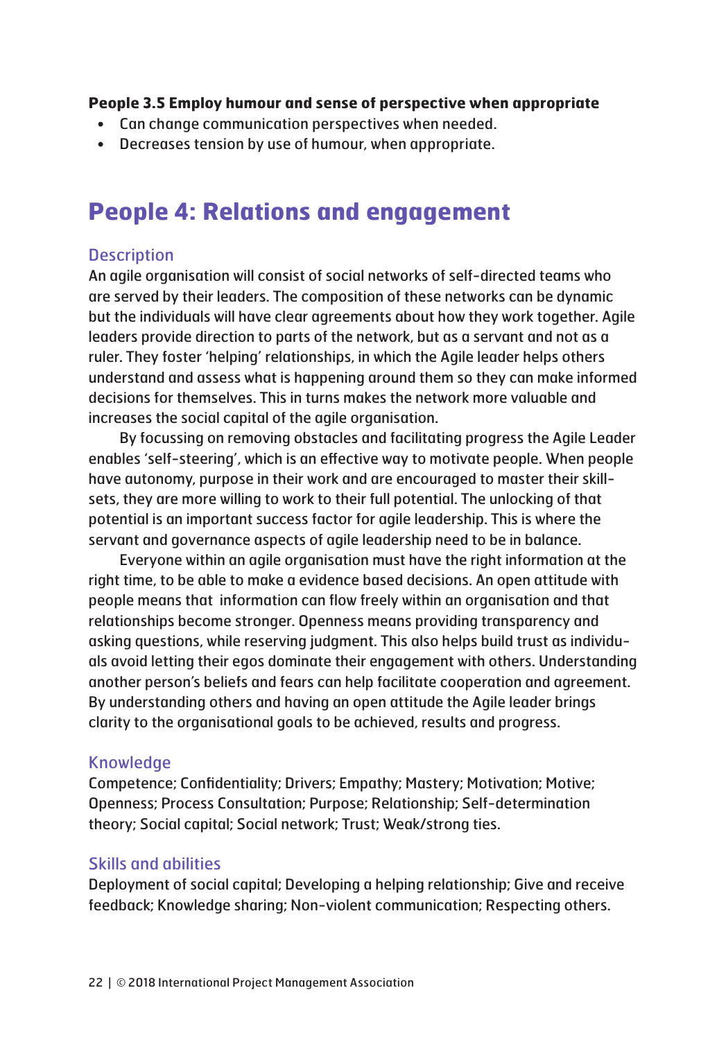**People 3.5 Employ humour and sense of perspective when appropriate**

- Can change communication perspectives when needed.
- Decreases tension by use of humour, when appropriate.

## People 4: Relations and engagement

### Description

An agile organisation will consist of social networks of self-directed teams who are served by their leaders. The composition of these networks can be dynamic but the individuals will have clear agreements about how they work together. Agile leaders provide direction to parts of the network, but as a servant and not as a ruler. They foster 'helping' relationships, in which the Agile leader helps others understand and assess what is happening around them so they can make informed decisions for themselves. This in turns makes the network more valuable and increases the social capital of the agile organisation.

By focussing on removing obstacles and facilitating progress the Agile Leader enables 'self-steering', which is an effective way to motivate people. When people have autonomy, purpose in their work and are encouraged to master their skill-sets, they are more willing to work to their full potential. The unlocking of that potential is an important success factor for agile leadership. This is where the servant and governance aspects of agile leadership need to be in balance.

Everyone within an agile organisation must have the right information at the right time, to be able to make a evidence based decisions. An open attitude with people means that information can flow freely within an organisation and that relationships become stronger. Openness means providing transparency and asking questions, while reserving judgment. This also helps build trust as individuals avoid letting their egos dominate their engagement with others. Understanding another person's beliefs and fears can help facilitate cooperation and agreement. By understanding others and having an open attitude the Agile leader brings clarity to the organisational goals to be achieved, results and progress.

### Knowledge

Competence; Confidentiality; Drivers; Empathy; Mastery; Motivation; Motive; Openness; Process Consultation; Purpose; Relationship; Self-determination theory; Social capital; Social network; Trust; Weak/strong ties.

### Skills and abilities

Deployment of social capital; Developing a helping relationship; Give and receive feedback; Knowledge sharing; Non-violent communication; Respecting others.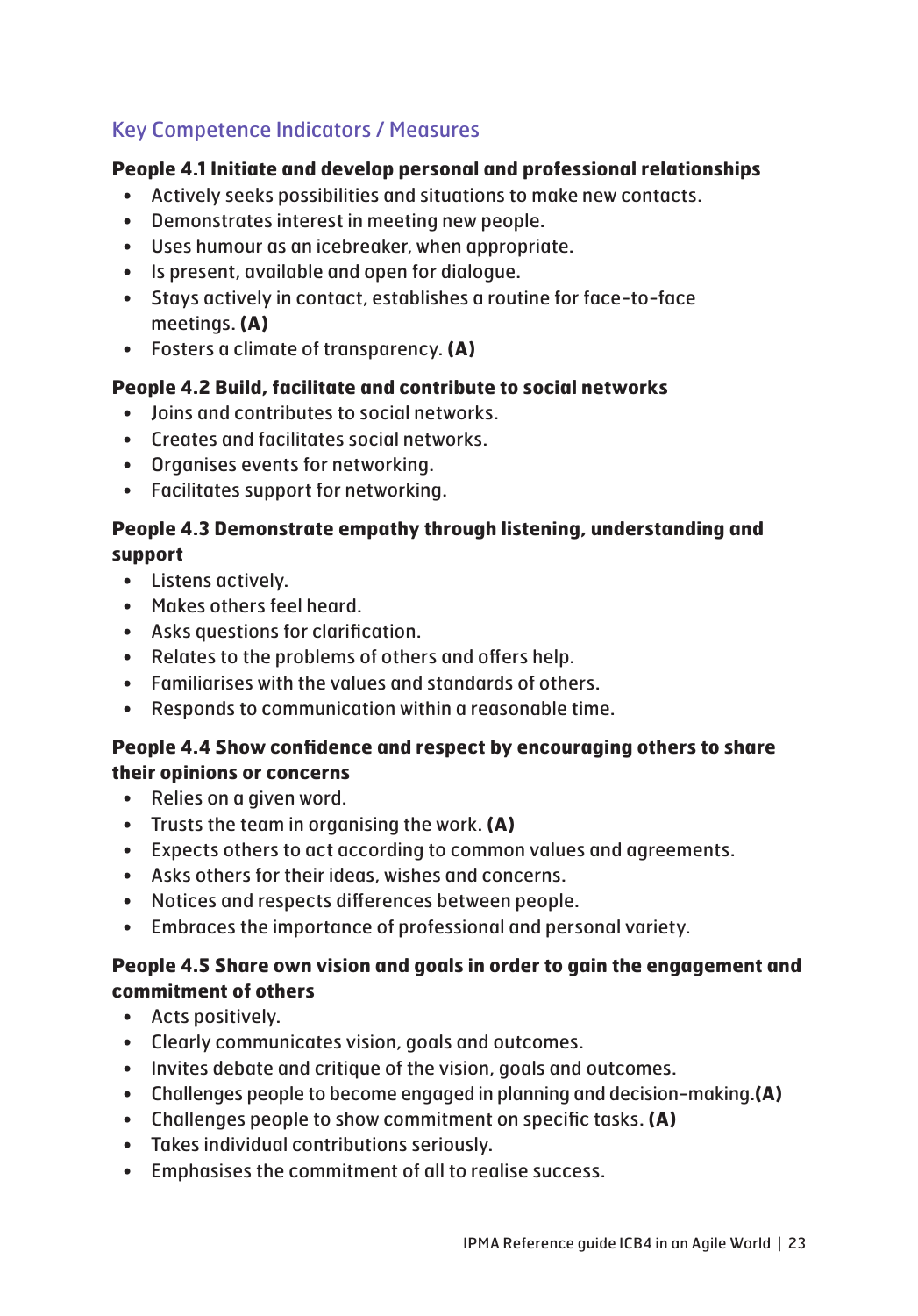## Key Competence Indicators / Measures

**People 4.1 Initiate and develop personal and professional relationships**

- Actively seeks possibilities and situations to make new contacts.
- Demonstrates interest in meeting new people.
- Uses humour as an icebreaker, when appropriate.
- Is present, available and open for dialogue.
- Stays actively in contact, establishes a routine for face-to-face meetings. **(A)**
- Fosters a climate of transparency. **(A)**

**People 4.2 Build, facilitate and contribute to social networks**

- Joins and contributes to social networks.
- Creates and facilitates social networks.
- Organises events for networking.
- Facilitates support for networking.

**People 4.3 Demonstrate empathy through listening, understanding and support**

- Listens actively.
- Makes others feel heard.
- Asks questions for clarification.
- Relates to the problems of others and offers help.
- Familiarises with the values and standards of others.
- Responds to communication within a reasonable time.

**People 4.4 Show confidence and respect by encouraging others to share their opinions or concerns**

- Relies on a given word.
- Trusts the team in organising the work. **(A)**
- Expects others to act according to common values and agreements.
- Asks others for their ideas, wishes and concerns.
- Notices and respects differences between people.
- Embraces the importance of professional and personal variety.

**People 4.5 Share own vision and goals in order to gain the engagement and commitment of others**

- Acts positively.
- Clearly communicates vision, goals and outcomes.
- Invites debate and critique of the vision, goals and outcomes.
- Challenges people to become engaged in planning and decision-making.**(A)**
- Challenges people to show commitment on specific tasks. **(A)**
- Takes individual contributions seriously.
- Emphasises the commitment of all to realise success.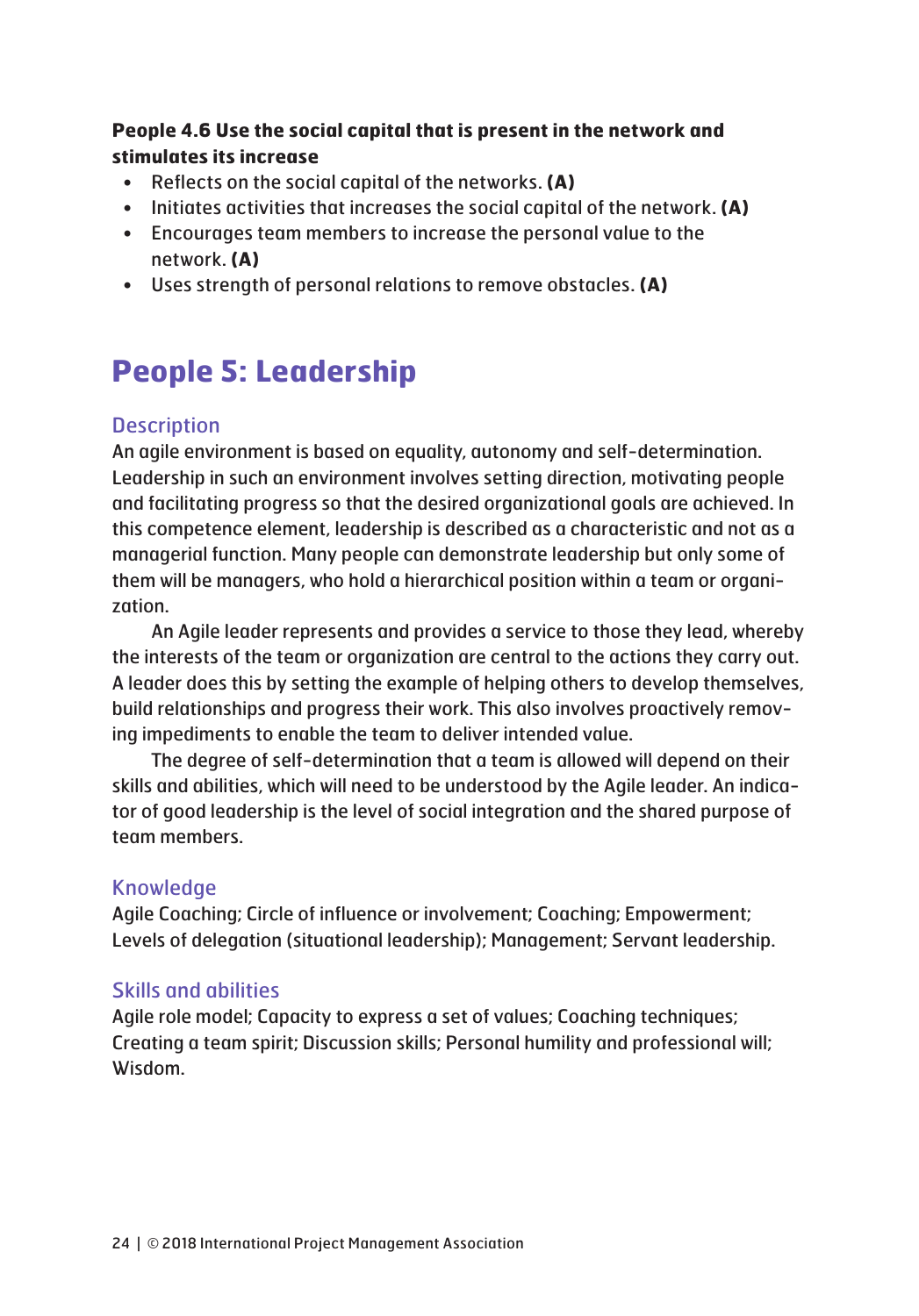**People 4.6 Use the social capital that is present in the network and stimulates its increase**

- Reflects on the social capital of the networks. **(A)**
- Initiates activities that increases the social capital of the network. **(A)**
- Encourages team members to increase the personal value to the network. **(A)**
- Uses strength of personal relations to remove obstacles. **(A)**

# People 5: Leadership

## Description

An agile environment is based on equality, autonomy and self-determination. Leadership in such an environment involves setting direction, motivating people and facilitating progress so that the desired organizational goals are achieved. In this competence element, leadership is described as a characteristic and not as a managerial function. Many people can demonstrate leadership but only some of them will be managers, who hold a hierarchical position within a team or organization.

An Agile leader represents and provides a service to those they lead, whereby the interests of the team or organization are central to the actions they carry out. A leader does this by setting the example of helping others to develop themselves, build relationships and progress their work. This also involves proactively removing impediments to enable the team to deliver intended value.

The degree of self-determination that a team is allowed will depend on their skills and abilities, which will need to be understood by the Agile leader. An indicator of good leadership is the level of social integration and the shared purpose of team members.

## Knowledge

Agile Coaching; Circle of influence or involvement; Coaching; Empowerment; Levels of delegation (situational leadership); Management; Servant leadership.

## Skills and abilities

Agile role model; Capacity to express a set of values; Coaching techniques; Creating a team spirit; Discussion skills; Personal humility and professional will; Wisdom.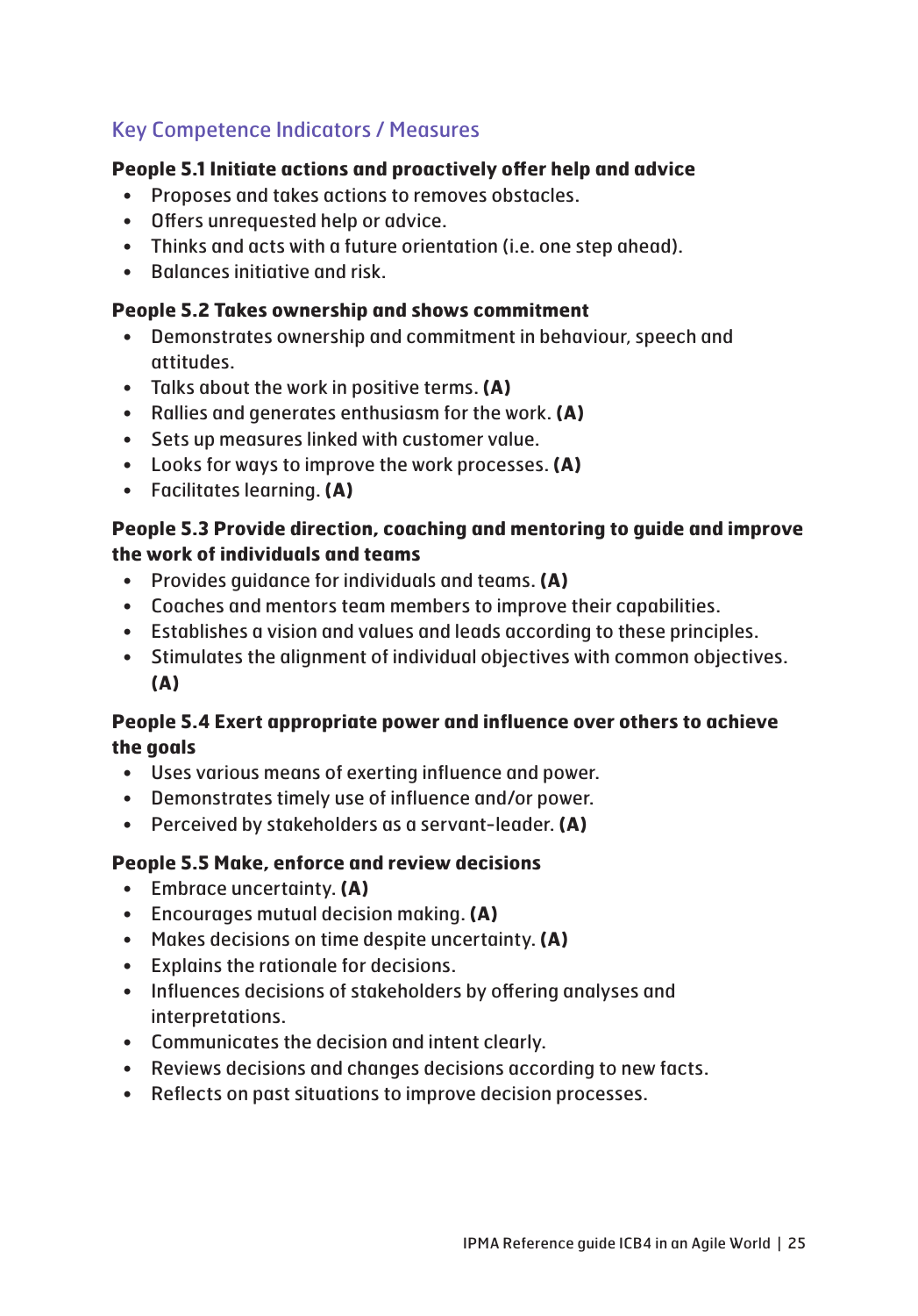## Key Competence Indicators / Measures

**People 5.1 Initiate actions and proactively offer help and advice**

- Proposes and takes actions to removes obstacles.
- Offers unrequested help or advice.
- Thinks and acts with a future orientation (i.e. one step ahead).
- Balances initiative and risk.

**People 5.2 Takes ownership and shows commitment**

- Demonstrates ownership and commitment in behaviour, speech and attitudes.
- Talks about the work in positive terms. **(A)**
- Rallies and generates enthusiasm for the work. **(A)**
- Sets up measures linked with customer value.
- Looks for ways to improve the work processes. **(A)**
- Facilitates learning. **(A)**

**People 5.3 Provide direction, coaching and mentoring to guide and improve the work of individuals and teams**

- Provides guidance for individuals and teams. **(A)**
- Coaches and mentors team members to improve their capabilities.
- Establishes a vision and values and leads according to these principles.
- Stimulates the alignment of individual objectives with common objectives. **(A)**

**People 5.4 Exert appropriate power and influence over others to achieve the goals**

- Uses various means of exerting influence and power.
- Demonstrates timely use of influence and/or power.
- Perceived by stakeholders as a servant-leader. **(A)**

**People 5.5 Make, enforce and review decisions**

- Embrace uncertainty. **(A)**
- Encourages mutual decision making. **(A)**
- Makes decisions on time despite uncertainty. **(A)**
- Explains the rationale for decisions.
- Influences decisions of stakeholders by offering analyses and interpretations.
- Communicates the decision and intent clearly.
- Reviews decisions and changes decisions according to new facts.
- Reflects on past situations to improve decision processes.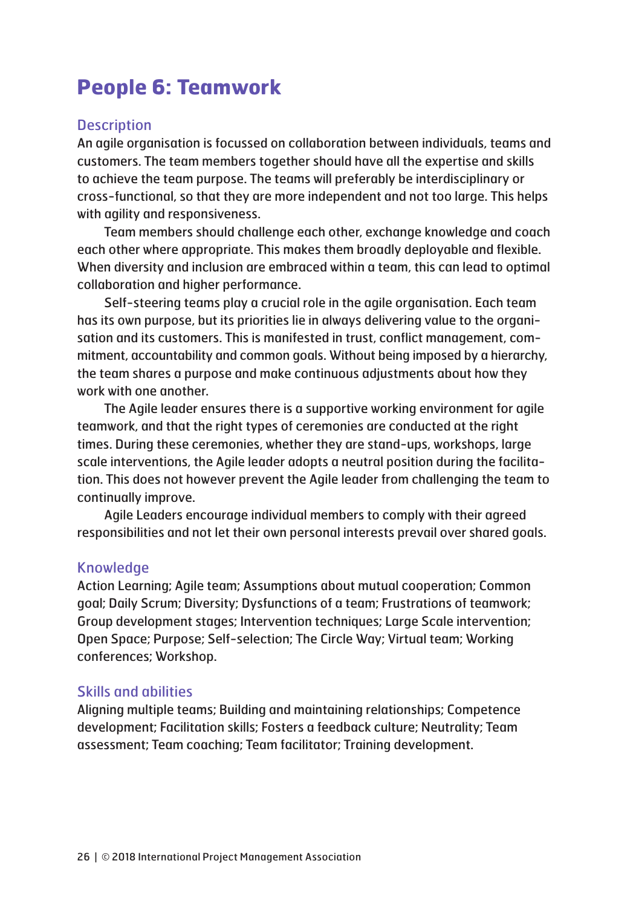# People 6: Teamwork

## Description

An agile organisation is focussed on collaboration between individuals, teams and customers. The team members together should have all the expertise and skills to achieve the team purpose. The teams will preferably be interdisciplinary or cross-functional, so that they are more independent and not too large. This helps with agility and responsiveness.

Team members should challenge each other, exchange knowledge and coach each other where appropriate. This makes them broadly deployable and flexible. When diversity and inclusion are embraced within a team, this can lead to optimal collaboration and higher performance.

Self-steering teams play a crucial role in the agile organisation. Each team has its own purpose, but its priorities lie in always delivering value to the organisation and its customers. This is manifested in trust, conflict management, commitment, accountability and common goals. Without being imposed by a hierarchy, the team shares a purpose and make continuous adjustments about how they work with one another.

The Agile leader ensures there is a supportive working environment for agile teamwork, and that the right types of ceremonies are conducted at the right times. During these ceremonies, whether they are stand-ups, workshops, large scale interventions, the Agile leader adopts a neutral position during the facilitation. This does not however prevent the Agile leader from challenging the team to continually improve.

Agile Leaders encourage individual members to comply with their agreed responsibilities and not let their own personal interests prevail over shared goals.

## Knowledge

Action Learning; Agile team; Assumptions about mutual cooperation; Common goal; Daily Scrum; Diversity; Dysfunctions of a team; Frustrations of teamwork; Group development stages; Intervention techniques; Large Scale intervention; Open Space; Purpose; Self-selection; The Circle Way; Virtual team; Working conferences; Workshop.

## Skills and abilities

Aligning multiple teams; Building and maintaining relationships; Competence development; Facilitation skills; Fosters a feedback culture; Neutrality; Team assessment; Team coaching; Team facilitator; Training development.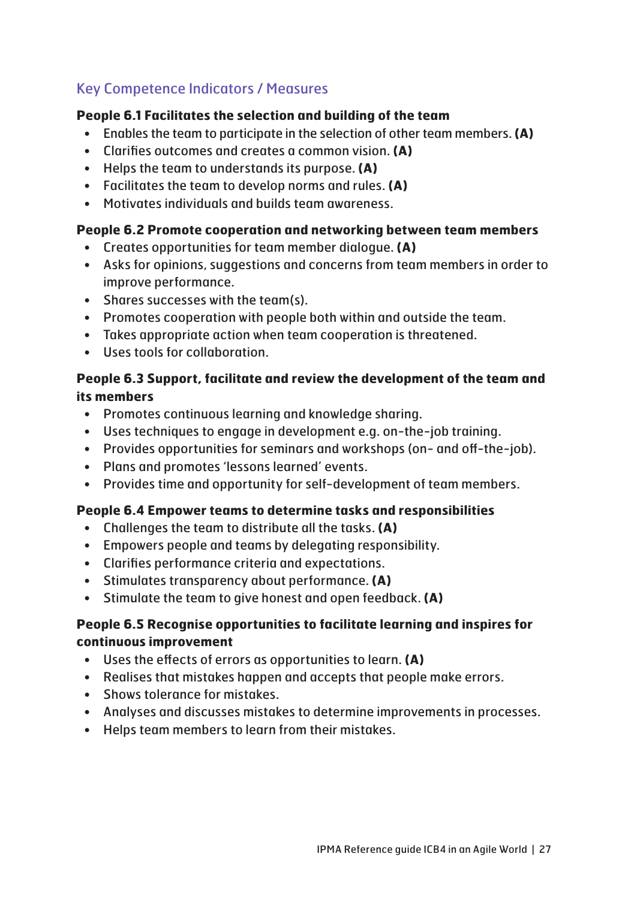## Key Competence Indicators / Measures

**People 6.1 Facilitates the selection and building of the team**

- Enables the team to participate in the selection of other team members. **(A)**
- Clarifies outcomes and creates a common vision. **(A)**
- Helps the team to understands its purpose. **(A)**
- Facilitates the team to develop norms and rules. **(A)**
- Motivates individuals and builds team awareness.

**People 6.2 Promote cooperation and networking between team members**

- Creates opportunities for team member dialogue. **(A)**
- Asks for opinions, suggestions and concerns from team members in order to improve performance.
- Shares successes with the team(s).
- Promotes cooperation with people both within and outside the team.
- Takes appropriate action when team cooperation is threatened.
- Uses tools for collaboration.

**People 6.3 Support, facilitate and review the development of the team and its members**

- Promotes continuous learning and knowledge sharing.
- Uses techniques to engage in development e.g. on-the-job training.
- Provides opportunities for seminars and workshops (on- and off-the-job).
- Plans and promotes 'lessons learned' events.
- Provides time and opportunity for self-development of team members.

**People 6.4 Empower teams to determine tasks and responsibilities**

- Challenges the team to distribute all the tasks. **(A)**
- Empowers people and teams by delegating responsibility.
- Clarifies performance criteria and expectations.
- Stimulates transparency about performance. **(A)**
- Stimulate the team to give honest and open feedback. **(A)**

**People 6.5 Recognise opportunities to facilitate learning and inspires for continuous improvement**

- Uses the effects of errors as opportunities to learn. **(A)**
- Realises that mistakes happen and accepts that people make errors.
- Shows tolerance for mistakes.
- Analyses and discusses mistakes to determine improvements in processes.
- Helps team members to learn from their mistakes.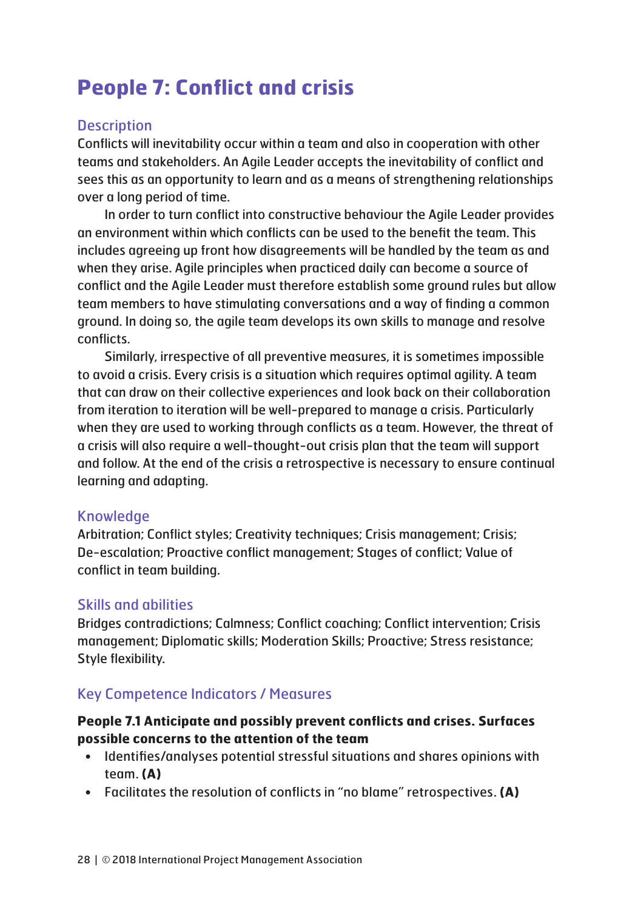# People 7: Conflict and crisis

## Description

Conflicts will inevitability occur within a team and also in cooperation with other teams and stakeholders. An Agile Leader accepts the inevitability of conflict and sees this as an opportunity to learn and as a means of strengthening relationships over a long period of time.

In order to turn conflict into constructive behaviour the Agile Leader provides an environment within which conflicts can be used to the benefit the team. This includes agreeing up front how disagreements will be handled by the team as and when they arise. Agile principles when practiced daily can become a source of conflict and the Agile Leader must therefore establish some ground rules but allow team members to have stimulating conversations and a way of finding a common ground. In doing so, the agile team develops its own skills to manage and resolve conflicts.

Similarly, irrespective of all preventive measures, it is sometimes impossible to avoid a crisis. Every crisis is a situation which requires optimal agility. A team that can draw on their collective experiences and look back on their collaboration from iteration to iteration will be well-prepared to manage a crisis. Particularly when they are used to working through conflicts as a team. However, the threat of a crisis will also require a well-thought-out crisis plan that the team will support and follow. At the end of the crisis a retrospective is necessary to ensure continual learning and adapting.

## Knowledge

Arbitration; Conflict styles; Creativity techniques; Crisis management; Crisis; De-escalation; Proactive conflict management; Stages of conflict; Value of conflict in team building.

## Skills and abilities

Bridges contradictions; Calmness; Conflict coaching; Conflict intervention; Crisis management; Diplomatic skills; Moderation Skills; Proactive; Stress resistance; Style flexibility.

## Key Competence Indicators / Measures

**People 7.1 Anticipate and possibly prevent conflicts and crises. Surfaces possible concerns to the attention of the team**

- Identifies/analyses potential stressful situations and shares opinions with team. **(A)**
- Facilitates the resolution of conflicts in "no blame" retrospectives. **(A)**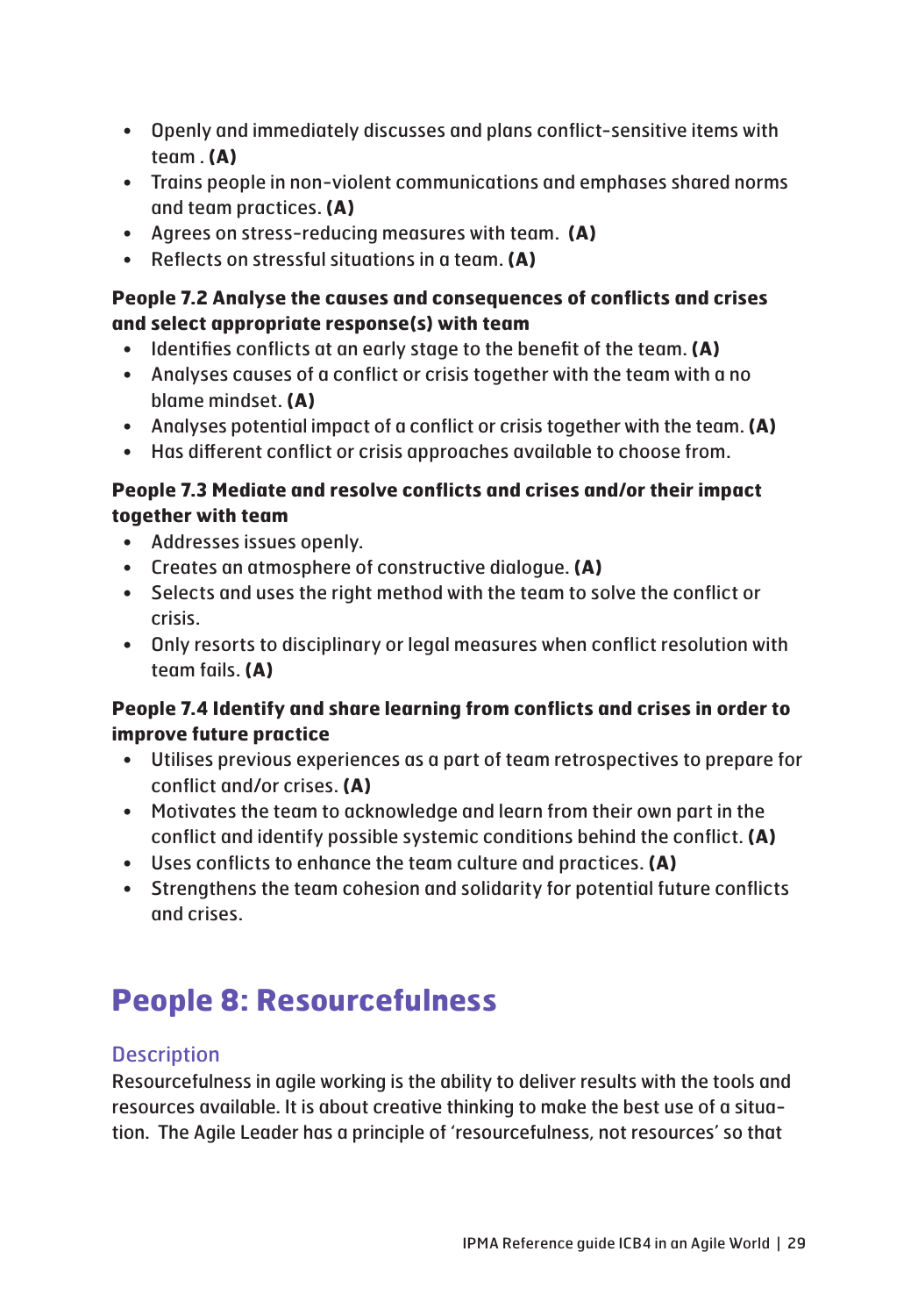- Openly and immediately discusses and plans conflict-sensitive items with team . **(A)**
- Trains people in non-violent communications and emphases shared norms and team practices. **(A)**
- Agrees on stress-reducing measures with team. **(A)**
- Reflects on stressful situations in a team. **(A)**

**People 7.2 Analyse the causes and consequences of conflicts and crises and select appropriate response(s) with team**

- Identifies conflicts at an early stage to the benefit of the team. **(A)**
- Analyses causes of a conflict or crisis together with the team with a no blame mindset. **(A)**
- Analyses potential impact of a conflict or crisis together with the team. **(A)**
- Has different conflict or crisis approaches available to choose from.

**People 7.3 Mediate and resolve conflicts and crises and/or their impact together with team**

- Addresses issues openly.
- Creates an atmosphere of constructive dialogue. **(A)**
- Selects and uses the right method with the team to solve the conflict or crisis.
- Only resorts to disciplinary or legal measures when conflict resolution with team fails. **(A)**

**People 7.4 Identify and share learning from conflicts and crises in order to improve future practice**

- Utilises previous experiences as a part of team retrospectives to prepare for conflict and/or crises. **(A)**
- Motivates the team to acknowledge and learn from their own part in the conflict and identify possible systemic conditions behind the conflict. **(A)**
- Uses conflicts to enhance the team culture and practices. **(A)**
- Strengthens the team cohesion and solidarity for potential future conflicts and crises.

# People 8: Resourcefulness

## Description

Resourcefulness in agile working is the ability to deliver results with the tools and resources available. It is about creative thinking to make the best use of a situation. The Agile Leader has a principle of 'resourcefulness, not resources' so that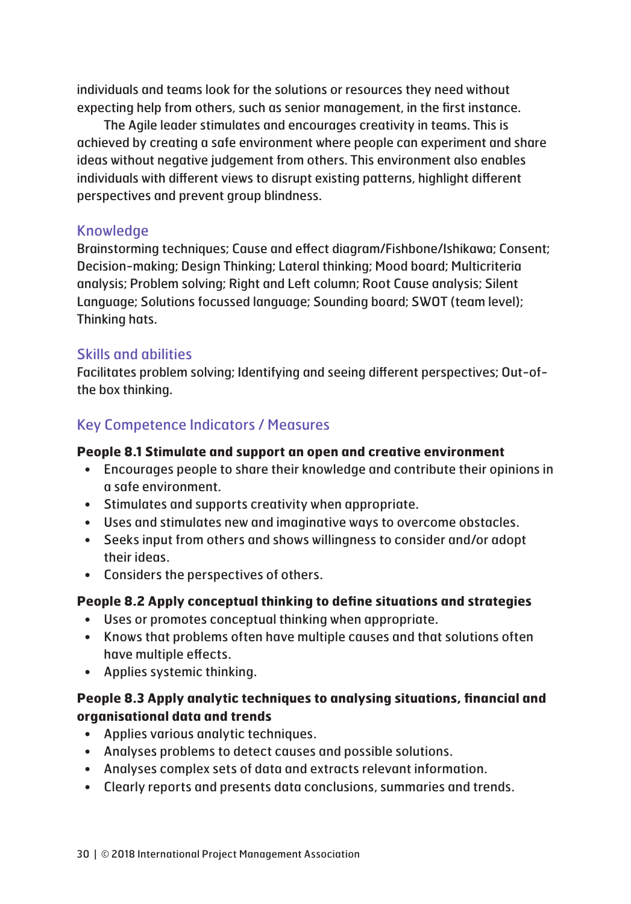individuals and teams look for the solutions or resources they need without expecting help from others, such as senior management, in the first instance.

The Agile leader stimulates and encourages creativity in teams. This is achieved by creating a safe environment where people can experiment and share ideas without negative judgement from others. This environment also enables individuals with different views to disrupt existing patterns, highlight different perspectives and prevent group blindness.

## Knowledge

Brainstorming techniques; Cause and effect diagram/Fishbone/Ishikawa; Consent; Decision-making; Design Thinking; Lateral thinking; Mood board; Multicriteria analysis; Problem solving; Right and Left column; Root Cause analysis; Silent Language; Solutions focussed language; Sounding board; SWOT (team level); Thinking hats.

## Skills and abilities

Facilitates problem solving; Identifying and seeing different perspectives; Out-of-the box thinking.

## Key Competence Indicators / Measures

**People 8.1 Stimulate and support an open and creative environment**

- Encourages people to share their knowledge and contribute their opinions in a safe environment.
- Stimulates and supports creativity when appropriate.
- Uses and stimulates new and imaginative ways to overcome obstacles.
- Seeks input from others and shows willingness to consider and/or adopt their ideas.
- Considers the perspectives of others.

**People 8.2 Apply conceptual thinking to define situations and strategies**

- Uses or promotes conceptual thinking when appropriate.
- Knows that problems often have multiple causes and that solutions often have multiple effects.
- Applies systemic thinking.

**People 8.3 Apply analytic techniques to analysing situations, financial and organisational data and trends**

- Applies various analytic techniques.
- Analyses problems to detect causes and possible solutions.
- Analyses complex sets of data and extracts relevant information.
- Clearly reports and presents data conclusions, summaries and trends.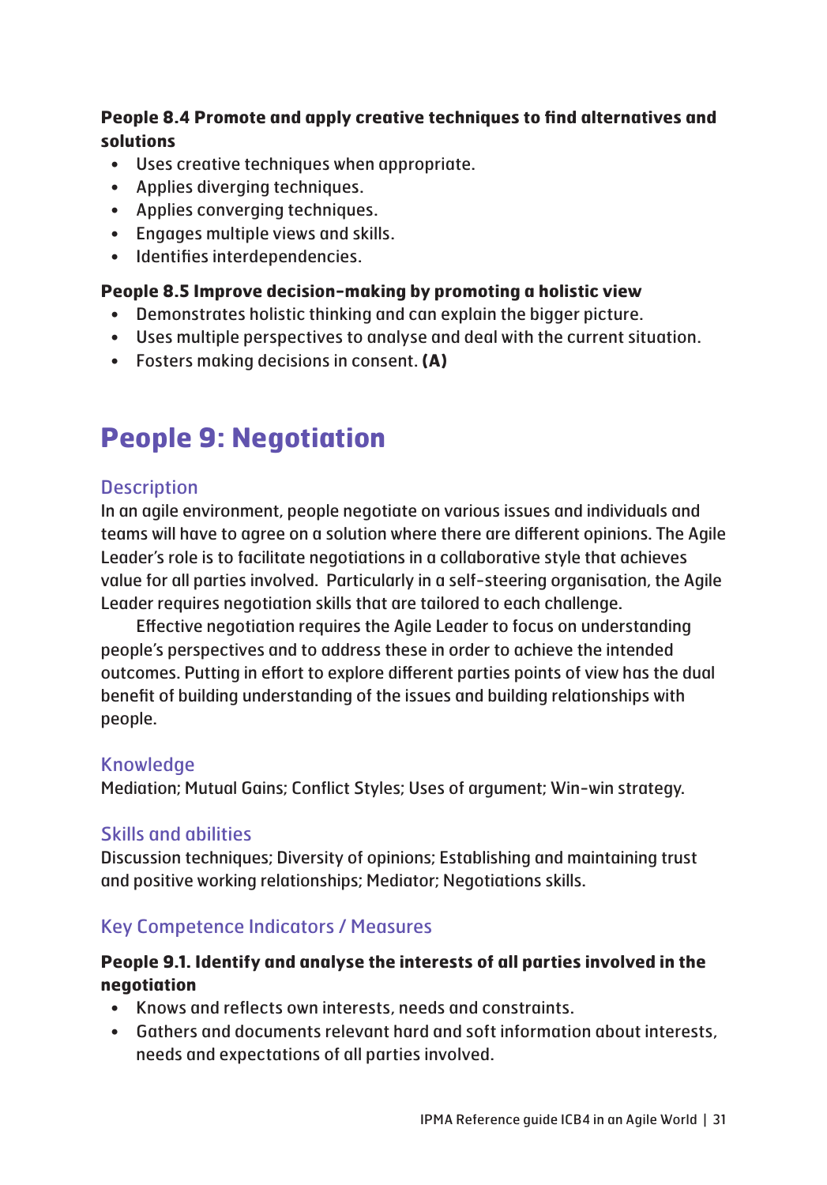**People 8.4 Promote and apply creative techniques to find alternatives and solutions**

- Uses creative techniques when appropriate.
- Applies diverging techniques.
- Applies converging techniques.
- Engages multiple views and skills.
- Identifies interdependencies.

**People 8.5 Improve decision-making by promoting a holistic view**

- Demonstrates holistic thinking and can explain the bigger picture.
- Uses multiple perspectives to analyse and deal with the current situation.
- Fosters making decisions in consent. **(A)**

# People 9: Negotiation

## Description

In an agile environment, people negotiate on various issues and individuals and teams will have to agree on a solution where there are different opinions. The Agile Leader's role is to facilitate negotiations in a collaborative style that achieves value for all parties involved. Particularly in a self-steering organisation, the Agile Leader requires negotiation skills that are tailored to each challenge.

Effective negotiation requires the Agile Leader to focus on understanding people's perspectives and to address these in order to achieve the intended outcomes. Putting in effort to explore different parties points of view has the dual benefit of building understanding of the issues and building relationships with people.

## Knowledge

Mediation; Mutual Gains; Conflict Styles; Uses of argument; Win-win strategy.

## Skills and abilities

Discussion techniques; Diversity of opinions; Establishing and maintaining trust and positive working relationships; Mediator; Negotiations skills.

## Key Competence Indicators / Measures

**People 9.1. Identify and analyse the interests of all parties involved in the negotiation**

- Knows and reflects own interests, needs and constraints.
- Gathers and documents relevant hard and soft information about interests, needs and expectations of all parties involved.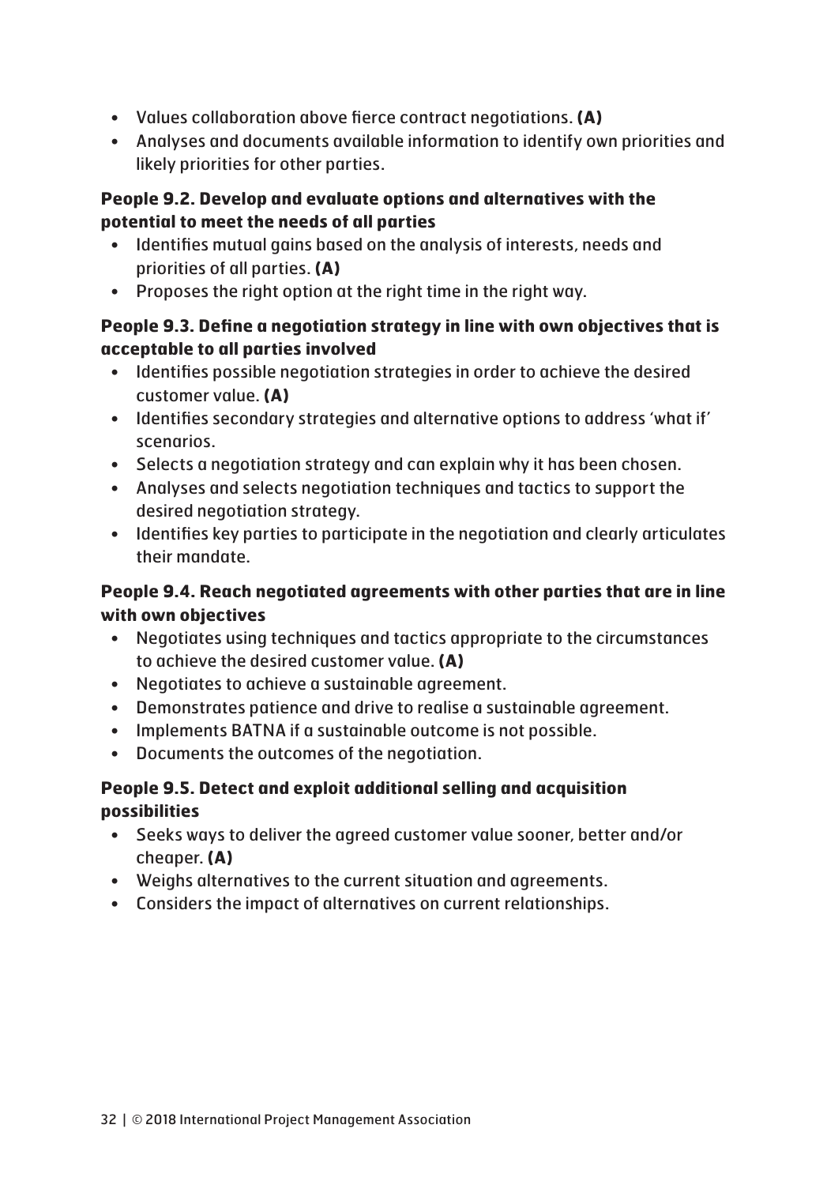- Values collaboration above fierce contract negotiations. **(A)**
- Analyses and documents available information to identify own priorities and likely priorities for other parties.

**People 9.2. Develop and evaluate options and alternatives with the potential to meet the needs of all parties**

- Identifies mutual gains based on the analysis of interests, needs and priorities of all parties. **(A)**
- Proposes the right option at the right time in the right way.

**People 9.3. Define a negotiation strategy in line with own objectives that is acceptable to all parties involved**

- Identifies possible negotiation strategies in order to achieve the desired customer value. **(A)**
- Identifies secondary strategies and alternative options to address 'what if' scenarios.
- Selects a negotiation strategy and can explain why it has been chosen.
- Analyses and selects negotiation techniques and tactics to support the desired negotiation strategy.
- Identifies key parties to participate in the negotiation and clearly articulates their mandate.

**People 9.4. Reach negotiated agreements with other parties that are in line with own objectives**

- Negotiates using techniques and tactics appropriate to the circumstances to achieve the desired customer value. **(A)**
- Negotiates to achieve a sustainable agreement.
- Demonstrates patience and drive to realise a sustainable agreement.
- Implements BATNA if a sustainable outcome is not possible.
- Documents the outcomes of the negotiation.

**People 9.5. Detect and exploit additional selling and acquisition possibilities**

- Seeks ways to deliver the agreed customer value sooner, better and/or cheaper. **(A)**
- Weighs alternatives to the current situation and agreements.
- Considers the impact of alternatives on current relationships.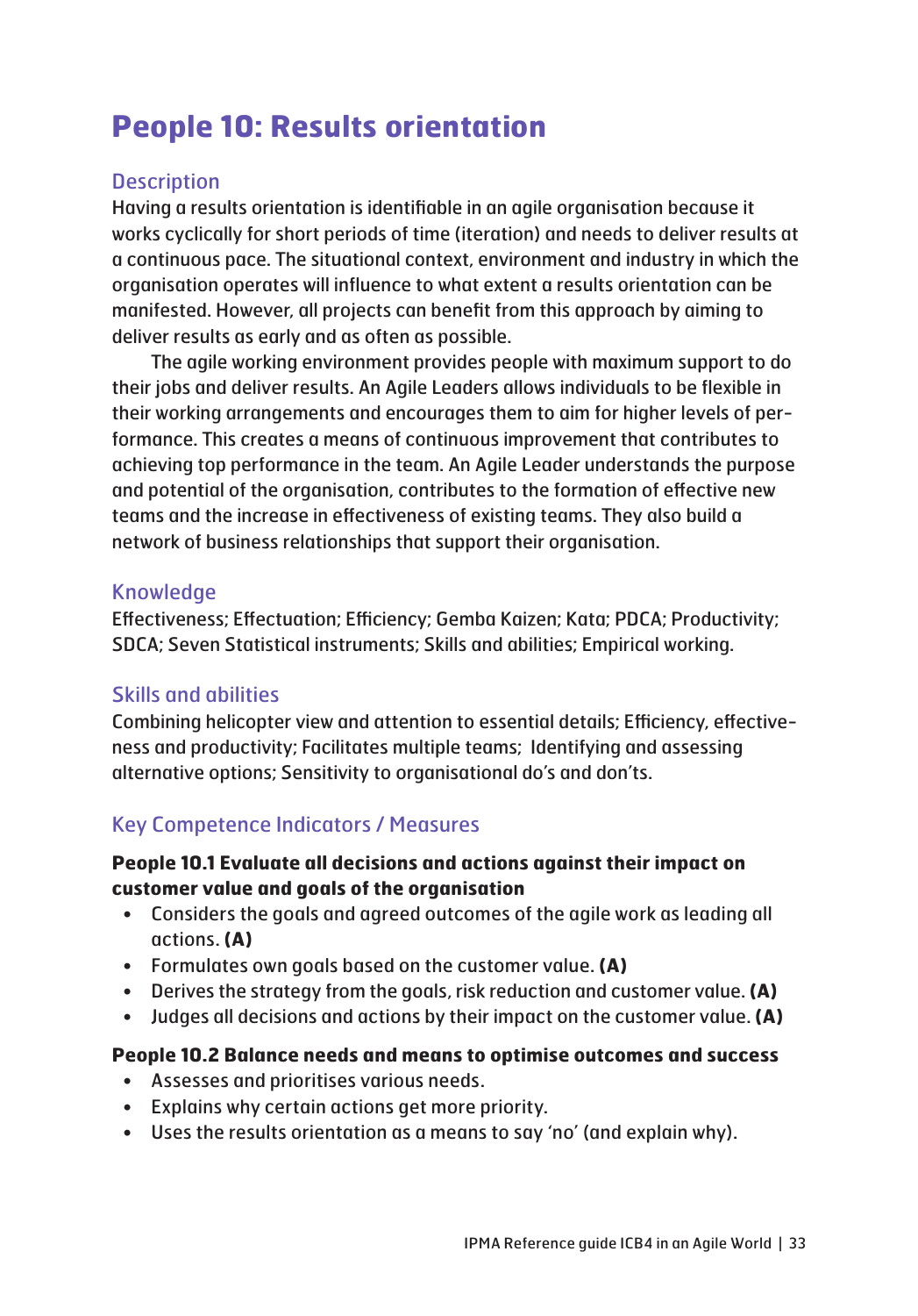# People 10: Results orientation

## Description

Having a results orientation is identifiable in an agile organisation because it works cyclically for short periods of time (iteration) and needs to deliver results at a continuous pace. The situational context, environment and industry in which the organisation operates will influence to what extent a results orientation can be manifested. However, all projects can benefit from this approach by aiming to deliver results as early and as often as possible.

The agile working environment provides people with maximum support to do their jobs and deliver results. An Agile Leaders allows individuals to be flexible in their working arrangements and encourages them to aim for higher levels of performance. This creates a means of continuous improvement that contributes to achieving top performance in the team. An Agile Leader understands the purpose and potential of the organisation, contributes to the formation of effective new teams and the increase in effectiveness of existing teams. They also build a network of business relationships that support their organisation.

## Knowledge

Effectiveness; Effectuation; Efficiency; Gemba Kaizen; Kata; PDCA; Productivity; SDCA; Seven Statistical instruments; Skills and abilities; Empirical working.

## Skills and abilities

Combining helicopter view and attention to essential details; Efficiency, effectiveness and productivity; Facilitates multiple teams; Identifying and assessing alternative options; Sensitivity to organisational do's and don'ts.

## Key Competence Indicators / Measures

**People 10.1 Evaluate all decisions and actions against their impact on customer value and goals of the organisation**

- Considers the goals and agreed outcomes of the agile work as leading all actions. **(A)**
- Formulates own goals based on the customer value. **(A)**
- Derives the strategy from the goals, risk reduction and customer value. **(A)**
- Judges all decisions and actions by their impact on the customer value. **(A)**

**People 10.2 Balance needs and means to optimise outcomes and success**

- Assesses and prioritises various needs.
- Explains why certain actions get more priority.
- Uses the results orientation as a means to say 'no' (and explain why).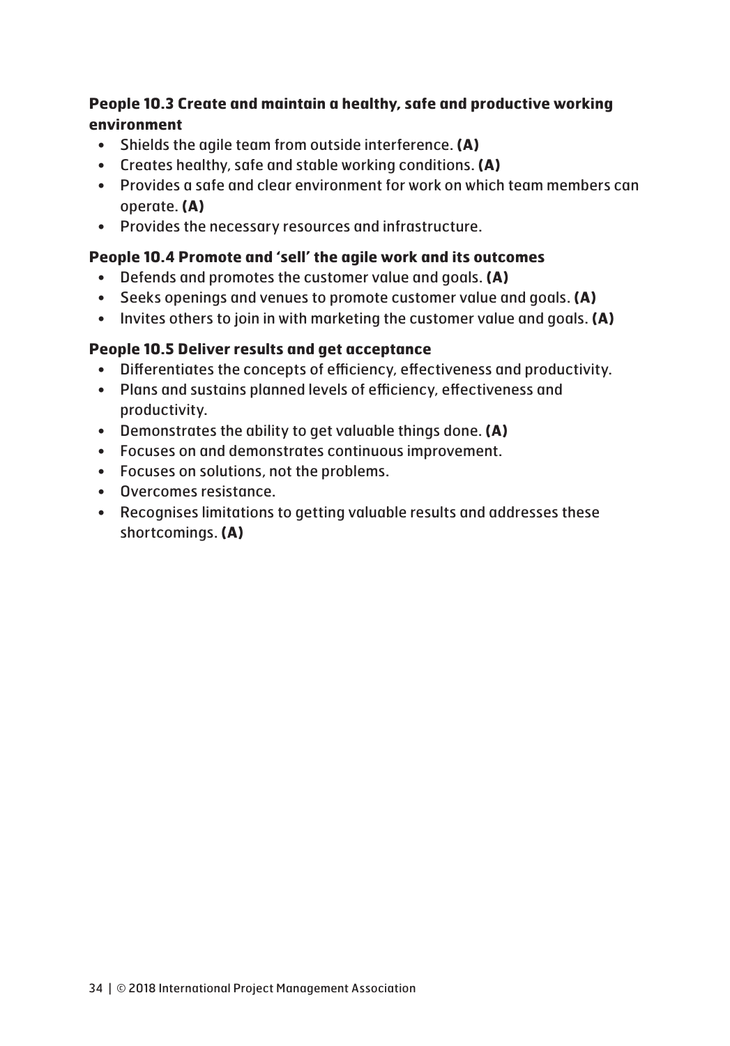#### People 10.3 Create and maintain a healthy, safe and productive working environment

- Shields the agile team from outside interference. **(A)**
- Creates healthy, safe and stable working conditions. **(A)**
- Provides a safe and clear environment for work on which team members can operate. **(A)**
- Provides the necessary resources and infrastructure.

#### People 10.4 Promote and 'sell' the agile work and its outcomes

- Defends and promotes the customer value and goals. **(A)**
- Seeks openings and venues to promote customer value and goals. **(A)**
- Invites others to join in with marketing the customer value and goals. **(A)**

#### People 10.5 Deliver results and get acceptance

- Differentiates the concepts of efficiency, effectiveness and productivity.
- Plans and sustains planned levels of efficiency, effectiveness and productivity.
- Demonstrates the ability to get valuable things done. **(A)**
- Focuses on and demonstrates continuous improvement.
- Focuses on solutions, not the problems.
- Overcomes resistance.
- Recognises limitations to getting valuable results and addresses these shortcomings. **(A)**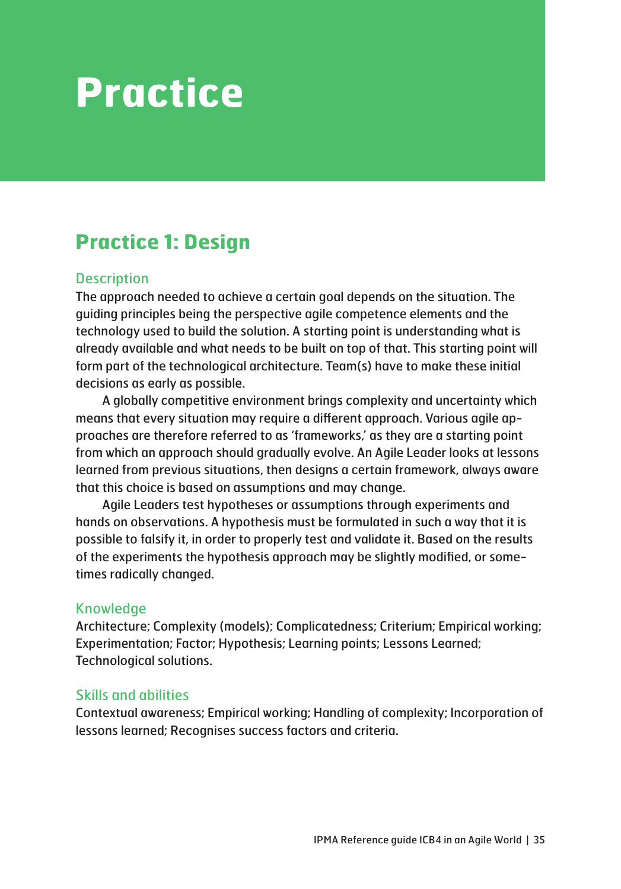# Practice

## Practice 1: Design

### Description

The approach needed to achieve a certain goal depends on the situation. The guiding principles being the perspective agile competence elements and the technology used to build the solution. A starting point is understanding what is already available and what needs to be built on top of that. This starting point will form part of the technological architecture. Team(s) have to make these initial decisions as early as possible.

A globally competitive environment brings complexity and uncertainty which means that every situation may require a different approach. Various agile approaches are therefore referred to as 'frameworks,' as they are a starting point from which an approach should gradually evolve. An Agile Leader looks at lessons learned from previous situations, then designs a certain framework, always aware that this choice is based on assumptions and may change.

Agile Leaders test hypotheses or assumptions through experiments and hands on observations. A hypothesis must be formulated in such a way that it is possible to falsify it, in order to properly test and validate it. Based on the results of the experiments the hypothesis approach may be slightly modified, or sometimes radically changed.

### Knowledge

Architecture; Complexity (models); Complicatedness; Criterium; Empirical working; Experimentation; Factor; Hypothesis; Learning points; Lessons Learned; Technological solutions.

### Skills and abilities

Contextual awareness; Empirical working; Handling of complexity; Incorporation of lessons learned; Recognises success factors and criteria.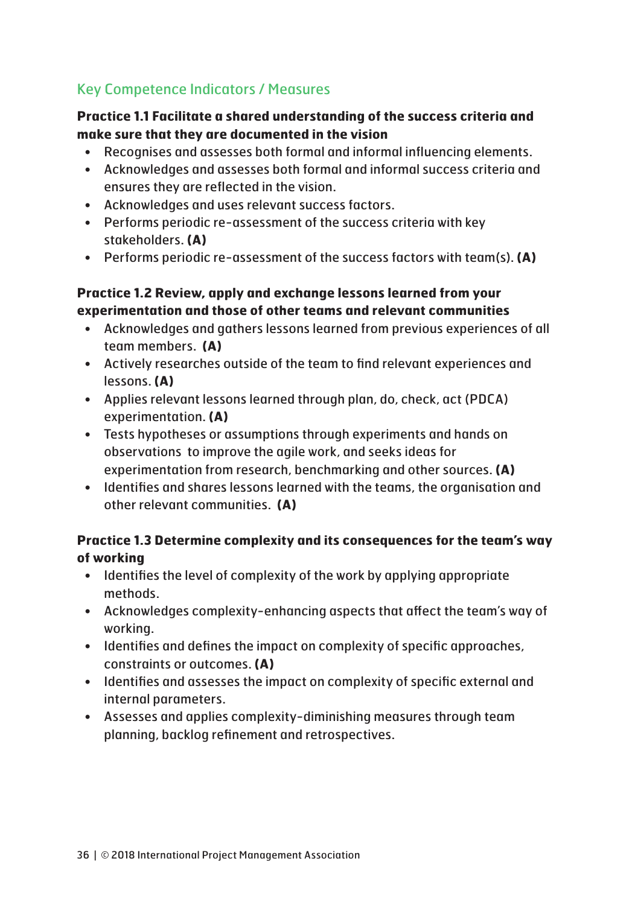## Key Competence Indicators / Measures

**Practice 1.1 Facilitate a shared understanding of the success criteria and make sure that they are documented in the vision**

- Recognises and assesses both formal and informal influencing elements.
- Acknowledges and assesses both formal and informal success criteria and ensures they are reflected in the vision.
- Acknowledges and uses relevant success factors.
- Performs periodic re-assessment of the success criteria with key stakeholders. **(A)**
- Performs periodic re-assessment of the success factors with team(s). **(A)**

**Practice 1.2 Review, apply and exchange lessons learned from your experimentation and those of other teams and relevant communities**

- Acknowledges and gathers lessons learned from previous experiences of all team members. **(A)**
- Actively researches outside of the team to find relevant experiences and lessons. **(A)**
- Applies relevant lessons learned through plan, do, check, act (PDCA) experimentation. **(A)**
- Tests hypotheses or assumptions through experiments and hands on observations to improve the agile work, and seeks ideas for experimentation from research, benchmarking and other sources. **(A)**
- Identifies and shares lessons learned with the teams, the organisation and other relevant communities. **(A)**

**Practice 1.3 Determine complexity and its consequences for the team's way of working**

- Identifies the level of complexity of the work by applying appropriate methods.
- Acknowledges complexity-enhancing aspects that affect the team's way of working.
- Identifies and defines the impact on complexity of specific approaches, constraints or outcomes. **(A)**
- Identifies and assesses the impact on complexity of specific external and internal parameters.
- Assesses and applies complexity-diminishing measures through team planning, backlog refinement and retrospectives.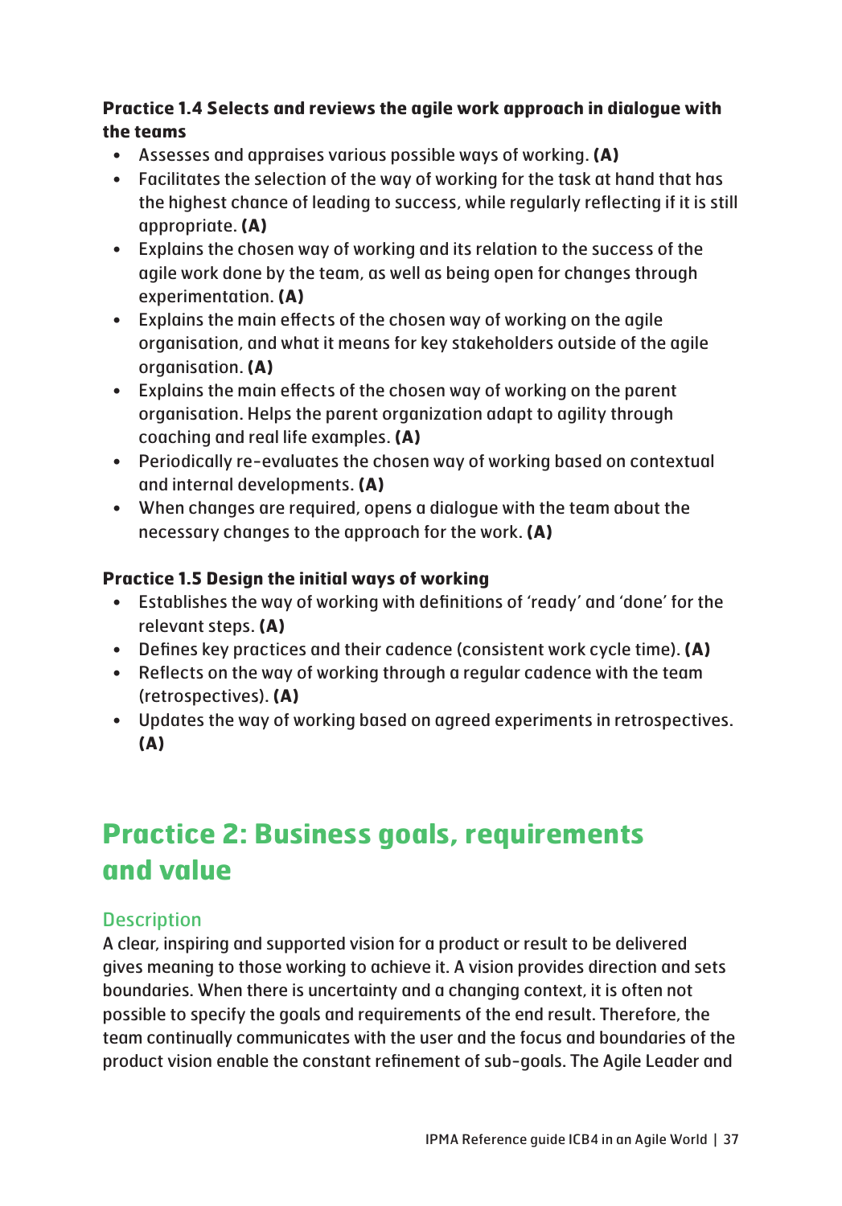**Practice 1.4 Selects and reviews the agile work approach in dialogue with the teams**

- Assesses and appraises various possible ways of working. **(A)**
- Facilitates the selection of the way of working for the task at hand that has the highest chance of leading to success, while regularly reflecting if it is still appropriate. **(A)**
- Explains the chosen way of working and its relation to the success of the agile work done by the team, as well as being open for changes through experimentation. **(A)**
- Explains the main effects of the chosen way of working on the agile organisation, and what it means for key stakeholders outside of the agile organisation. **(A)**
- Explains the main effects of the chosen way of working on the parent organisation. Helps the parent organization adapt to agility through coaching and real life examples. **(A)**
- Periodically re-evaluates the chosen way of working based on contextual and internal developments. **(A)**
- When changes are required, opens a dialogue with the team about the necessary changes to the approach for the work. **(A)**

**Practice 1.5 Design the initial ways of working**

- Establishes the way of working with definitions of 'ready' and 'done' for the relevant steps. **(A)**
- Defines key practices and their cadence (consistent work cycle time). **(A)**
- Reflects on the way of working through a regular cadence with the team (retrospectives). **(A)**
- Updates the way of working based on agreed experiments in retrospectives. **(A)**

## Practice 2: Business goals, requirements and value

### Description

A clear, inspiring and supported vision for a product or result to be delivered gives meaning to those working to achieve it. A vision provides direction and sets boundaries. When there is uncertainty and a changing context, it is often not possible to specify the goals and requirements of the end result. Therefore, the team continually communicates with the user and the focus and boundaries of the product vision enable the constant refinement of sub-goals. The Agile Leader and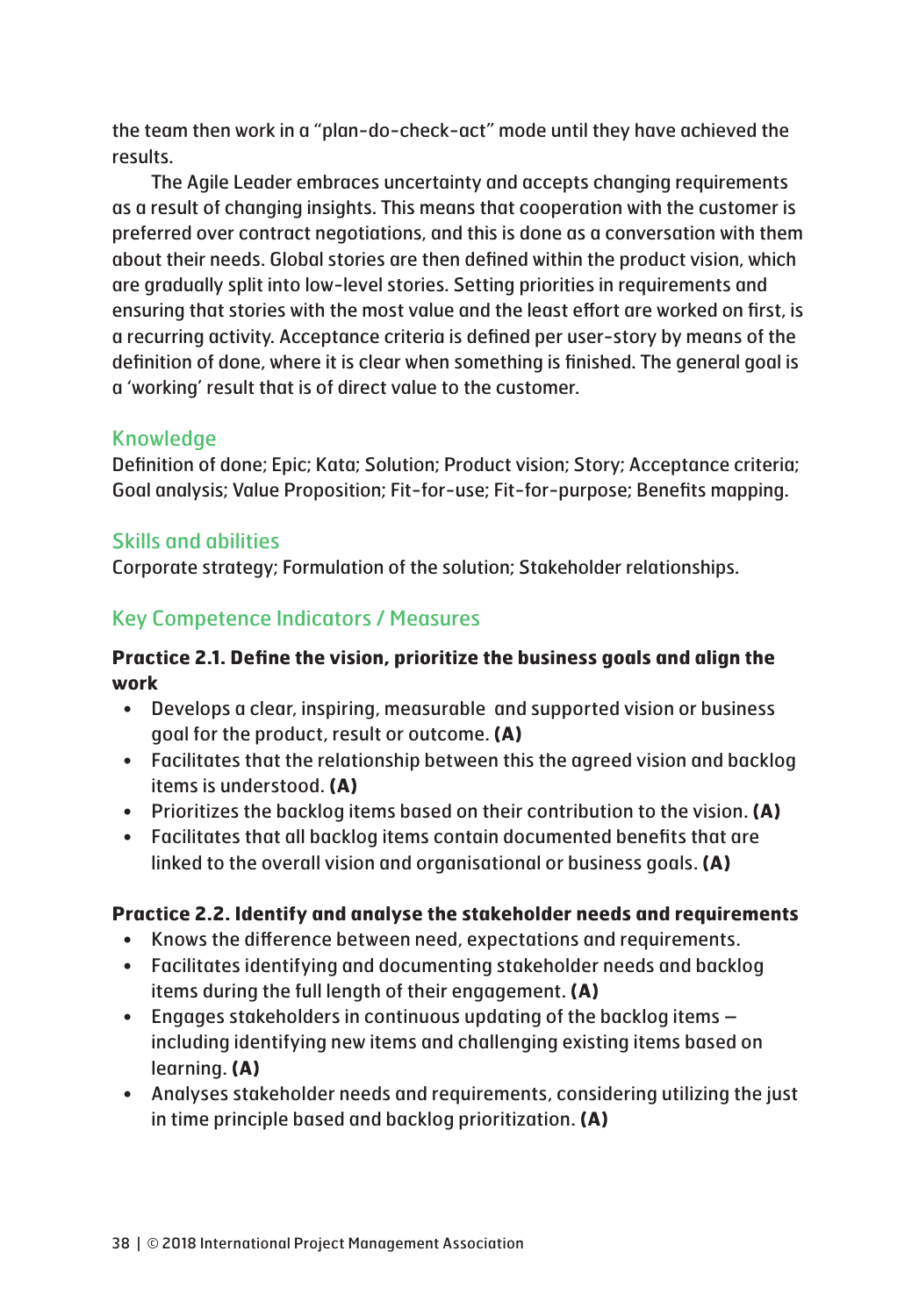the team then work in a "plan-do-check-act" mode until they have achieved the results.

The Agile Leader embraces uncertainty and accepts changing requirements as a result of changing insights. This means that cooperation with the customer is preferred over contract negotiations, and this is done as a conversation with them about their needs. Global stories are then defined within the product vision, which are gradually split into low-level stories. Setting priorities in requirements and ensuring that stories with the most value and the least effort are worked on first, is a recurring activity. Acceptance criteria is defined per user-story by means of the definition of done, where it is clear when something is finished. The general goal is a 'working' result that is of direct value to the customer.

### Knowledge

Definition of done; Epic; Kata; Solution; Product vision; Story; Acceptance criteria; Goal analysis; Value Proposition; Fit-for-use; Fit-for-purpose; Benefits mapping.

### Skills and abilities

Corporate strategy; Formulation of the solution; Stakeholder relationships.

### Key Competence Indicators / Measures

**Practice 2.1. Define the vision, prioritize the business goals and align the work**

- Develops a clear, inspiring, measurable  and supported vision or business goal for the product, result or outcome. **(A)**
- Facilitates that the relationship between this the agreed vision and backlog items is understood. **(A)**
- Prioritizes the backlog items based on their contribution to the vision. **(A)**
- Facilitates that all backlog items contain documented benefits that are linked to the overall vision and organisational or business goals. **(A)**

**Practice 2.2. Identify and analyse the stakeholder needs and requirements**

- Knows the difference between need, expectations and requirements.
- Facilitates identifying and documenting stakeholder needs and backlog items during the full length of their engagement. **(A)**
- Engages stakeholders in continuous updating of the backlog items – including identifying new items and challenging existing items based on learning. **(A)**
- Analyses stakeholder needs and requirements, considering utilizing the just in time principle based and backlog prioritization. **(A)**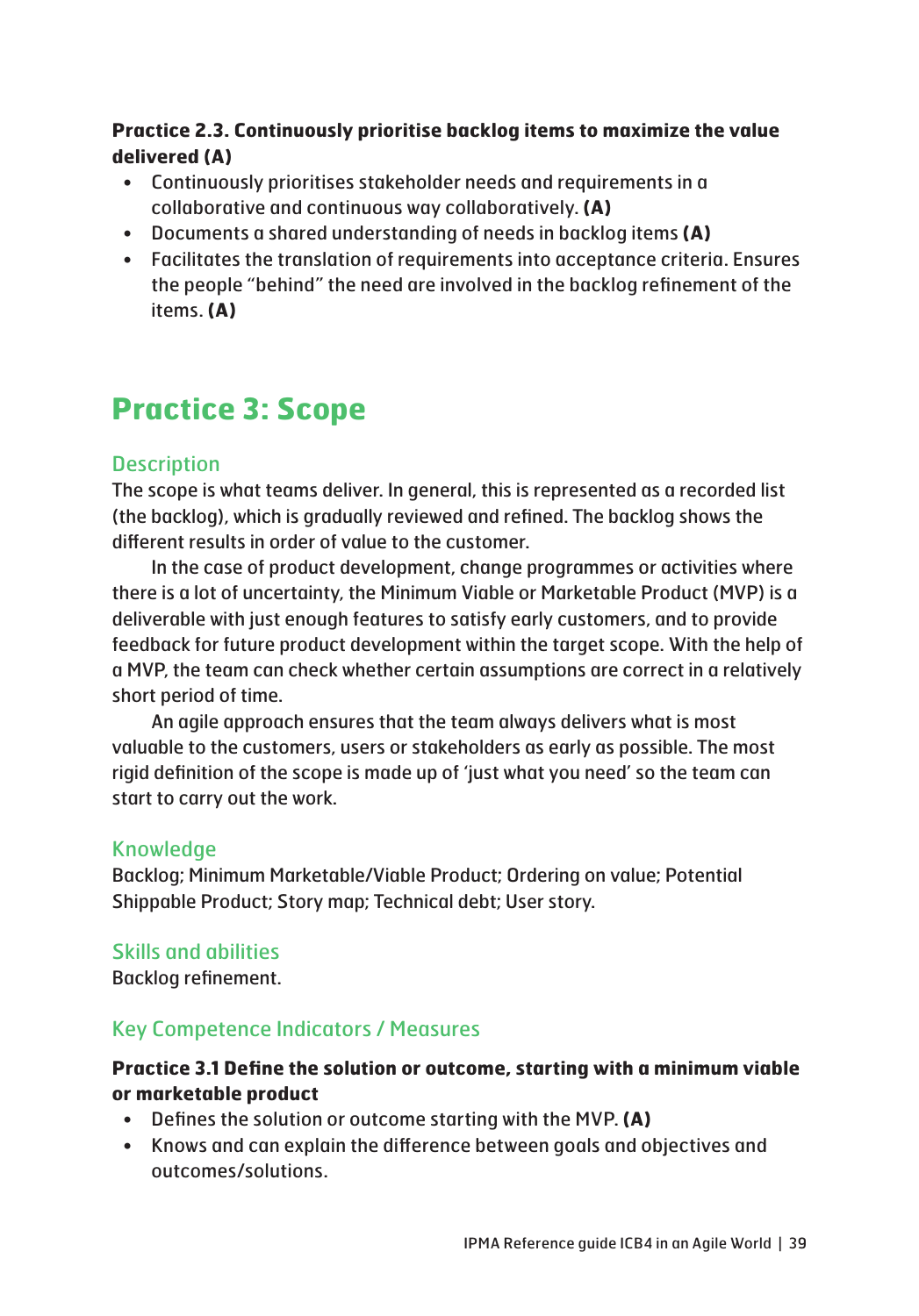**Practice 2.3. Continuously prioritise backlog items to maximize the value delivered (A)**

- Continuously prioritises stakeholder needs and requirements in a collaborative and continuous way collaboratively. **(A)**
- Documents a shared understanding of needs in backlog items **(A)**
- Facilitates the translation of requirements into acceptance criteria. Ensures the people "behind" the need are involved in the backlog refinement of the items. **(A)**

# Practice 3: Scope

## Description

The scope is what teams deliver. In general, this is represented as a recorded list (the backlog), which is gradually reviewed and refined. The backlog shows the different results in order of value to the customer.

In the case of product development, change programmes or activities where there is a lot of uncertainty, the Minimum Viable or Marketable Product (MVP) is a deliverable with just enough features to satisfy early customers, and to provide feedback for future product development within the target scope. With the help of a MVP, the team can check whether certain assumptions are correct in a relatively short period of time.

An agile approach ensures that the team always delivers what is most valuable to the customers, users or stakeholders as early as possible. The most rigid definition of the scope is made up of 'just what you need' so the team can start to carry out the work.

## Knowledge

Backlog; Minimum Marketable/Viable Product; Ordering on value; Potential Shippable Product; Story map; Technical debt; User story.

## Skills and abilities

Backlog refinement.

## Key Competence Indicators / Measures

**Practice 3.1 Define the solution or outcome, starting with a minimum viable or marketable product**

- Defines the solution or outcome starting with the MVP. **(A)**
- Knows and can explain the difference between goals and objectives and outcomes/solutions.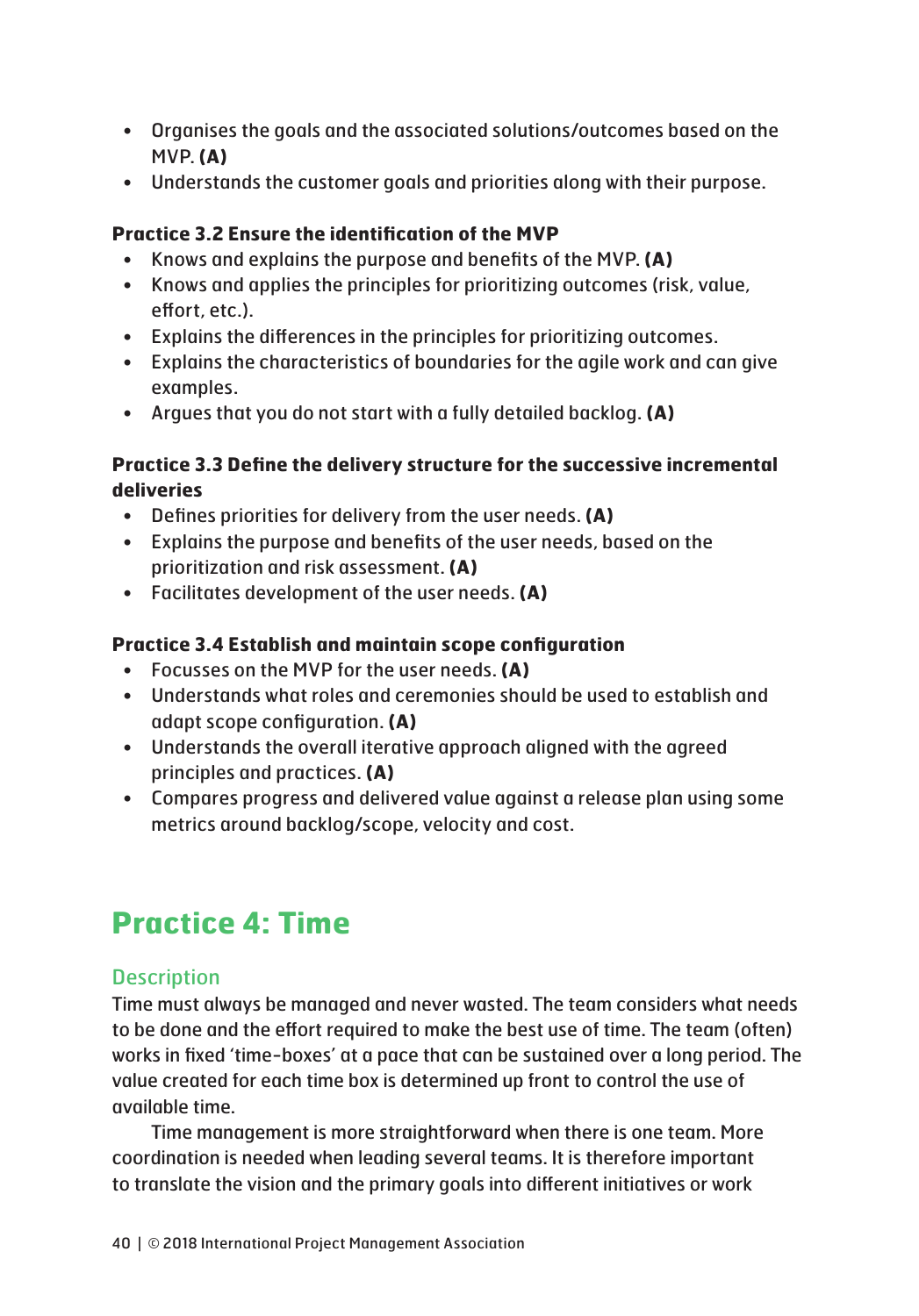- Organises the goals and the associated solutions/outcomes based on the MVP. **(A)**
- Understands the customer goals and priorities along with their purpose.

**Practice 3.2 Ensure the identification of the MVP**

- Knows and explains the purpose and benefits of the MVP. **(A)**
- Knows and applies the principles for prioritizing outcomes (risk, value, effort, etc.).
- Explains the differences in the principles for prioritizing outcomes.
- Explains the characteristics of boundaries for the agile work and can give examples.
- Argues that you do not start with a fully detailed backlog. **(A)**

**Practice 3.3 Define the delivery structure for the successive incremental deliveries**

- Defines priorities for delivery from the user needs. **(A)**
- Explains the purpose and benefits of the user needs, based on the prioritization and risk assessment. **(A)**
- Facilitates development of the user needs. **(A)**

**Practice 3.4 Establish and maintain scope configuration**

- Focusses on the MVP for the user needs. **(A)**
- Understands what roles and ceremonies should be used to establish and adapt scope configuration. **(A)**
- Understands the overall iterative approach aligned with the agreed principles and practices. **(A)**
- Compares progress and delivered value against a release plan using some metrics around backlog/scope, velocity and cost.

# Practice 4: Time

## Description

Time must always be managed and never wasted. The team considers what needs to be done and the effort required to make the best use of time. The team (often) works in fixed 'time-boxes' at a pace that can be sustained over a long period. The value created for each time box is determined up front to control the use of available time.

Time management is more straightforward when there is one team. More coordination is needed when leading several teams. It is therefore important to translate the vision and the primary goals into different initiatives or work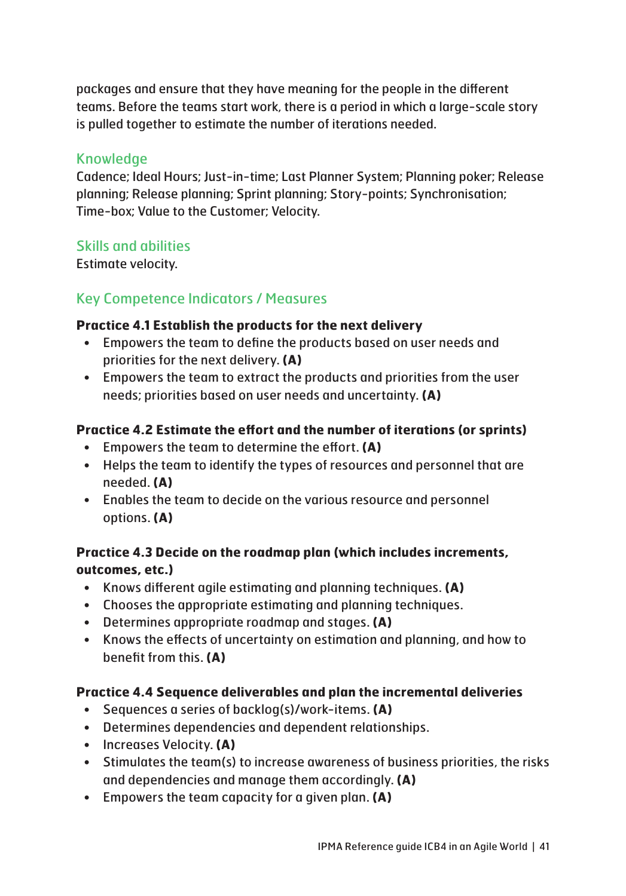packages and ensure that they have meaning for the people in the different teams. Before the teams start work, there is a period in which a large-scale story is pulled together to estimate the number of iterations needed.

### Knowledge

Cadence; Ideal Hours; Just-in-time; Last Planner System; Planning poker; Release planning; Release planning; Sprint planning; Story-points; Synchronisation; Time-box; Value to the Customer; Velocity.

### Skills and abilities

Estimate velocity.

### Key Competence Indicators / Measures

**Practice 4.1 Establish the products for the next delivery**

- Empowers the team to define the products based on user needs and priorities for the next delivery. **(A)**
- Empowers the team to extract the products and priorities from the user needs; priorities based on user needs and uncertainty. **(A)**

**Practice 4.2 Estimate the effort and the number of iterations (or sprints)**

- Empowers the team to determine the effort. **(A)**
- Helps the team to identify the types of resources and personnel that are needed. **(A)**
- Enables the team to decide on the various resource and personnel options. **(A)**

**Practice 4.3 Decide on the roadmap plan (which includes increments, outcomes, etc.)**

- Knows different agile estimating and planning techniques. **(A)**
- Chooses the appropriate estimating and planning techniques.
- Determines appropriate roadmap and stages. **(A)**
- Knows the effects of uncertainty on estimation and planning, and how to benefit from this. **(A)**

**Practice 4.4 Sequence deliverables and plan the incremental deliveries**

- Sequences a series of backlog(s)/work-items. **(A)**
- Determines dependencies and dependent relationships.
- Increases Velocity. **(A)**
- Stimulates the team(s) to increase awareness of business priorities, the risks and dependencies and manage them accordingly. **(A)**
- Empowers the team capacity for a given plan. **(A)**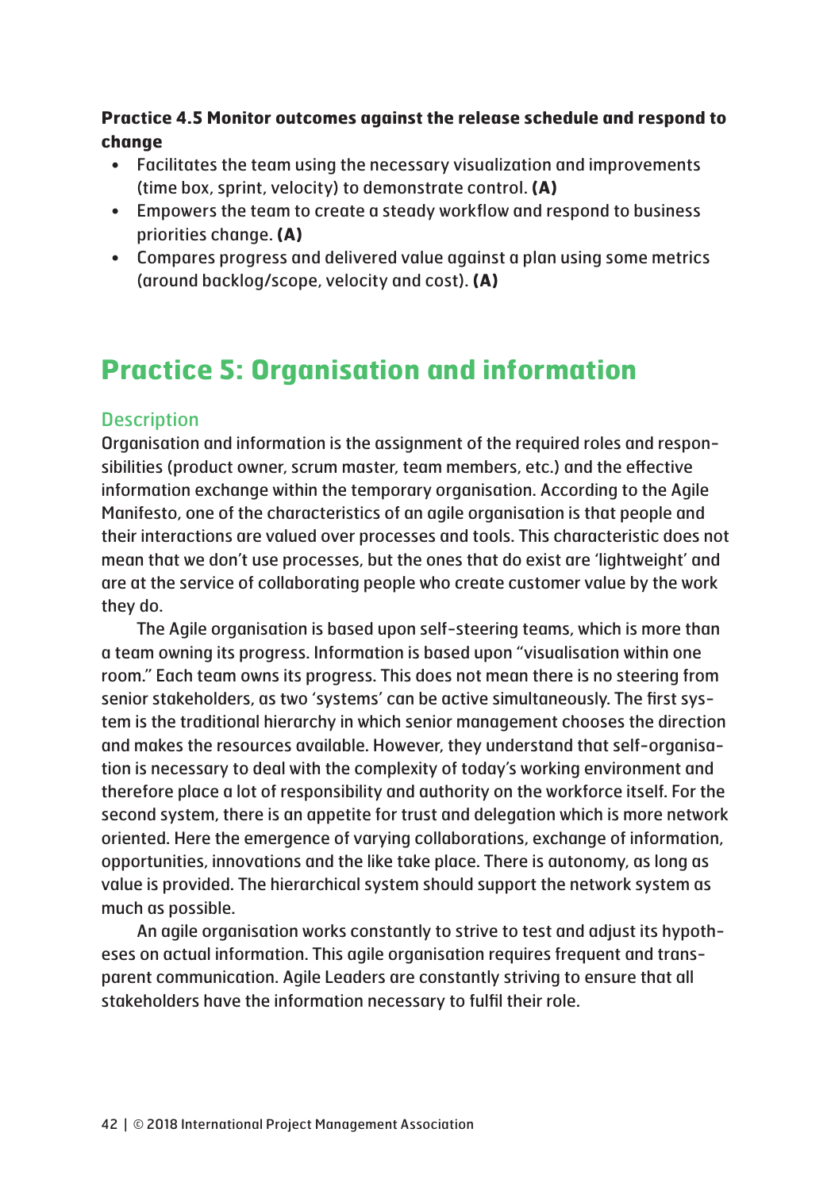**Practice 4.5 Monitor outcomes against the release schedule and respond to change**

- Facilitates the team using the necessary visualization and improvements (time box, sprint, velocity) to demonstrate control. **(A)**
- Empowers the team to create a steady workflow and respond to business priorities change. **(A)**
- Compares progress and delivered value against a plan using some metrics (around backlog/scope, velocity and cost). **(A)**

# Practice 5: Organisation and information

## Description

Organisation and information is the assignment of the required roles and responsibilities (product owner, scrum master, team members, etc.) and the effective information exchange within the temporary organisation. According to the Agile Manifesto, one of the characteristics of an agile organisation is that people and their interactions are valued over processes and tools. This characteristic does not mean that we don't use processes, but the ones that do exist are 'lightweight' and are at the service of collaborating people who create customer value by the work they do.

The Agile organisation is based upon self-steering teams, which is more than a team owning its progress. Information is based upon "visualisation within one room." Each team owns its progress. This does not mean there is no steering from senior stakeholders, as two 'systems' can be active simultaneously. The first system is the traditional hierarchy in which senior management chooses the direction and makes the resources available. However, they understand that self-organisation is necessary to deal with the complexity of today's working environment and therefore place a lot of responsibility and authority on the workforce itself. For the second system, there is an appetite for trust and delegation which is more network oriented. Here the emergence of varying collaborations, exchange of information, opportunities, innovations and the like take place. There is autonomy, as long as value is provided. The hierarchical system should support the network system as much as possible.

An agile organisation works constantly to strive to test and adjust its hypotheses on actual information. This agile organisation requires frequent and transparent communication. Agile Leaders are constantly striving to ensure that all stakeholders have the information necessary to fulfil their role.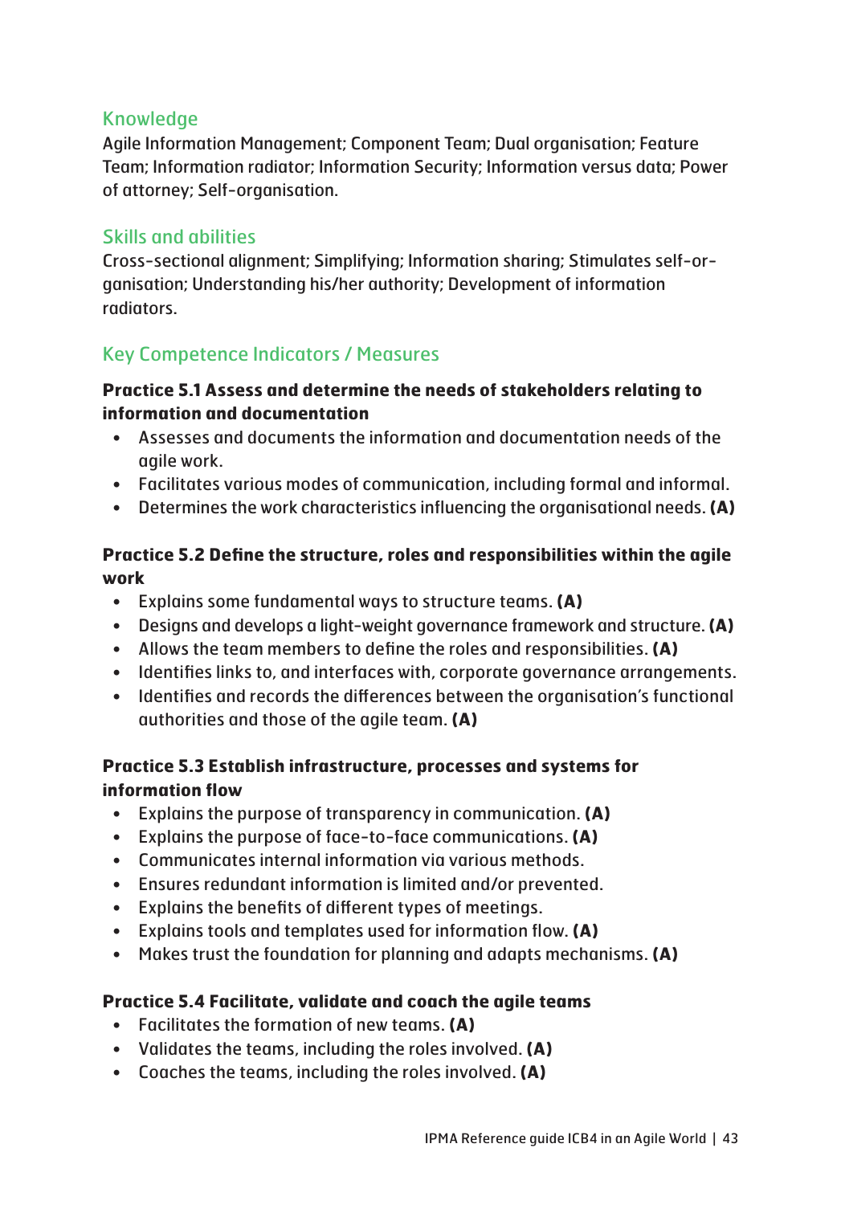### Knowledge

Agile Information Management; Component Team; Dual organisation; Feature Team; Information radiator; Information Security; Information versus data; Power of attorney; Self-organisation.

### Skills and abilities

Cross-sectional alignment; Simplifying; Information sharing; Stimulates self-organisation; Understanding his/her authority; Development of information radiators.

### Key Competence Indicators / Measures

**Practice 5.1 Assess and determine the needs of stakeholders relating to information and documentation**

- Assesses and documents the information and documentation needs of the agile work.
- Facilitates various modes of communication, including formal and informal.
- Determines the work characteristics influencing the organisational needs. **(A)**

**Practice 5.2 Define the structure, roles and responsibilities within the agile work**

- Explains some fundamental ways to structure teams. **(A)**
- Designs and develops a light-weight governance framework and structure. **(A)**
- Allows the team members to define the roles and responsibilities. **(A)**
- Identifies links to, and interfaces with, corporate governance arrangements.
- Identifies and records the differences between the organisation's functional authorities and those of the agile team. **(A)**

**Practice 5.3 Establish infrastructure, processes and systems for information flow**

- Explains the purpose of transparency in communication. **(A)**
- Explains the purpose of face-to-face communications. **(A)**
- Communicates internal information via various methods.
- Ensures redundant information is limited and/or prevented.
- Explains the benefits of different types of meetings.
- Explains tools and templates used for information flow. **(A)**
- Makes trust the foundation for planning and adapts mechanisms. **(A)**

**Practice 5.4 Facilitate, validate and coach the agile teams**

- Facilitates the formation of new teams. **(A)**
- Validates the teams, including the roles involved. **(A)**
- Coaches the teams, including the roles involved. **(A)**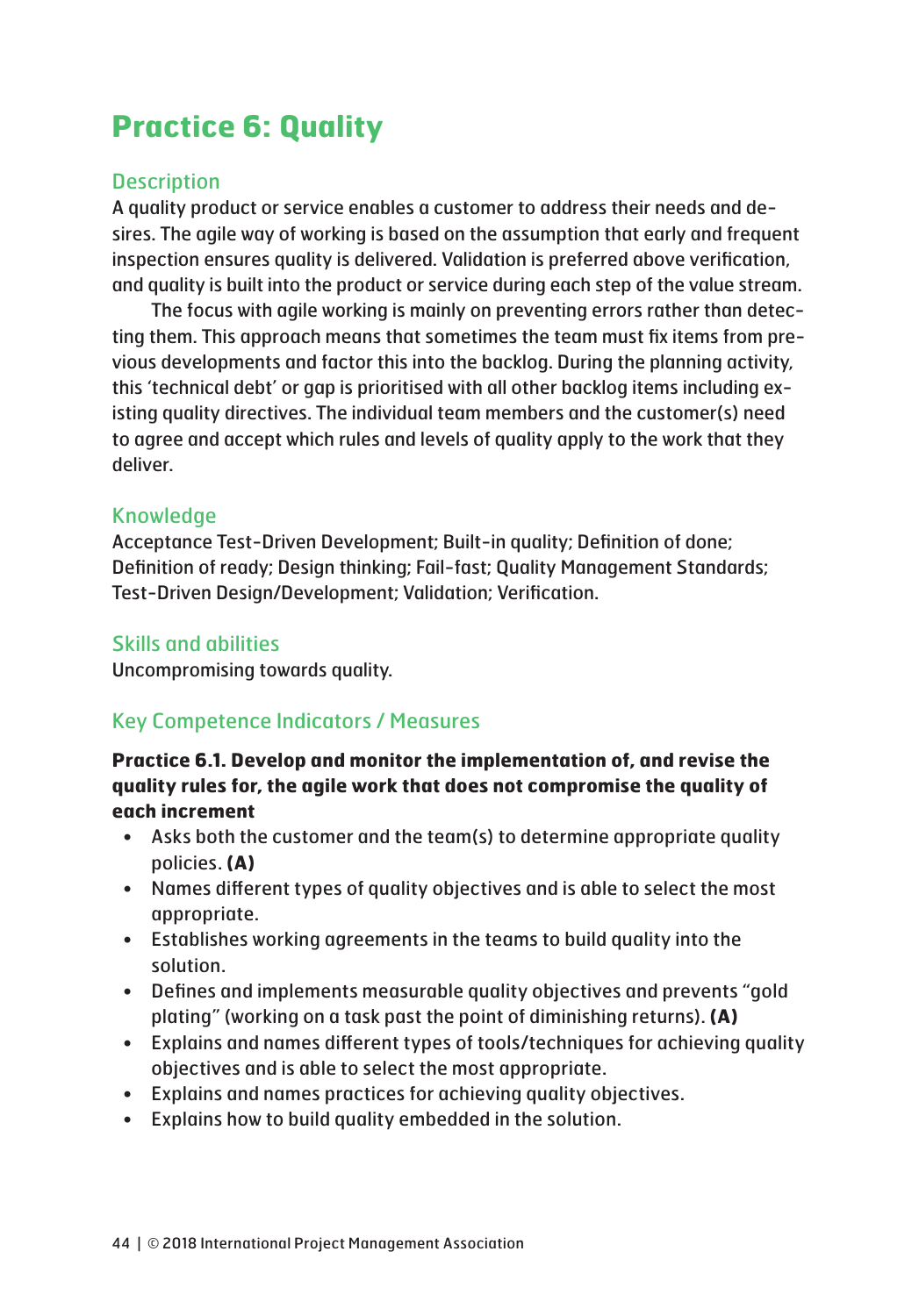# Practice 6: Quality

## Description

A quality product or service enables a customer to address their needs and desires. The agile way of working is based on the assumption that early and frequent inspection ensures quality is delivered. Validation is preferred above verification, and quality is built into the product or service during each step of the value stream.

The focus with agile working is mainly on preventing errors rather than detecting them. This approach means that sometimes the team must fix items from previous developments and factor this into the backlog. During the planning activity, this 'technical debt' or gap is prioritised with all other backlog items including existing quality directives. The individual team members and the customer(s) need to agree and accept which rules and levels of quality apply to the work that they deliver.

## Knowledge

Acceptance Test-Driven Development; Built-in quality; Definition of done; Definition of ready; Design thinking; Fail-fast; Quality Management Standards; Test-Driven Design/Development; Validation; Verification.

## Skills and abilities

Uncompromising towards quality.

## Key Competence Indicators / Measures

**Practice 6.1. Develop and monitor the implementation of, and revise the quality rules for, the agile work that does not compromise the quality of each increment**

- Asks both the customer and the team(s) to determine appropriate quality policies. **(A)**
- Names different types of quality objectives and is able to select the most appropriate.
- Establishes working agreements in the teams to build quality into the solution.
- Defines and implements measurable quality objectives and prevents "gold plating" (working on a task past the point of diminishing returns). **(A)**
- Explains and names different types of tools/techniques for achieving quality objectives and is able to select the most appropriate.
- Explains and names practices for achieving quality objectives.
- Explains how to build quality embedded in the solution.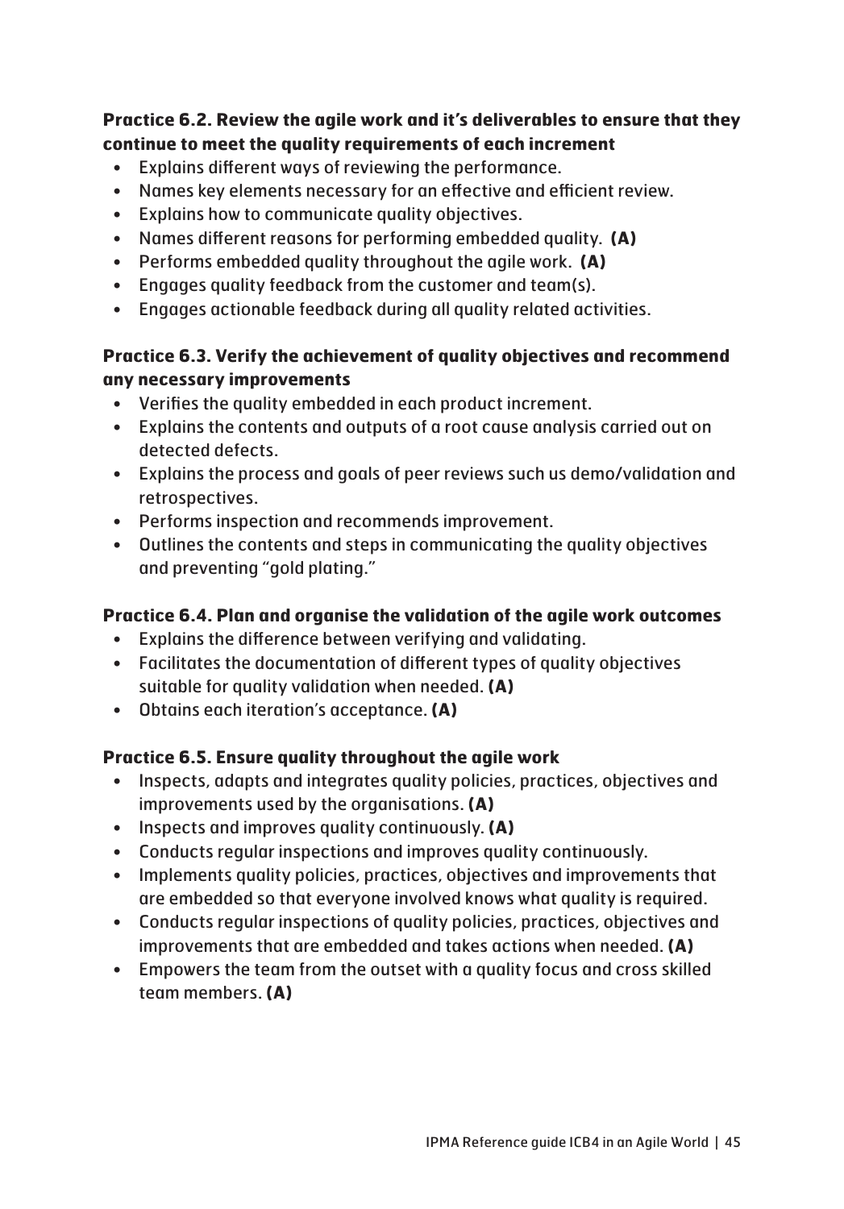**Practice 6.2. Review the agile work and it's deliverables to ensure that they continue to meet the quality requirements of each increment**

- Explains different ways of reviewing the performance.
- Names key elements necessary for an effective and efficient review.
- Explains how to communicate quality objectives.
- Names different reasons for performing embedded quality. **(A)**
- Performs embedded quality throughout the agile work. **(A)**
- Engages quality feedback from the customer and team(s).
- Engages actionable feedback during all quality related activities.

**Practice 6.3. Verify the achievement of quality objectives and recommend any necessary improvements**

- Verifies the quality embedded in each product increment.
- Explains the contents and outputs of a root cause analysis carried out on detected defects.
- Explains the process and goals of peer reviews such us demo/validation and retrospectives.
- Performs inspection and recommends improvement.
- Outlines the contents and steps in communicating the quality objectives and preventing "gold plating."

**Practice 6.4. Plan and organise the validation of the agile work outcomes**

- Explains the difference between verifying and validating.
- Facilitates the documentation of different types of quality objectives suitable for quality validation when needed. **(A)**
- Obtains each iteration's acceptance. **(A)**

**Practice 6.5. Ensure quality throughout the agile work**

- Inspects, adapts and integrates quality policies, practices, objectives and improvements used by the organisations. **(A)**
- Inspects and improves quality continuously. **(A)**
- Conducts regular inspections and improves quality continuously.
- Implements quality policies, practices, objectives and improvements that are embedded so that everyone involved knows what quality is required.
- Conducts regular inspections of quality policies, practices, objectives and improvements that are embedded and takes actions when needed. **(A)**
- Empowers the team from the outset with a quality focus and cross skilled team members. **(A)**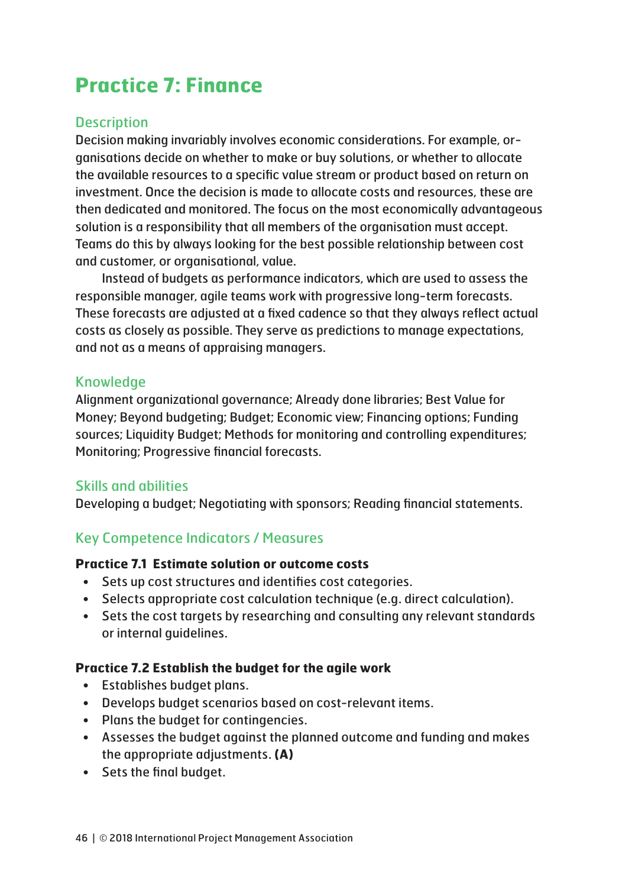# Practice 7: Finance

## Description

Decision making invariably involves economic considerations. For example, organisations decide on whether to make or buy solutions, or whether to allocate the available resources to a specific value stream or product based on return on investment. Once the decision is made to allocate costs and resources, these are then dedicated and monitored. The focus on the most economically advantageous solution is a responsibility that all members of the organisation must accept. Teams do this by always looking for the best possible relationship between cost and customer, or organisational, value.

Instead of budgets as performance indicators, which are used to assess the responsible manager, agile teams work with progressive long-term forecasts. These forecasts are adjusted at a fixed cadence so that they always reflect actual costs as closely as possible. They serve as predictions to manage expectations, and not as a means of appraising managers.

## Knowledge

Alignment organizational governance; Already done libraries; Best Value for Money; Beyond budgeting; Budget; Economic view; Financing options; Funding sources; Liquidity Budget; Methods for monitoring and controlling expenditures; Monitoring; Progressive financial forecasts.

## Skills and abilities

Developing a budget; Negotiating with sponsors; Reading financial statements.

## Key Competence Indicators / Measures

**Practice 7.1 Estimate solution or outcome costs**

- Sets up cost structures and identifies cost categories.
- Selects appropriate cost calculation technique (e.g. direct calculation).
- Sets the cost targets by researching and consulting any relevant standards or internal guidelines.

**Practice 7.2 Establish the budget for the agile work**

- Establishes budget plans.
- Develops budget scenarios based on cost-relevant items.
- Plans the budget for contingencies.
- Assesses the budget against the planned outcome and funding and makes the appropriate adjustments. **(A)**
- Sets the final budget.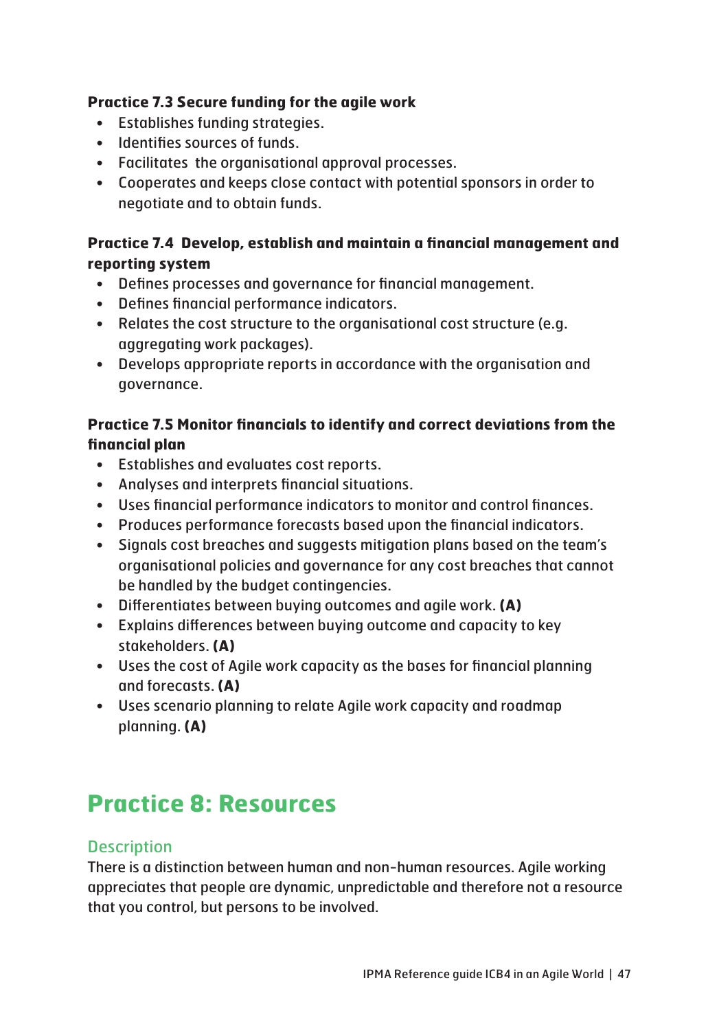**Practice 7.3 Secure funding for the agile work**

- Establishes funding strategies.
- Identifies sources of funds.
- Facilitates  the organisational approval processes.
- Cooperates and keeps close contact with potential sponsors in order to negotiate and to obtain funds.

**Practice 7.4  Develop, establish and maintain a financial management and reporting system**

- Defines processes and governance for financial management.
- Defines financial performance indicators.
- Relates the cost structure to the organisational cost structure (e.g. aggregating work packages).
- Develops appropriate reports in accordance with the organisation and governance.

**Practice 7.5 Monitor financials to identify and correct deviations from the financial plan**

- Establishes and evaluates cost reports.
- Analyses and interprets financial situations.
- Uses financial performance indicators to monitor and control finances.
- Produces performance forecasts based upon the financial indicators.
- Signals cost breaches and suggests mitigation plans based on the team's organisational policies and governance for any cost breaches that cannot be handled by the budget contingencies.
- Differentiates between buying outcomes and agile work. **(A)**
- Explains differences between buying outcome and capacity to key stakeholders. **(A)**
- Uses the cost of Agile work capacity as the bases for financial planning and forecasts. **(A)**
- Uses scenario planning to relate Agile work capacity and roadmap planning. **(A)**

# Practice 8: Resources

## Description

There is a distinction between human and non-human resources. Agile working appreciates that people are dynamic, unpredictable and therefore not a resource that you control, but persons to be involved.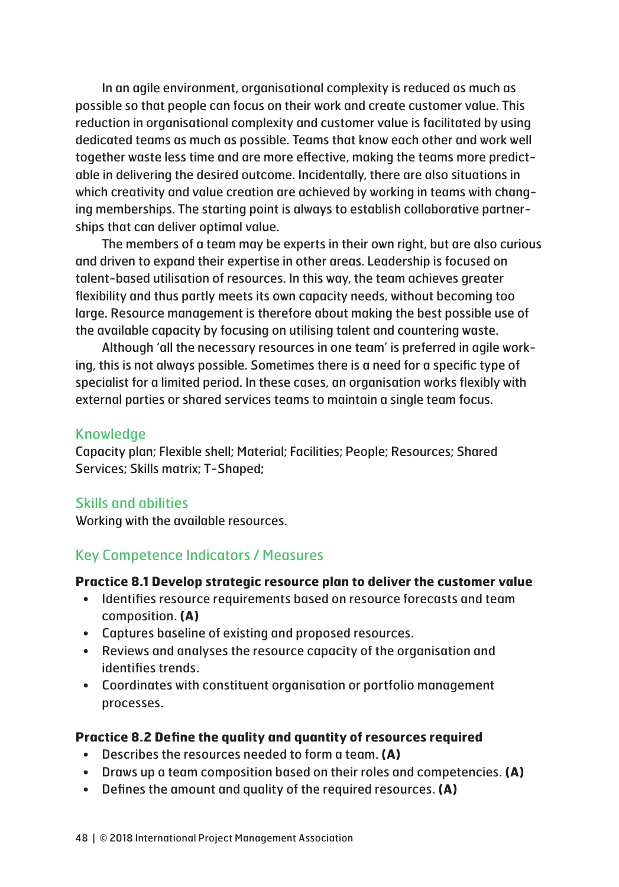In an agile environment, organisational complexity is reduced as much as possible so that people can focus on their work and create customer value. This reduction in organisational complexity and customer value is facilitated by using dedicated teams as much as possible. Teams that know each other and work well together waste less time and are more effective, making the teams more predictable in delivering the desired outcome. Incidentally, there are also situations in which creativity and value creation are achieved by working in teams with changing memberships. The starting point is always to establish collaborative partnerships that can deliver optimal value.

The members of a team may be experts in their own right, but are also curious and driven to expand their expertise in other areas. Leadership is focused on talent-based utilisation of resources. In this way, the team achieves greater flexibility and thus partly meets its own capacity needs, without becoming too large. Resource management is therefore about making the best possible use of the available capacity by focusing on utilising talent and countering waste.

Although 'all the necessary resources in one team' is preferred in agile working, this is not always possible. Sometimes there is a need for a specific type of specialist for a limited period. In these cases, an organisation works flexibly with external parties or shared services teams to maintain a single team focus.

## Knowledge

Capacity plan; Flexible shell; Material; Facilities; People; Resources; Shared Services; Skills matrix; T-Shaped;

## Skills and abilities

Working with the available resources.

## Key Competence Indicators / Measures

**Practice 8.1 Develop strategic resource plan to deliver the customer value**

- Identifies resource requirements based on resource forecasts and team composition. **(A)**
- Captures baseline of existing and proposed resources.
- Reviews and analyses the resource capacity of the organisation and identifies trends.
- Coordinates with constituent organisation or portfolio management processes.

**Practice 8.2 Define the quality and quantity of resources required**

- Describes the resources needed to form a team. **(A)**
- Draws up a team composition based on their roles and competencies. **(A)**
- Defines the amount and quality of the required resources. **(A)**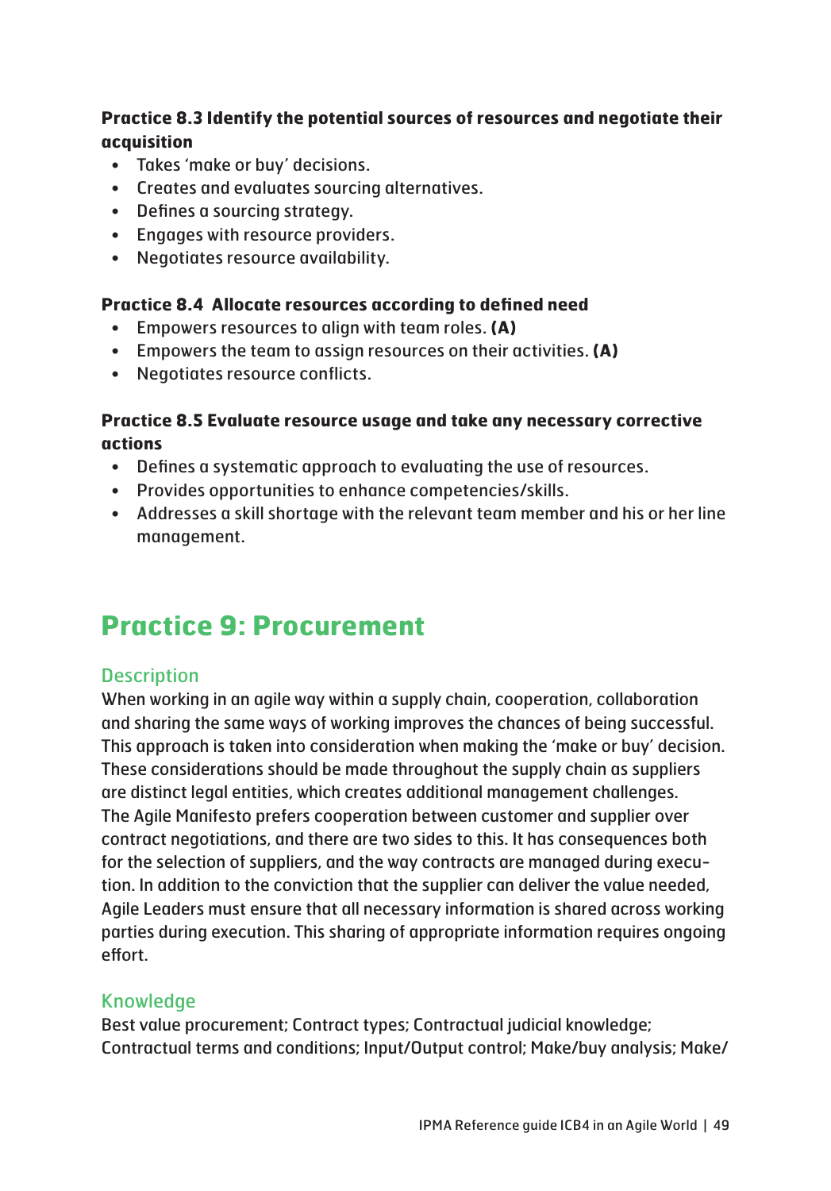**Practice 8.3 Identify the potential sources of resources and negotiate their acquisition**

- Takes 'make or buy' decisions.
- Creates and evaluates sourcing alternatives.
- Defines a sourcing strategy.
- Engages with resource providers.
- Negotiates resource availability.

**Practice 8.4 Allocate resources according to defined need**

- Empowers resources to align with team roles. **(A)**
- Empowers the team to assign resources on their activities. **(A)**
- Negotiates resource conflicts.

**Practice 8.5 Evaluate resource usage and take any necessary corrective actions**

- Defines a systematic approach to evaluating the use of resources.
- Provides opportunities to enhance competencies/skills.
- Addresses a skill shortage with the relevant team member and his or her line management.

## Practice 9: Procurement

### Description

When working in an agile way within a supply chain, cooperation, collaboration and sharing the same ways of working improves the chances of being successful. This approach is taken into consideration when making the 'make or buy' decision. These considerations should be made throughout the supply chain as suppliers are distinct legal entities, which creates additional management challenges. The Agile Manifesto prefers cooperation between customer and supplier over contract negotiations, and there are two sides to this. It has consequences both for the selection of suppliers, and the way contracts are managed during execution. In addition to the conviction that the supplier can deliver the value needed, Agile Leaders must ensure that all necessary information is shared across working parties during execution. This sharing of appropriate information requires ongoing effort.

### Knowledge

Best value procurement; Contract types; Contractual judicial knowledge; Contractual terms and conditions; Input/Output control; Make/buy analysis; Make/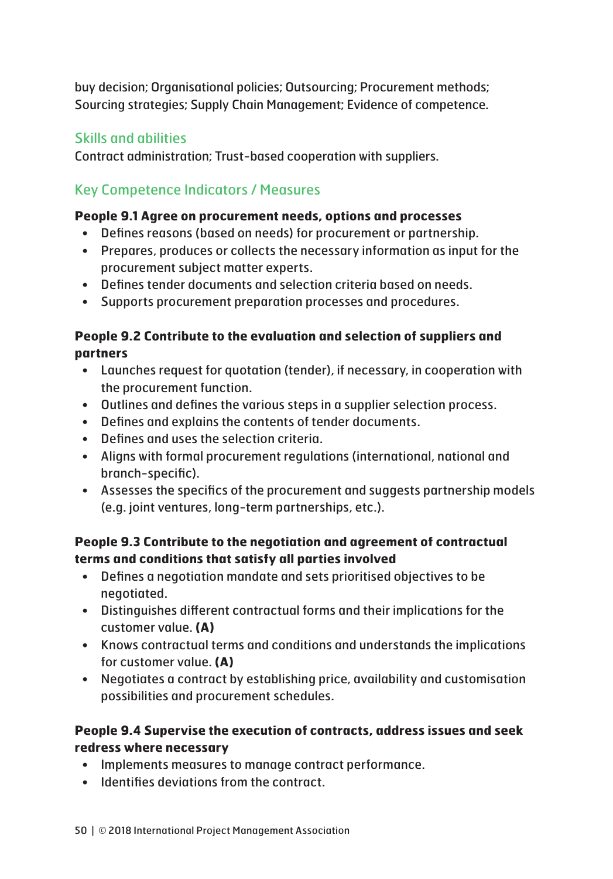buy decision; Organisational policies; Outsourcing; Procurement methods; Sourcing strategies; Supply Chain Management; Evidence of competence.

### Skills and abilities

Contract administration; Trust-based cooperation with suppliers.

### Key Competence Indicators / Measures

**People 9.1 Agree on procurement needs, options and processes**

- Defines reasons (based on needs) for procurement or partnership.
- Prepares, produces or collects the necessary information as input for the procurement subject matter experts.
- Defines tender documents and selection criteria based on needs.
- Supports procurement preparation processes and procedures.

**People 9.2 Contribute to the evaluation and selection of suppliers and partners**

- Launches request for quotation (tender), if necessary, in cooperation with the procurement function.
- Outlines and defines the various steps in a supplier selection process.
- Defines and explains the contents of tender documents.
- Defines and uses the selection criteria.
- Aligns with formal procurement regulations (international, national and branch-specific).
- Assesses the specifics of the procurement and suggests partnership models (e.g. joint ventures, long-term partnerships, etc.).

**People 9.3 Contribute to the negotiation and agreement of contractual terms and conditions that satisfy all parties involved**

- Defines a negotiation mandate and sets prioritised objectives to be negotiated.
- Distinguishes different contractual forms and their implications for the customer value. **(A)**
- Knows contractual terms and conditions and understands the implications for customer value. **(A)**
- Negotiates a contract by establishing price, availability and customisation possibilities and procurement schedules.

**People 9.4 Supervise the execution of contracts, address issues and seek redress where necessary**

- Implements measures to manage contract performance.
- Identifies deviations from the contract.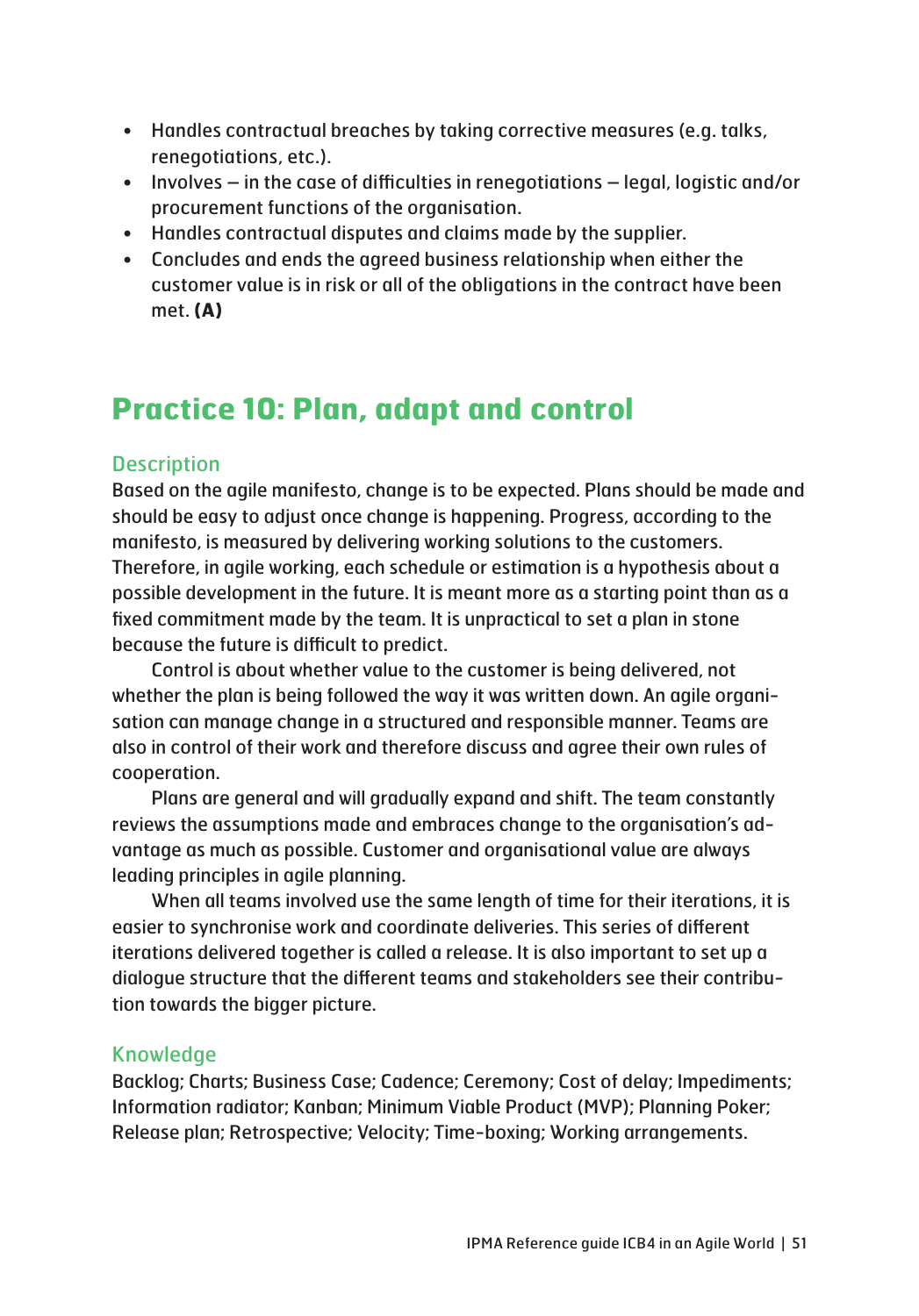- Handles contractual breaches by taking corrective measures (e.g. talks, renegotiations, etc.).
- Involves – in the case of difficulties in renegotiations – legal, logistic and/or procurement functions of the organisation.
- Handles contractual disputes and claims made by the supplier.
- Concludes and ends the agreed business relationship when either the customer value is in risk or all of the obligations in the contract have been met. **(A)**

## Practice 10: Plan, adapt and control

### Description

Based on the agile manifesto, change is to be expected. Plans should be made and should be easy to adjust once change is happening. Progress, according to the manifesto, is measured by delivering working solutions to the customers. Therefore, in agile working, each schedule or estimation is a hypothesis about a possible development in the future. It is meant more as a starting point than as a fixed commitment made by the team. It is unpractical to set a plan in stone because the future is difficult to predict.

Control is about whether value to the customer is being delivered, not whether the plan is being followed the way it was written down. An agile organisation can manage change in a structured and responsible manner. Teams are also in control of their work and therefore discuss and agree their own rules of cooperation.

Plans are general and will gradually expand and shift. The team constantly reviews the assumptions made and embraces change to the organisation's advantage as much as possible. Customer and organisational value are always leading principles in agile planning.

When all teams involved use the same length of time for their iterations, it is easier to synchronise work and coordinate deliveries. This series of different iterations delivered together is called a release. It is also important to set up a dialogue structure that the different teams and stakeholders see their contribution towards the bigger picture.

### Knowledge

Backlog; Charts; Business Case; Cadence; Ceremony; Cost of delay; Impediments; Information radiator; Kanban; Minimum Viable Product (MVP); Planning Poker; Release plan; Retrospective; Velocity; Time-boxing; Working arrangements.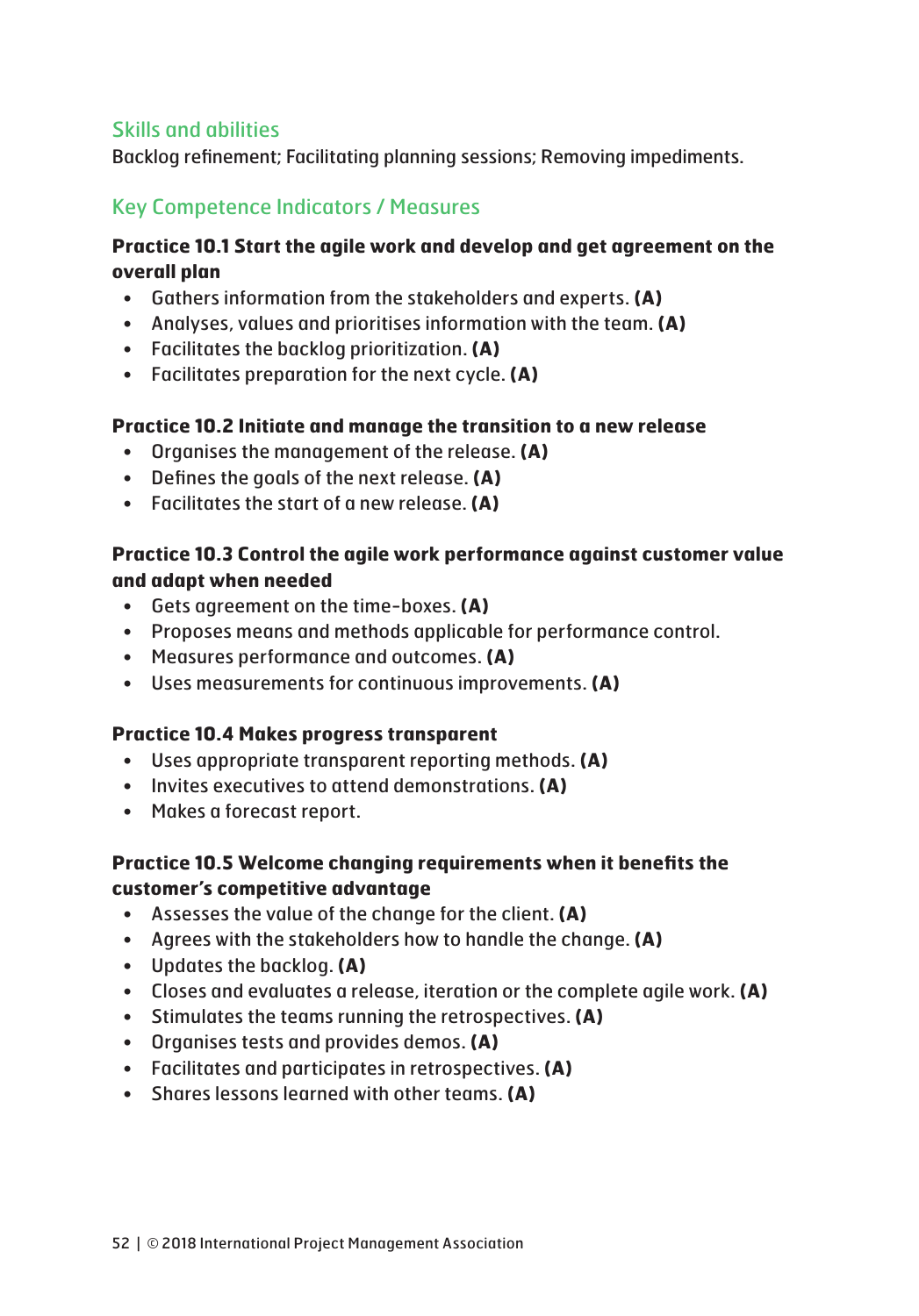### Skills and abilities

Backlog refinement; Facilitating planning sessions; Removing impediments.

### Key Competence Indicators / Measures

**Practice 10.1 Start the agile work and develop and get agreement on the overall plan**

- Gathers information from the stakeholders and experts. **(A)**
- Analyses, values and prioritises information with the team. **(A)**
- Facilitates the backlog prioritization. **(A)**
- Facilitates preparation for the next cycle. **(A)**

**Practice 10.2 Initiate and manage the transition to a new release**

- Organises the management of the release. **(A)**
- Defines the goals of the next release. **(A)**
- Facilitates the start of a new release. **(A)**

**Practice 10.3 Control the agile work performance against customer value and adapt when needed**

- Gets agreement on the time-boxes. **(A)**
- Proposes means and methods applicable for performance control.
- Measures performance and outcomes. **(A)**
- Uses measurements for continuous improvements. **(A)**

**Practice 10.4 Makes progress transparent**

- Uses appropriate transparent reporting methods. **(A)**
- Invites executives to attend demonstrations. **(A)**
- Makes a forecast report.

**Practice 10.5 Welcome changing requirements when it benefits the customer's competitive advantage**

- Assesses the value of the change for the client. **(A)**
- Agrees with the stakeholders how to handle the change. **(A)**
- Updates the backlog. **(A)**
- Closes and evaluates a release, iteration or the complete agile work. **(A)**
- Stimulates the teams running the retrospectives. **(A)**
- Organises tests and provides demos. **(A)**
- Facilitates and participates in retrospectives. **(A)**
- Shares lessons learned with other teams. **(A)**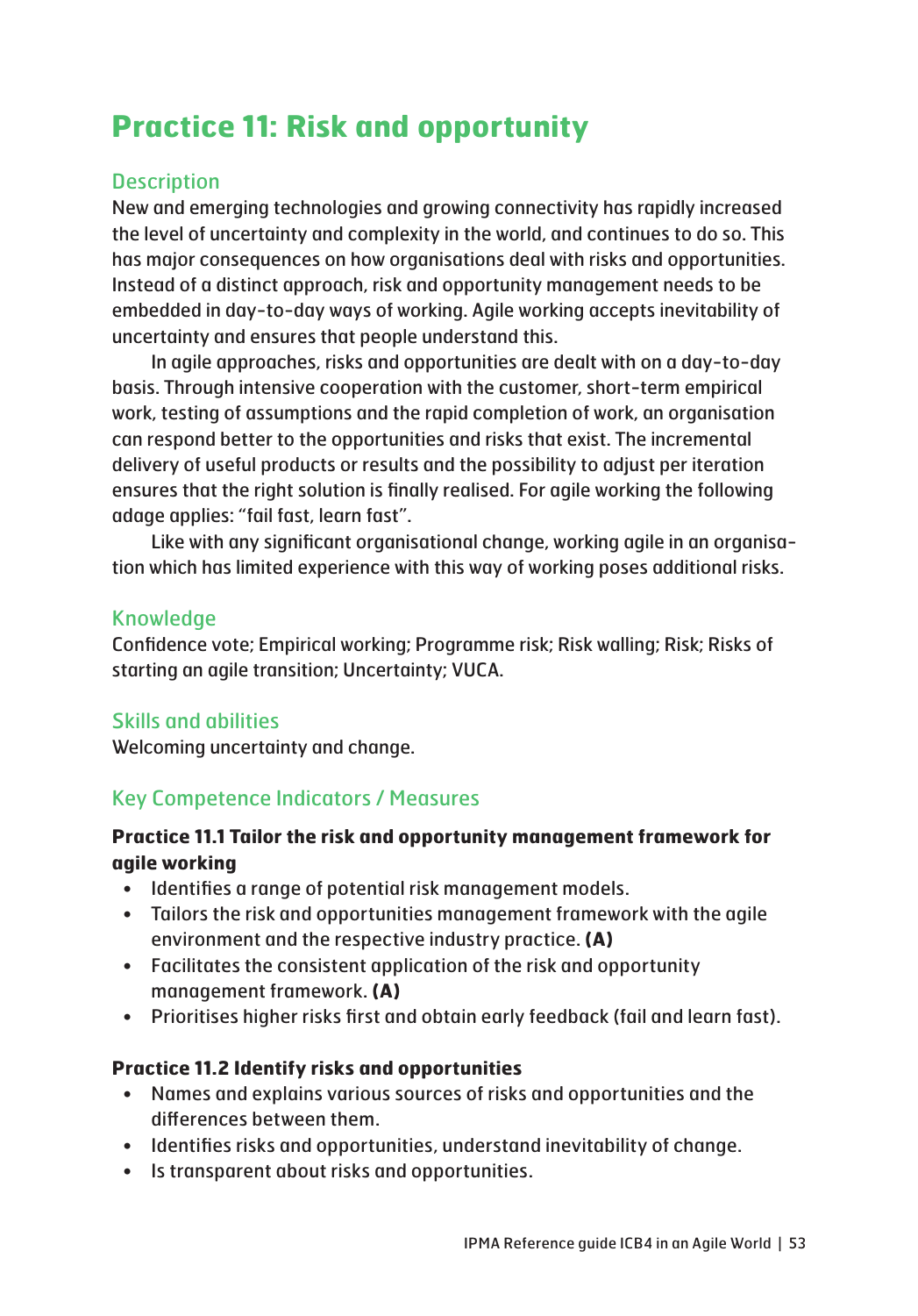# Practice 11: Risk and opportunity

## Description

New and emerging technologies and growing connectivity has rapidly increased the level of uncertainty and complexity in the world, and continues to do so. This has major consequences on how organisations deal with risks and opportunities. Instead of a distinct approach, risk and opportunity management needs to be embedded in day-to-day ways of working. Agile working accepts inevitability of uncertainty and ensures that people understand this.

In agile approaches, risks and opportunities are dealt with on a day-to-day basis. Through intensive cooperation with the customer, short-term empirical work, testing of assumptions and the rapid completion of work, an organisation can respond better to the opportunities and risks that exist. The incremental delivery of useful products or results and the possibility to adjust per iteration ensures that the right solution is finally realised. For agile working the following adage applies: "fail fast, learn fast".

Like with any significant organisational change, working agile in an organisation which has limited experience with this way of working poses additional risks.

## Knowledge

Confidence vote; Empirical working; Programme risk; Risk walling; Risk; Risks of starting an agile transition; Uncertainty; VUCA.

## Skills and abilities

Welcoming uncertainty and change.

## Key Competence Indicators / Measures

**Practice 11.1 Tailor the risk and opportunity management framework for agile working**

- Identifies a range of potential risk management models.
- Tailors the risk and opportunities management framework with the agile environment and the respective industry practice. **(A)**
- Facilitates the consistent application of the risk and opportunity management framework. **(A)**
- Prioritises higher risks first and obtain early feedback (fail and learn fast).

**Practice 11.2 Identify risks and opportunities**

- Names and explains various sources of risks and opportunities and the differences between them.
- Identifies risks and opportunities, understand inevitability of change.
- Is transparent about risks and opportunities.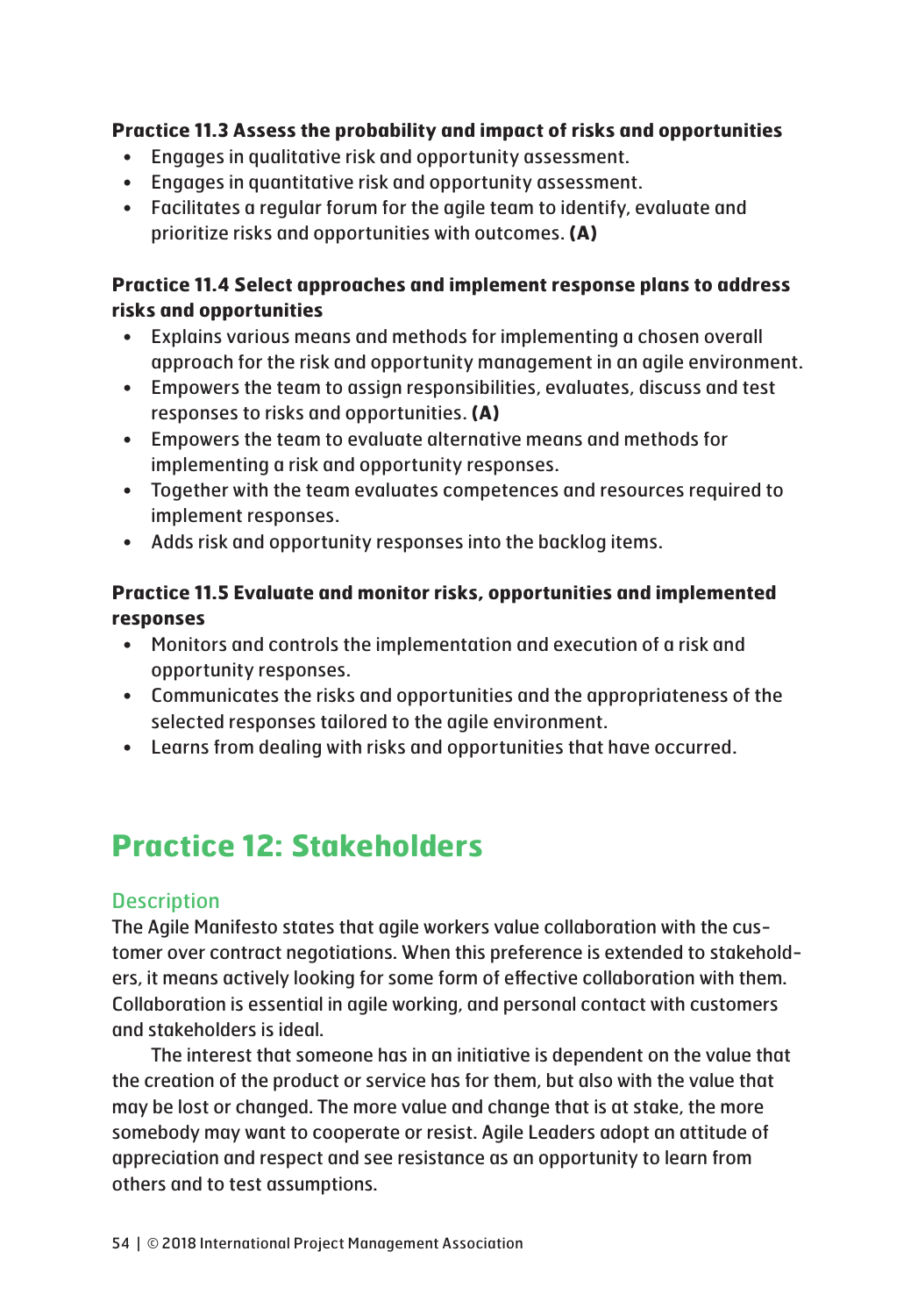**Practice 11.3 Assess the probability and impact of risks and opportunities**

- Engages in qualitative risk and opportunity assessment.
- Engages in quantitative risk and opportunity assessment.
- Facilitates a regular forum for the agile team to identify, evaluate and prioritize risks and opportunities with outcomes. **(A)**

**Practice 11.4 Select approaches and implement response plans to address risks and opportunities**

- Explains various means and methods for implementing a chosen overall approach for the risk and opportunity management in an agile environment.
- Empowers the team to assign responsibilities, evaluates, discuss and test responses to risks and opportunities. **(A)**
- Empowers the team to evaluate alternative means and methods for implementing a risk and opportunity responses.
- Together with the team evaluates competences and resources required to implement responses.
- Adds risk and opportunity responses into the backlog items.

**Practice 11.5 Evaluate and monitor risks, opportunities and implemented responses**

- Monitors and controls the implementation and execution of a risk and opportunity responses.
- Communicates the risks and opportunities and the appropriateness of the selected responses tailored to the agile environment.
- Learns from dealing with risks and opportunities that have occurred.

# Practice 12: Stakeholders

## Description

The Agile Manifesto states that agile workers value collaboration with the customer over contract negotiations. When this preference is extended to stakeholders, it means actively looking for some form of effective collaboration with them. Collaboration is essential in agile working, and personal contact with customers and stakeholders is ideal.

The interest that someone has in an initiative is dependent on the value that the creation of the product or service has for them, but also with the value that may be lost or changed. The more value and change that is at stake, the more somebody may want to cooperate or resist. Agile Leaders adopt an attitude of appreciation and respect and see resistance as an opportunity to learn from others and to test assumptions.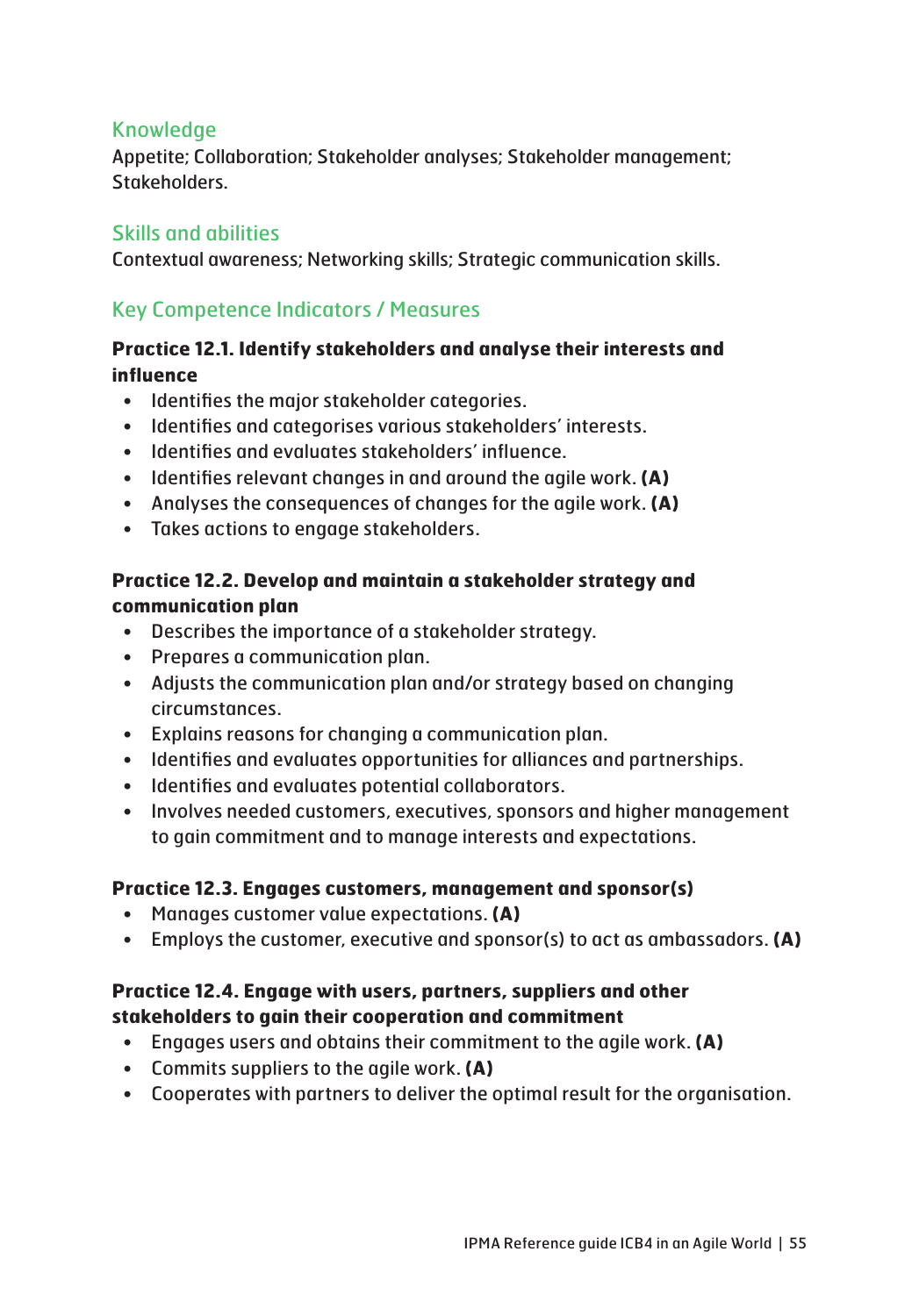### Knowledge

Appetite; Collaboration; Stakeholder analyses; Stakeholder management; Stakeholders.

### Skills and abilities

Contextual awareness; Networking skills; Strategic communication skills.

### Key Competence Indicators / Measures

**Practice 12.1. Identify stakeholders and analyse their interests and influence**

- Identifies the major stakeholder categories.
- Identifies and categorises various stakeholders' interests.
- Identifies and evaluates stakeholders' influence.
- Identifies relevant changes in and around the agile work. **(A)**
- Analyses the consequences of changes for the agile work. **(A)**
- Takes actions to engage stakeholders.

**Practice 12.2. Develop and maintain a stakeholder strategy and communication plan**

- Describes the importance of a stakeholder strategy.
- Prepares a communication plan.
- Adjusts the communication plan and/or strategy based on changing circumstances.
- Explains reasons for changing a communication plan.
- Identifies and evaluates opportunities for alliances and partnerships.
- Identifies and evaluates potential collaborators.
- Involves needed customers, executives, sponsors and higher management to gain commitment and to manage interests and expectations.

**Practice 12.3. Engages customers, management and sponsor(s)**

- Manages customer value expectations. **(A)**
- Employs the customer, executive and sponsor(s) to act as ambassadors. **(A)**

**Practice 12.4. Engage with users, partners, suppliers and other stakeholders to gain their cooperation and commitment**

- Engages users and obtains their commitment to the agile work. **(A)**
- Commits suppliers to the agile work. **(A)**
- Cooperates with partners to deliver the optimal result for the organisation.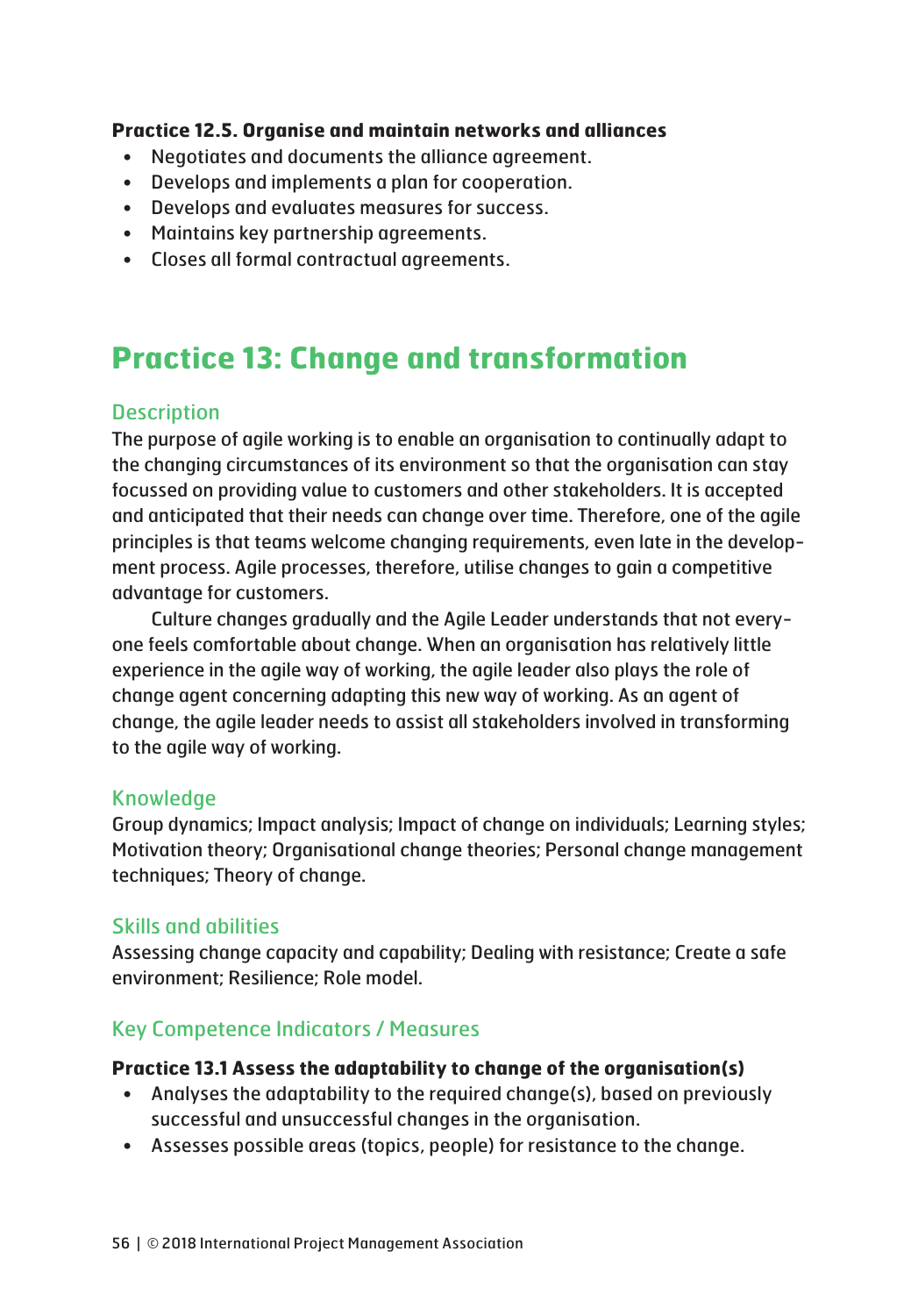**Practice 12.5. Organise and maintain networks and alliances**

- Negotiates and documents the alliance agreement.
- Develops and implements a plan for cooperation.
- Develops and evaluates measures for success.
- Maintains key partnership agreements.
- Closes all formal contractual agreements.

## Practice 13: Change and transformation

### Description

The purpose of agile working is to enable an organisation to continually adapt to the changing circumstances of its environment so that the organisation can stay focussed on providing value to customers and other stakeholders. It is accepted and anticipated that their needs can change over time. Therefore, one of the agile principles is that teams welcome changing requirements, even late in the development process. Agile processes, therefore, utilise changes to gain a competitive advantage for customers.

Culture changes gradually and the Agile Leader understands that not everyone feels comfortable about change. When an organisation has relatively little experience in the agile way of working, the agile leader also plays the role of change agent concerning adapting this new way of working. As an agent of change, the agile leader needs to assist all stakeholders involved in transforming to the agile way of working.

### Knowledge

Group dynamics; Impact analysis; Impact of change on individuals; Learning styles; Motivation theory; Organisational change theories; Personal change management techniques; Theory of change.

### Skills and abilities

Assessing change capacity and capability; Dealing with resistance; Create a safe environment; Resilience; Role model.

### Key Competence Indicators / Measures

**Practice 13.1 Assess the adaptability to change of the organisation(s)**

- Analyses the adaptability to the required change(s), based on previously successful and unsuccessful changes in the organisation.
- Assesses possible areas (topics, people) for resistance to the change.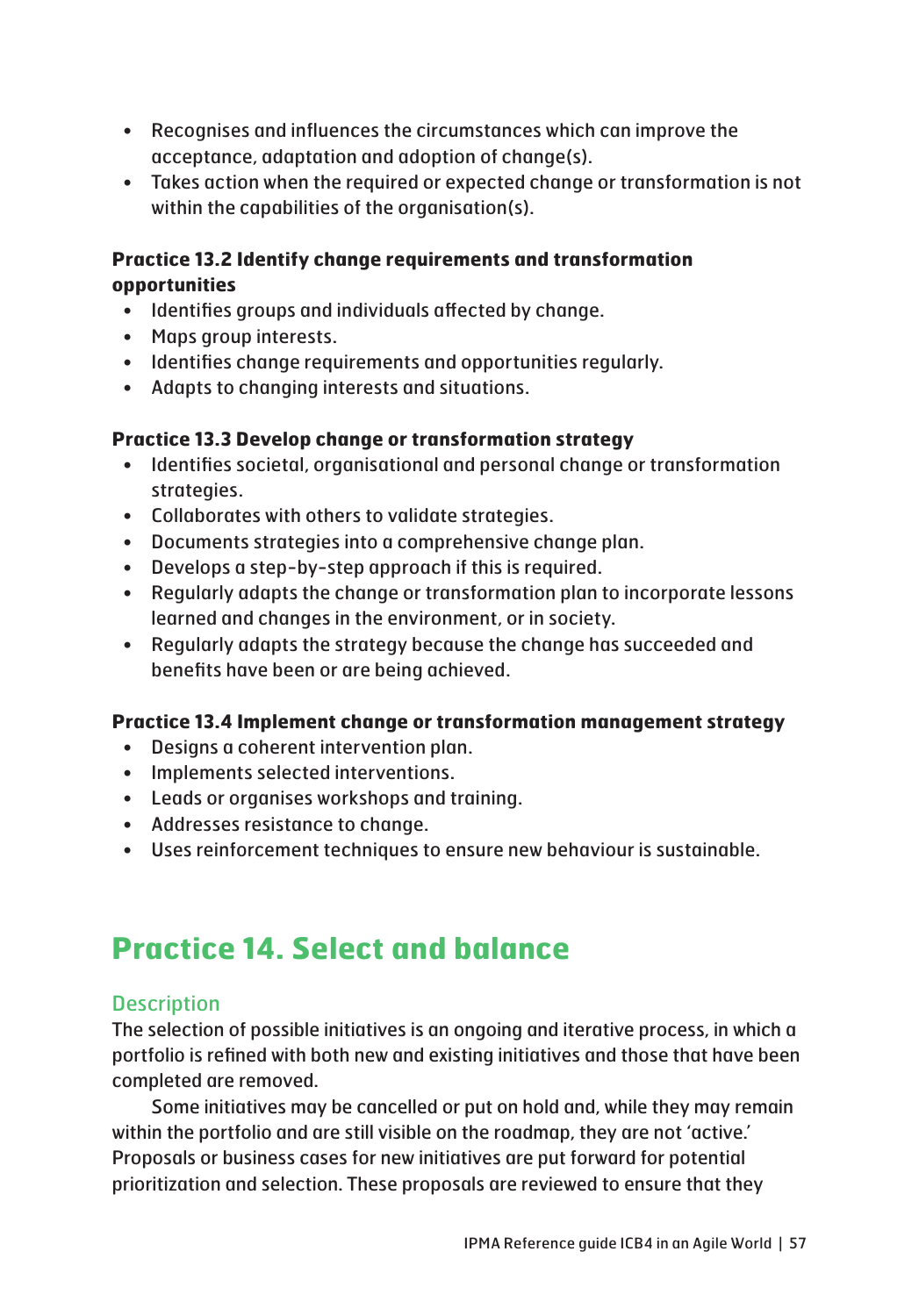- Recognises and influences the circumstances which can improve the acceptance, adaptation and adoption of change(s).
- Takes action when the required or expected change or transformation is not within the capabilities of the organisation(s).

**Practice 13.2 Identify change requirements and transformation opportunities**

- Identifies groups and individuals affected by change.
- Maps group interests.
- Identifies change requirements and opportunities regularly.
- Adapts to changing interests and situations.

**Practice 13.3 Develop change or transformation strategy**

- Identifies societal, organisational and personal change or transformation strategies.
- Collaborates with others to validate strategies.
- Documents strategies into a comprehensive change plan.
- Develops a step-by-step approach if this is required.
- Regularly adapts the change or transformation plan to incorporate lessons learned and changes in the environment, or in society.
- Regularly adapts the strategy because the change has succeeded and benefits have been or are being achieved.

**Practice 13.4 Implement change or transformation management strategy**

- Designs a coherent intervention plan.
- Implements selected interventions.
- Leads or organises workshops and training.
- Addresses resistance to change.
- Uses reinforcement techniques to ensure new behaviour is sustainable.

## Practice 14. Select and balance

### Description

The selection of possible initiatives is an ongoing and iterative process, in which a portfolio is refined with both new and existing initiatives and those that have been completed are removed.

Some initiatives may be cancelled or put on hold and, while they may remain within the portfolio and are still visible on the roadmap, they are not 'active.' Proposals or business cases for new initiatives are put forward for potential prioritization and selection. These proposals are reviewed to ensure that they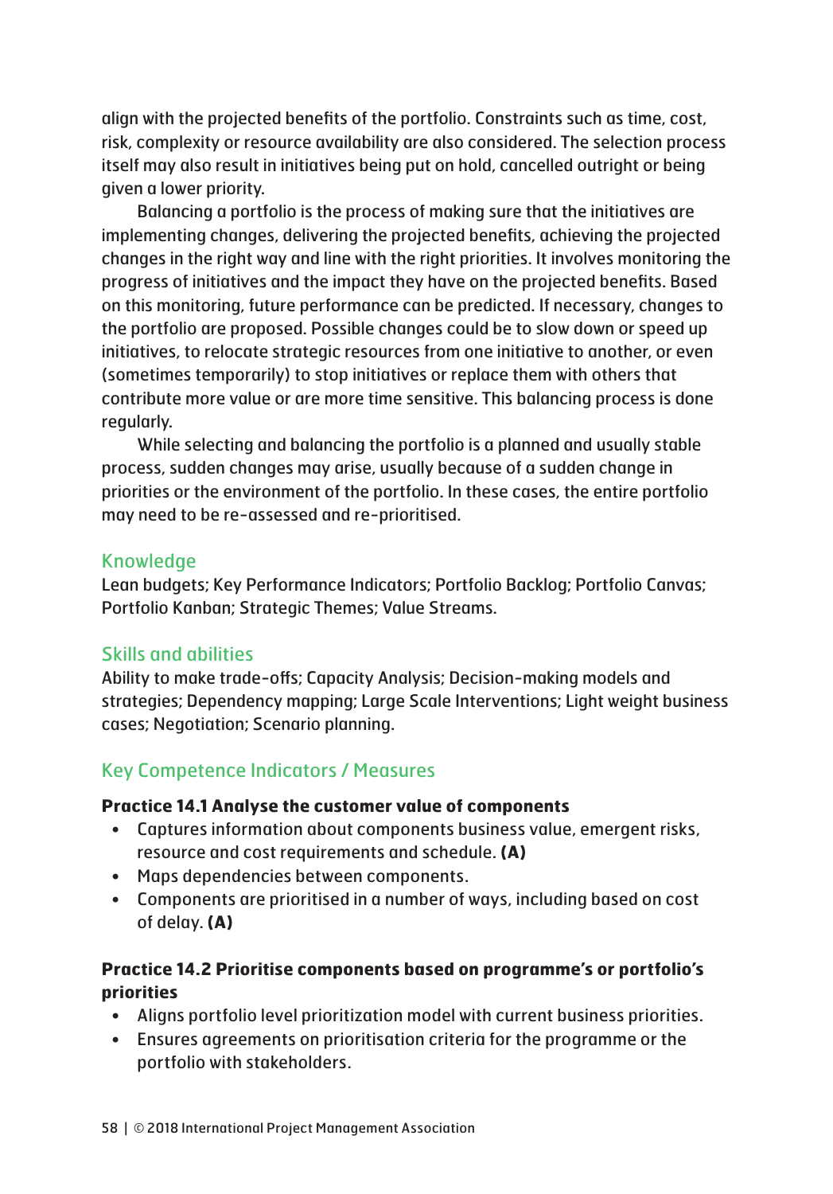align with the projected benefits of the portfolio. Constraints such as time, cost, risk, complexity or resource availability are also considered. The selection process itself may also result in initiatives being put on hold, cancelled outright or being given a lower priority.

Balancing a portfolio is the process of making sure that the initiatives are implementing changes, delivering the projected benefits, achieving the projected changes in the right way and line with the right priorities. It involves monitoring the progress of initiatives and the impact they have on the projected benefits. Based on this monitoring, future performance can be predicted. If necessary, changes to the portfolio are proposed. Possible changes could be to slow down or speed up initiatives, to relocate strategic resources from one initiative to another, or even (sometimes temporarily) to stop initiatives or replace them with others that contribute more value or are more time sensitive. This balancing process is done regularly.

While selecting and balancing the portfolio is a planned and usually stable process, sudden changes may arise, usually because of a sudden change in priorities or the environment of the portfolio. In these cases, the entire portfolio may need to be re-assessed and re-prioritised.

## Knowledge

Lean budgets; Key Performance Indicators; Portfolio Backlog; Portfolio Canvas; Portfolio Kanban; Strategic Themes; Value Streams.

## Skills and abilities

Ability to make trade-offs; Capacity Analysis; Decision-making models and strategies; Dependency mapping; Large Scale Interventions; Light weight business cases; Negotiation; Scenario planning.

## Key Competence Indicators / Measures

**Practice 14.1 Analyse the customer value of components**

- Captures information about components business value, emergent risks, resource and cost requirements and schedule. **(A)**
- Maps dependencies between components.
- Components are prioritised in a number of ways, including based on cost of delay. **(A)**

**Practice 14.2 Prioritise components based on programme's or portfolio's priorities**

- Aligns portfolio level prioritization model with current business priorities.
- Ensures agreements on prioritisation criteria for the programme or the portfolio with stakeholders.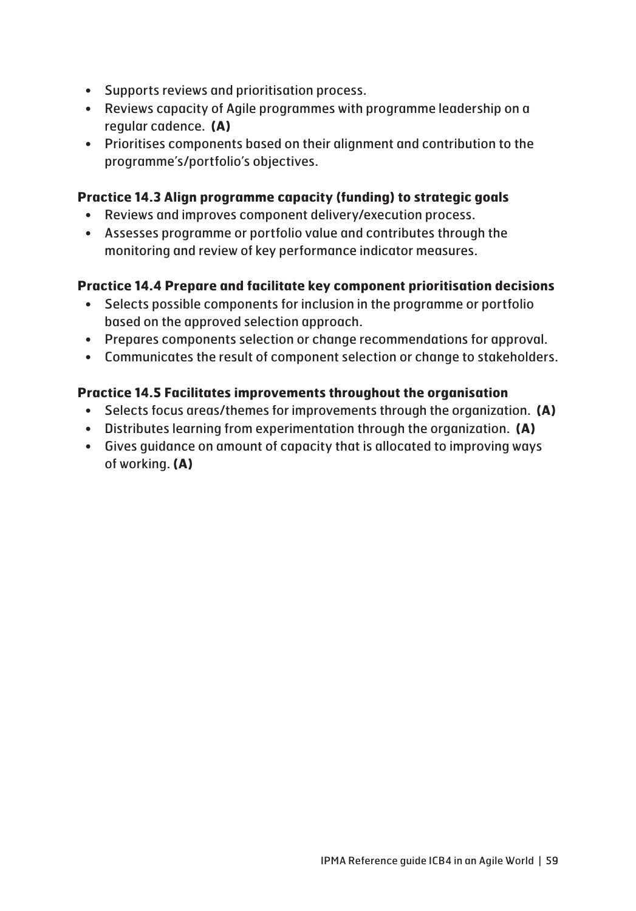- Supports reviews and prioritisation process.
- Reviews capacity of Agile programmes with programme leadership on a regular cadence. **(A)**
- Prioritises components based on their alignment and contribution to the programme's/portfolio's objectives.

**Practice 14.3 Align programme capacity (funding) to strategic goals**

- Reviews and improves component delivery/execution process.
- Assesses programme or portfolio value and contributes through the monitoring and review of key performance indicator measures.

**Practice 14.4 Prepare and facilitate key component prioritisation decisions**

- Selects possible components for inclusion in the programme or portfolio based on the approved selection approach.
- Prepares components selection or change recommendations for approval.
- Communicates the result of component selection or change to stakeholders.

**Practice 14.5 Facilitates improvements throughout the organisation**

- Selects focus areas/themes for improvements through the organization. **(A)**
- Distributes learning from experimentation through the organization. **(A)**
- Gives guidance on amount of capacity that is allocated to improving ways of working. **(A)**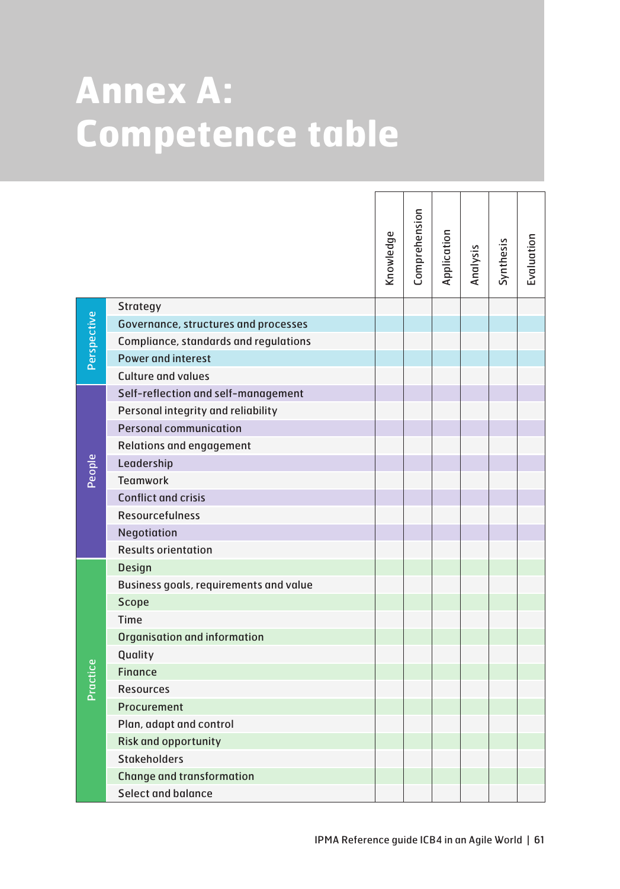# Annex A: Competence table

| | | Knowledge | Comprehension | Application | Analysis | Synthesis | Evaluation |
|---|---|---|---|---|---|---|---|
| Perspective | Strategy | | | | | | |
| | Governance, structures and processes | | | | | | |
| | Compliance, standards and regulations | | | | | | |
| | Power and interest | | | | | | |
| | Culture and values | | | | | | |
| People | Self-reflection and self-management | | | | | | |
| | Personal integrity and reliability | | | | | | |
| | Personal communication | | | | | | |
| | Relations and engagement | | | | | | |
| | Leadership | | | | | | |
| | Teamwork | | | | | | |
| | Conflict and crisis | | | | | | |
| | Resourcefulness | | | | | | |
| | Negotiation | | | | | | |
| | Results orientation | | | | | | |
| Practice | Design | | | | | | |
| | Business goals, requirements and value | | | | | | |
| | Scope | | | | | | |
| | Time | | | | | | |
| | Organisation and information | | | | | | |
| | Quality | | | | | | |
| | Finance | | | | | | |
| | Resources | | | | | | |
| | Procurement | | | | | | |
| | Plan, adapt and control | | | | | | |
| | Risk and opportunity | | | | | | |
| | Stakeholders | | | | | | |
| | Change and transformation | | | | | | |
| | Select and balance | | | | | | |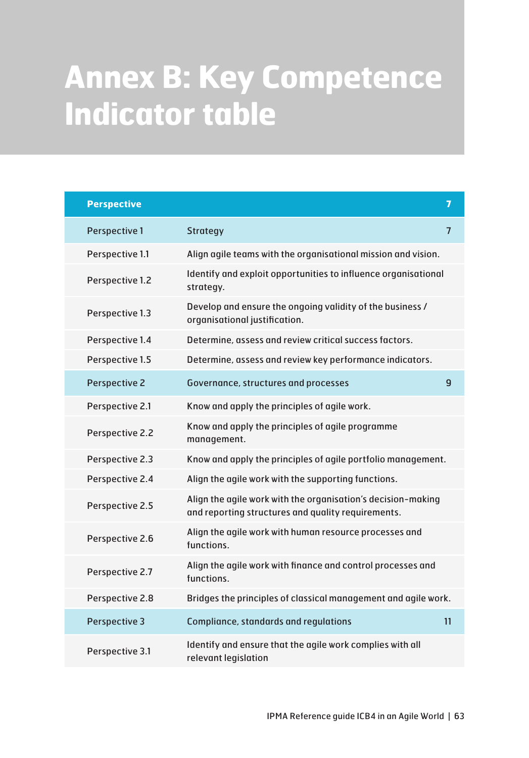# Annex B: Key Competence Indicator table

| Perspective | | 7 |
|---|---|---|
| Perspective 1 | Strategy | 7 |
| Perspective 1.1 | Align agile teams with the organisational mission and vision. | |
| Perspective 1.2 | Identify and exploit opportunities to influence organisational strategy. | |
| Perspective 1.3 | Develop and ensure the ongoing validity of the business / organisational justification. | |
| Perspective 1.4 | Determine, assess and review critical success factors. | |
| Perspective 1.5 | Determine, assess and review key performance indicators. | |
| Perspective 2 | Governance, structures and processes | 9 |
| Perspective 2.1 | Know and apply the principles of agile work. | |
| Perspective 2.2 | Know and apply the principles of agile programme management. | |
| Perspective 2.3 | Know and apply the principles of agile portfolio management. | |
| Perspective 2.4 | Align the agile work with the supporting functions. | |
| Perspective 2.5 | Align the agile work with the organisation's decision-making and reporting structures and quality requirements. | |
| Perspective 2.6 | Align the agile work with human resource processes and functions. | |
| Perspective 2.7 | Align the agile work with finance and control processes and functions. | |
| Perspective 2.8 | Bridges the principles of classical management and agile work. | |
| Perspective 3 | Compliance, standards and regulations | 11 |
| Perspective 3.1 | Identify and ensure that the agile work complies with all relevant legislation | |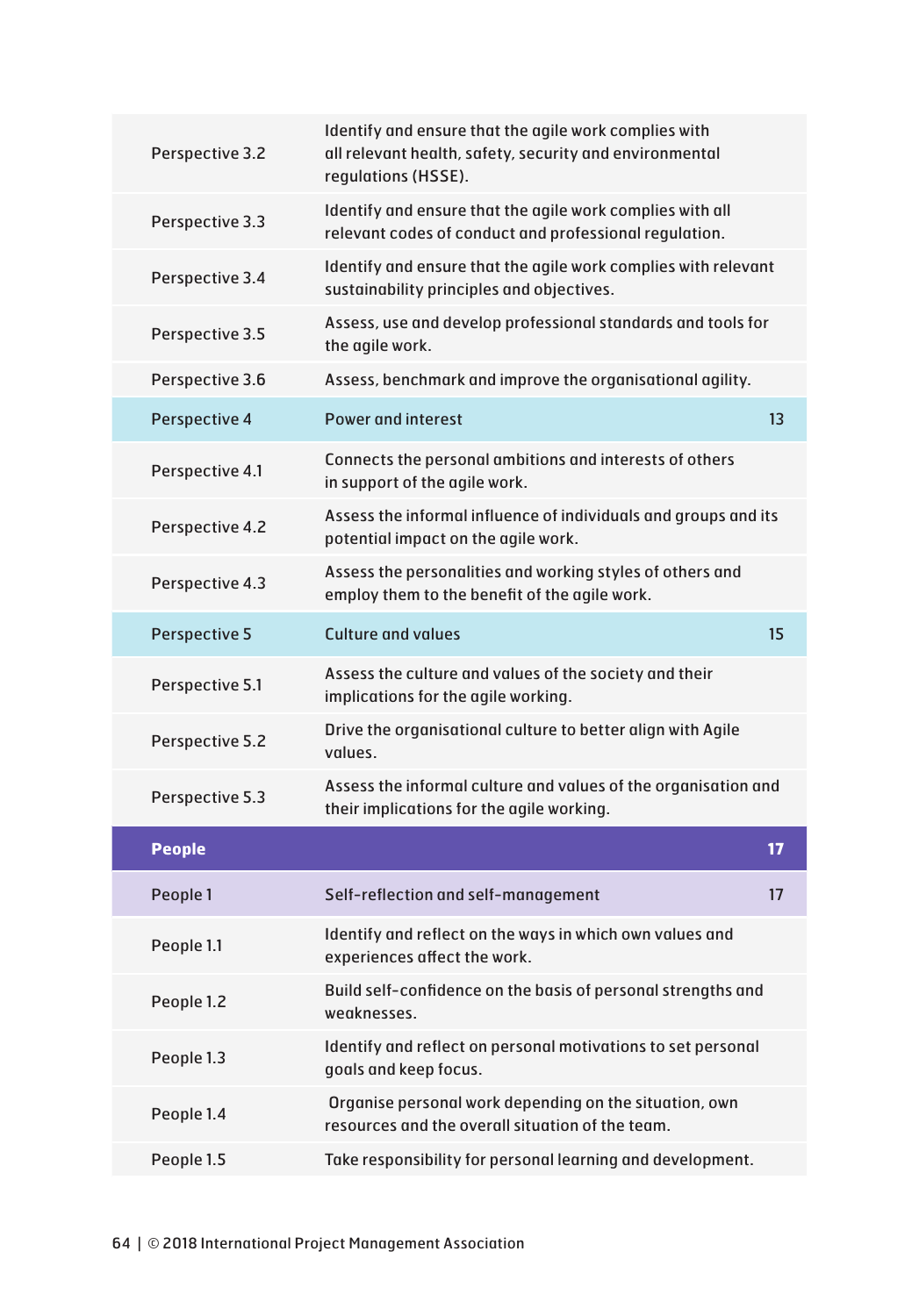| | | |
|---|---|---|
| Perspective 3.2 | Identify and ensure that the agile work complies with all relevant health, safety, security and environmental regulations (HSSE). | |
| Perspective 3.3 | Identify and ensure that the agile work complies with all relevant codes of conduct and professional regulation. | |
| Perspective 3.4 | Identify and ensure that the agile work complies with relevant sustainability principles and objectives. | |
| Perspective 3.5 | Assess, use and develop professional standards and tools for the agile work. | |
| Perspective 3.6 | Assess, benchmark and improve the organisational agility. | |
| Perspective 4 | Power and interest | 13 |
| Perspective 4.1 | Connects the personal ambitions and interests of others in support of the agile work. | |
| Perspective 4.2 | Assess the informal influence of individuals and groups and its potential impact on the agile work. | |
| Perspective 4.3 | Assess the personalities and working styles of others and employ them to the benefit of the agile work. | |
| Perspective 5 | Culture and values | 15 |
| Perspective 5.1 | Assess the culture and values of the society and their implications for the agile working. | |
| Perspective 5.2 | Drive the organisational culture to better align with Agile values. | |
| Perspective 5.3 | Assess the informal culture and values of the organisation and their implications for the agile working. | |
| **People** | | **17** |
| People 1 | Self-reflection and self-management | 17 |
| People 1.1 | Identify and reflect on the ways in which own values and experiences affect the work. | |
| People 1.2 | Build self-confidence on the basis of personal strengths and weaknesses. | |
| People 1.3 | Identify and reflect on personal motivations to set personal goals and keep focus. | |
| People 1.4 | Organise personal work depending on the situation, own resources and the overall situation of the team. | |
| People 1.5 | Take responsibility for personal learning and development. | |

© 2018 International Project Management Association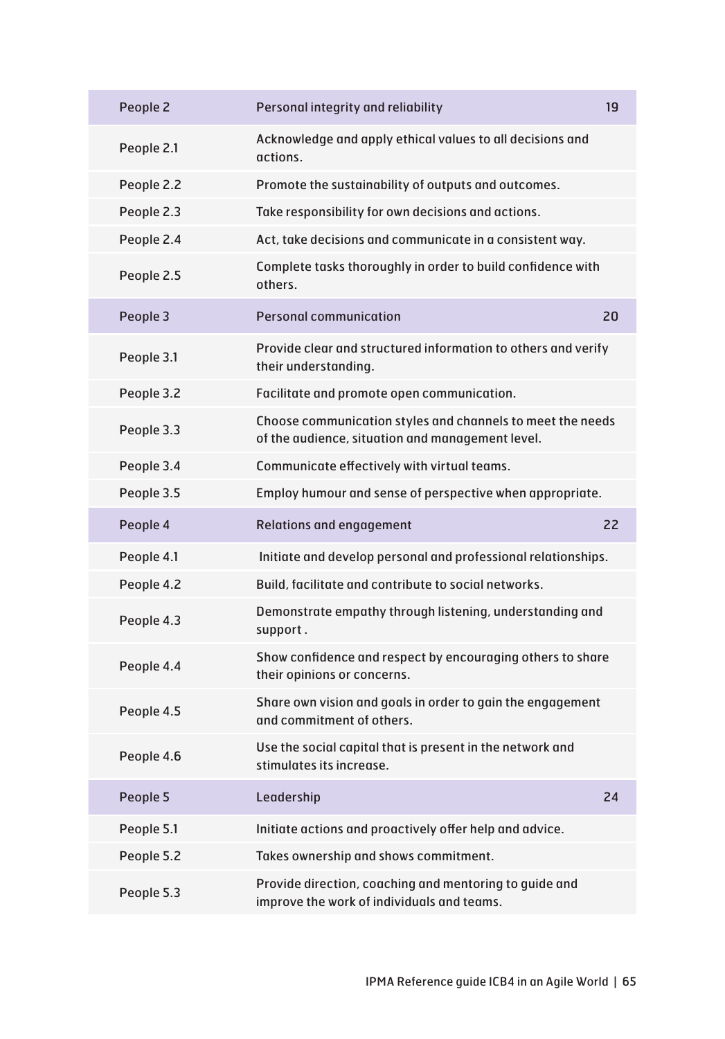| People 2 | Personal integrity and reliability | 19 |
| --- | --- | --- |
| People 2.1 | Acknowledge and apply ethical values to all decisions and actions. | |
| People 2.2 | Promote the sustainability of outputs and outcomes. | |
| People 2.3 | Take responsibility for own decisions and actions. | |
| People 2.4 | Act, take decisions and communicate in a consistent way. | |
| People 2.5 | Complete tasks thoroughly in order to build confidence with others. | |
| People 3 | Personal communication | 20 |
| People 3.1 | Provide clear and structured information to others and verify their understanding. | |
| People 3.2 | Facilitate and promote open communication. | |
| People 3.3 | Choose communication styles and channels to meet the needs of the audience, situation and management level. | |
| People 3.4 | Communicate effectively with virtual teams. | |
| People 3.5 | Employ humour and sense of perspective when appropriate. | |
| People 4 | Relations and engagement | 22 |
| People 4.1 | Initiate and develop personal and professional relationships. | |
| People 4.2 | Build, facilitate and contribute to social networks. | |
| People 4.3 | Demonstrate empathy through listening, understanding and support . | |
| People 4.4 | Show confidence and respect by encouraging others to share their opinions or concerns. | |
| People 4.5 | Share own vision and goals in order to gain the engagement and commitment of others. | |
| People 4.6 | Use the social capital that is present in the network and stimulates its increase. | |
| People 5 | Leadership | 24 |
| People 5.1 | Initiate actions and proactively offer help and advice. | |
| People 5.2 | Takes ownership and shows commitment. | |
| People 5.3 | Provide direction, coaching and mentoring to guide and improve the work of individuals and teams. | |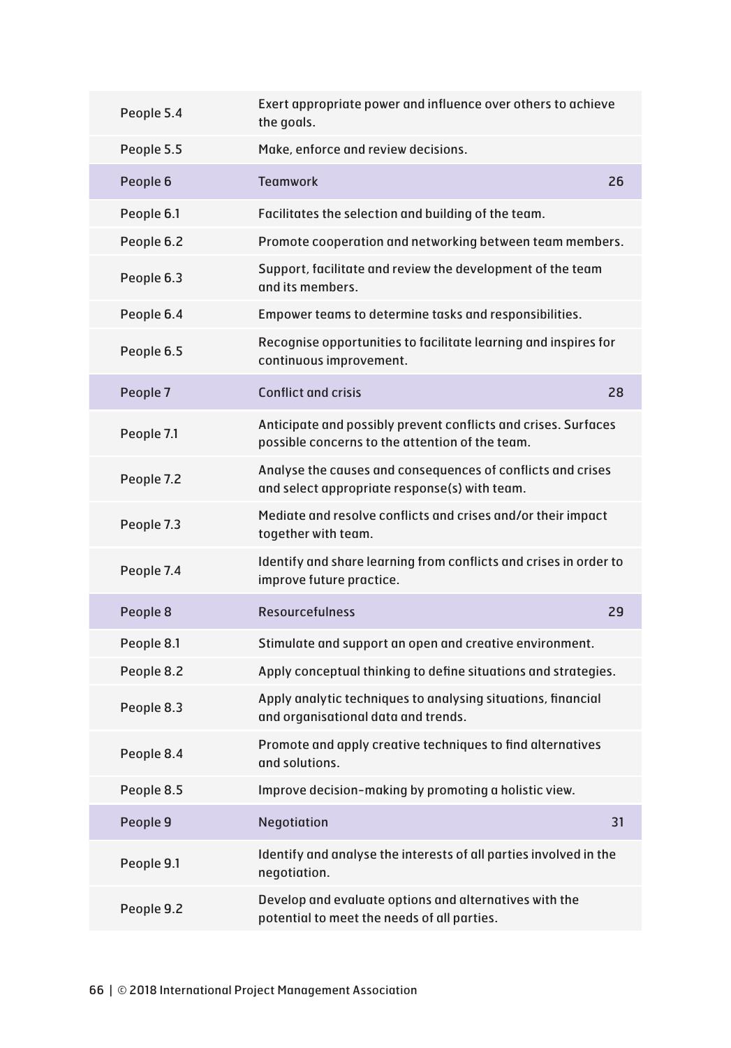| | | |
|---|---|---|
| People 5.4 | Exert appropriate power and influence over others to achieve the goals. | |
| People 5.5 | Make, enforce and review decisions. | |
| **People 6** | **Teamwork** | **26** |
| People 6.1 | Facilitates the selection and building of the team. | |
| People 6.2 | Promote cooperation and networking between team members. | |
| People 6.3 | Support, facilitate and review the development of the team and its members. | |
| People 6.4 | Empower teams to determine tasks and responsibilities. | |
| People 6.5 | Recognise opportunities to facilitate learning and inspires for continuous improvement. | |
| **People 7** | **Conflict and crisis** | **28** |
| People 7.1 | Anticipate and possibly prevent conflicts and crises. Surfaces possible concerns to the attention of the team. | |
| People 7.2 | Analyse the causes and consequences of conflicts and crises and select appropriate response(s) with team. | |
| People 7.3 | Mediate and resolve conflicts and crises and/or their impact together with team. | |
| People 7.4 | Identify and share learning from conflicts and crises in order to improve future practice. | |
| **People 8** | **Resourcefulness** | **29** |
| People 8.1 | Stimulate and support an open and creative environment. | |
| People 8.2 | Apply conceptual thinking to define situations and strategies. | |
| People 8.3 | Apply analytic techniques to analysing situations, financial and organisational data and trends. | |
| People 8.4 | Promote and apply creative techniques to find alternatives and solutions. | |
| People 8.5 | Improve decision-making by promoting a holistic view. | |
| **People 9** | **Negotiation** | **31** |
| People 9.1 | Identify and analyse the interests of all parties involved in the negotiation. | |
| People 9.2 | Develop and evaluate options and alternatives with the potential to meet the needs of all parties. | |

© 2018 International Project Management Association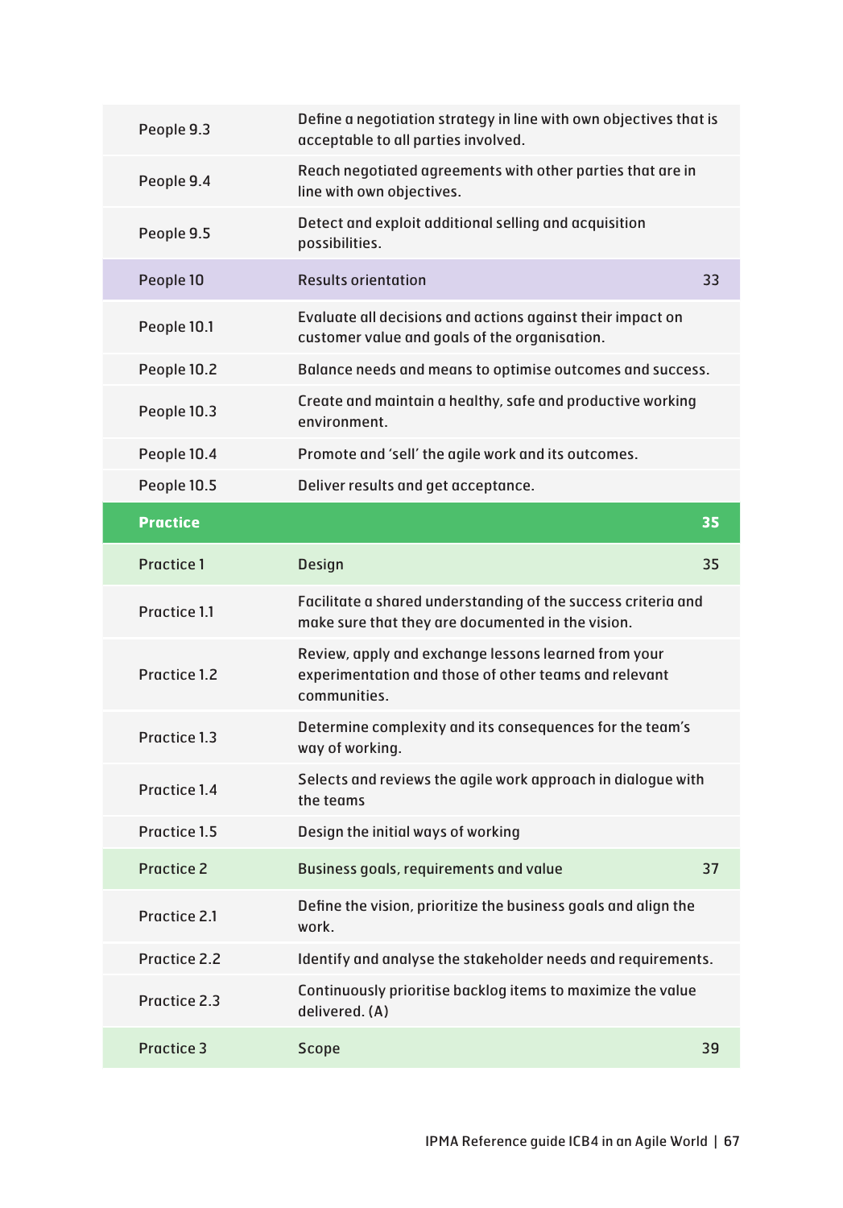| | | |
|---|---|---|
| People 9.3 | Define a negotiation strategy in line with own objectives that is acceptable to all parties involved. | |
| People 9.4 | Reach negotiated agreements with other parties that are in line with own objectives. | |
| People 9.5 | Detect and exploit additional selling and acquisition possibilities. | |
| People 10 | Results orientation | 33 |
| People 10.1 | Evaluate all decisions and actions against their impact on customer value and goals of the organisation. | |
| People 10.2 | Balance needs and means to optimise outcomes and success. | |
| People 10.3 | Create and maintain a healthy, safe and productive working environment. | |
| People 10.4 | Promote and 'sell' the agile work and its outcomes. | |
| People 10.5 | Deliver results and get acceptance. | |
| **Practice** | | **35** |
| Practice 1 | Design | 35 |
| Practice 1.1 | Facilitate a shared understanding of the success criteria and make sure that they are documented in the vision. | |
| Practice 1.2 | Review, apply and exchange lessons learned from your experimentation and those of other teams and relevant communities. | |
| Practice 1.3 | Determine complexity and its consequences for the team's way of working. | |
| Practice 1.4 | Selects and reviews the agile work approach in dialogue with the teams | |
| Practice 1.5 | Design the initial ways of working | |
| Practice 2 | Business goals, requirements and value | 37 |
| Practice 2.1 | Define the vision, prioritize the business goals and align the work. | |
| Practice 2.2 | Identify and analyse the stakeholder needs and requirements. | |
| Practice 2.3 | Continuously prioritise backlog items to maximize the value delivered. (A) | |
| Practice 3 | Scope | 39 |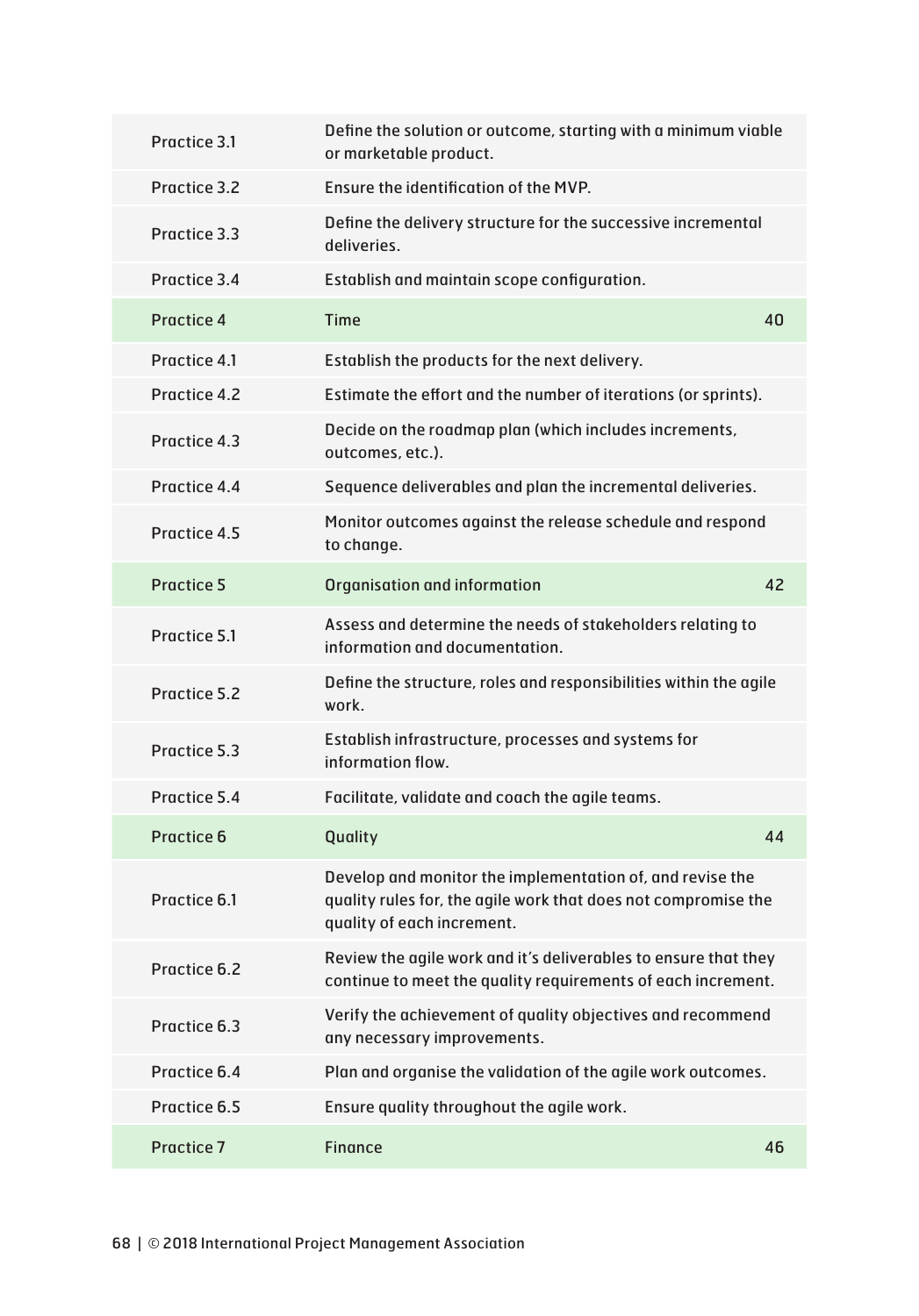| | | |
|---|---|---|
| Practice 3.1 | Define the solution or outcome, starting with a minimum viable or marketable product. | |
| Practice 3.2 | Ensure the identification of the MVP. | |
| Practice 3.3 | Define the delivery structure for the successive incremental deliveries. | |
| Practice 3.4 | Establish and maintain scope configuration. | |
| Practice 4 | Time | 40 |
| Practice 4.1 | Establish the products for the next delivery. | |
| Practice 4.2 | Estimate the effort and the number of iterations (or sprints). | |
| Practice 4.3 | Decide on the roadmap plan (which includes increments, outcomes, etc.). | |
| Practice 4.4 | Sequence deliverables and plan the incremental deliveries. | |
| Practice 4.5 | Monitor outcomes against the release schedule and respond to change. | |
| Practice 5 | Organisation and information | 42 |
| Practice 5.1 | Assess and determine the needs of stakeholders relating to information and documentation. | |
| Practice 5.2 | Define the structure, roles and responsibilities within the agile work. | |
| Practice 5.3 | Establish infrastructure, processes and systems for information flow. | |
| Practice 5.4 | Facilitate, validate and coach the agile teams. | |
| Practice 6 | Quality | 44 |
| Practice 6.1 | Develop and monitor the implementation of, and revise the quality rules for, the agile work that does not compromise the quality of each increment. | |
| Practice 6.2 | Review the agile work and it's deliverables to ensure that they continue to meet the quality requirements of each increment. | |
| Practice 6.3 | Verify the achievement of quality objectives and recommend any necessary improvements. | |
| Practice 6.4 | Plan and organise the validation of the agile work outcomes. | |
| Practice 6.5 | Ensure quality throughout the agile work. | |
| Practice 7 | Finance | 46 |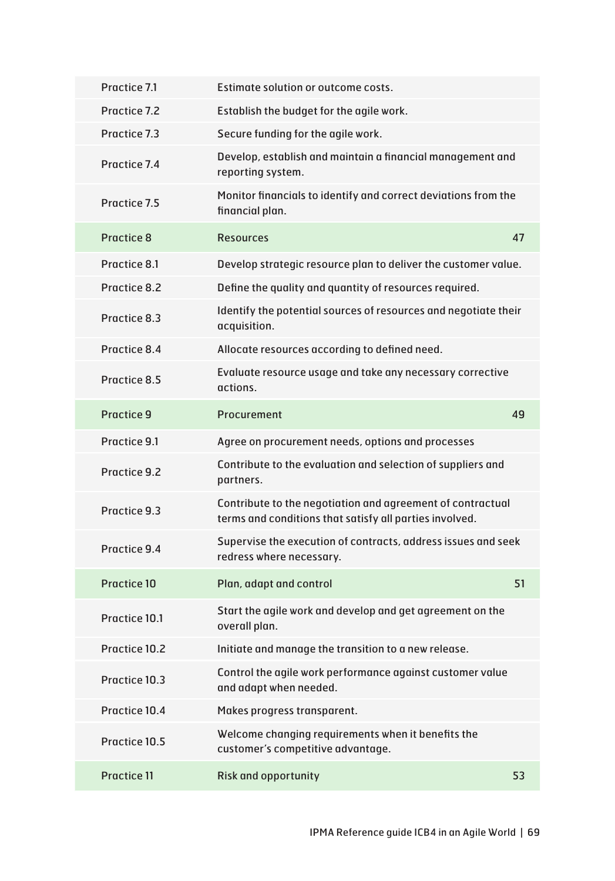| | | |
|---|---|---|
| Practice 7.1 | Estimate solution or outcome costs. | |
| Practice 7.2 | Establish the budget for the agile work. | |
| Practice 7.3 | Secure funding for the agile work. | |
| Practice 7.4 | Develop, establish and maintain a financial management and reporting system. | |
| Practice 7.5 | Monitor financials to identify and correct deviations from the financial plan. | |
| Practice 8 | Resources | 47 |
| Practice 8.1 | Develop strategic resource plan to deliver the customer value. | |
| Practice 8.2 | Define the quality and quantity of resources required. | |
| Practice 8.3 | Identify the potential sources of resources and negotiate their acquisition. | |
| Practice 8.4 | Allocate resources according to defined need. | |
| Practice 8.5 | Evaluate resource usage and take any necessary corrective actions. | |
| Practice 9 | Procurement | 49 |
| Practice 9.1 | Agree on procurement needs, options and processes | |
| Practice 9.2 | Contribute to the evaluation and selection of suppliers and partners. | |
| Practice 9.3 | Contribute to the negotiation and agreement of contractual terms and conditions that satisfy all parties involved. | |
| Practice 9.4 | Supervise the execution of contracts, address issues and seek redress where necessary. | |
| Practice 10 | Plan, adapt and control | 51 |
| Practice 10.1 | Start the agile work and develop and get agreement on the overall plan. | |
| Practice 10.2 | Initiate and manage the transition to a new release. | |
| Practice 10.3 | Control the agile work performance against customer value and adapt when needed. | |
| Practice 10.4 | Makes progress transparent. | |
| Practice 10.5 | Welcome changing requirements when it benefits the customer's competitive advantage. | |
| Practice 11 | Risk and opportunity | 53 |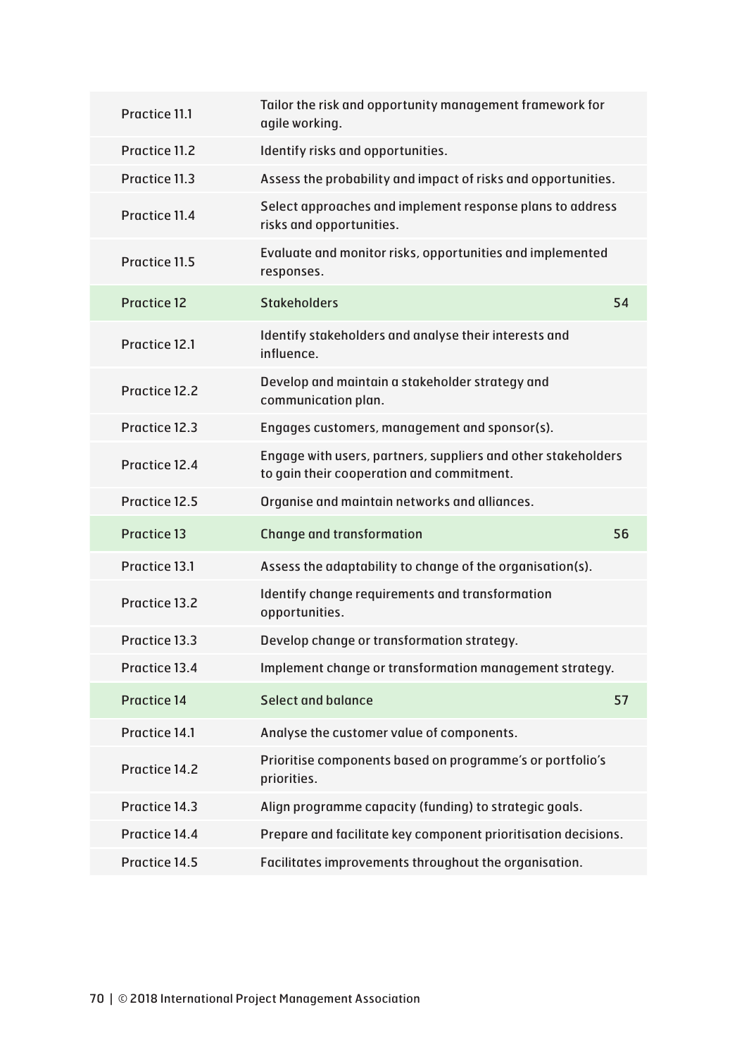| | | |
|---|---|---|
| Practice 11.1 | Tailor the risk and opportunity management framework for agile working. | |
| Practice 11.2 | Identify risks and opportunities. | |
| Practice 11.3 | Assess the probability and impact of risks and opportunities. | |
| Practice 11.4 | Select approaches and implement response plans to address risks and opportunities. | |
| Practice 11.5 | Evaluate and monitor risks, opportunities and implemented responses. | |
| Practice 12 | Stakeholders | 54 |
| Practice 12.1 | Identify stakeholders and analyse their interests and influence. | |
| Practice 12.2 | Develop and maintain a stakeholder strategy and communication plan. | |
| Practice 12.3 | Engages customers, management and sponsor(s). | |
| Practice 12.4 | Engage with users, partners, suppliers and other stakeholders to gain their cooperation and commitment. | |
| Practice 12.5 | Organise and maintain networks and alliances. | |
| Practice 13 | Change and transformation | 56 |
| Practice 13.1 | Assess the adaptability to change of the organisation(s). | |
| Practice 13.2 | Identify change requirements and transformation opportunities. | |
| Practice 13.3 | Develop change or transformation strategy. | |
| Practice 13.4 | Implement change or transformation management strategy. | |
| Practice 14 | Select and balance | 57 |
| Practice 14.1 | Analyse the customer value of components. | |
| Practice 14.2 | Prioritise components based on programme's or portfolio's priorities. | |
| Practice 14.3 | Align programme capacity (funding) to strategic goals. | |
| Practice 14.4 | Prepare and facilitate key component prioritisation decisions. | |
| Practice 14.5 | Facilitates improvements throughout the organisation. | |

© 2018 International Project Management Association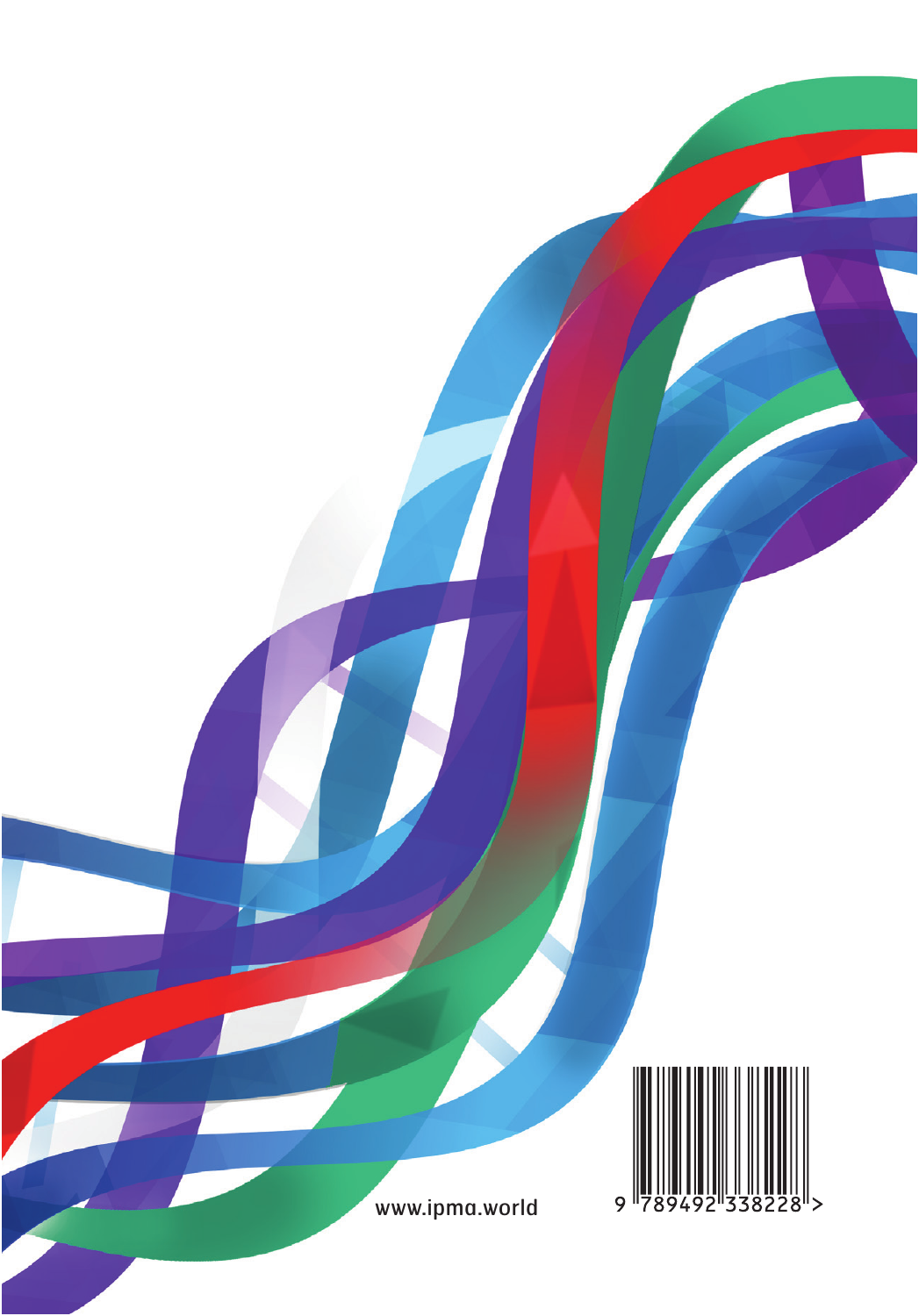www.ipma.world

9 789492 338228 >